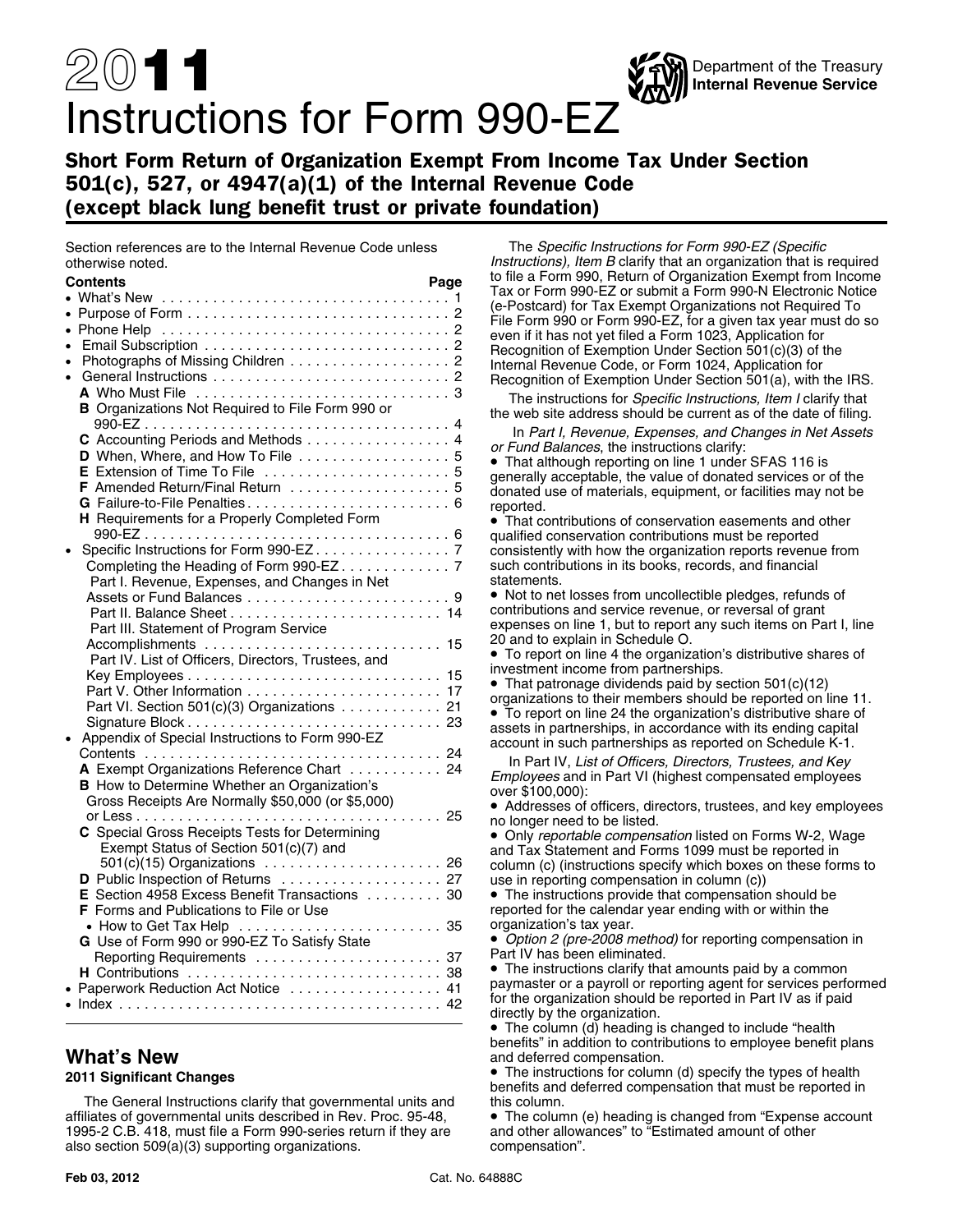# 2011 Instructions for Form 990-EZ

Department of the Treasury
**Internal Revenue Service**

## Short Form Return of Organization Exempt From Income Tax Under Section 501(c), 527, or 4947(a)(1) of the Internal Revenue Code (except black lung benefit trust or private foundation)

Section references are to the Internal Revenue Code unless otherwise noted.

| Contents | Page |
|---|---|
| • What's New | 1 |
| • Purpose of Form | 2 |
| • Phone Help | 2 |
| • Email Subscription | 2 |
| • Photographs of Missing Children | 2 |
| • General Instructions | 2 |
| A Who Must File | 3 |
| B Organizations Not Required to File Form 990 or 990-EZ | 4 |
| C Accounting Periods and Methods | 4 |
| D When, Where, and How To File | 5 |
| E Extension of Time To File | 5 |
| F Amended Return/Final Return | 5 |
| G Failure-to-File Penalties | 6 |
| H Requirements for a Properly Completed Form 990-EZ | 6 |
| • Specific Instructions for Form 990-EZ | 7 |
| Completing the Heading of Form 990-EZ | 7 |
| Part I. Revenue, Expenses, and Changes in Net Assets or Fund Balances | 9 |
| Part II. Balance Sheet | 14 |
| Part III. Statement of Program Service Accomplishments | 15 |
| Part IV. List of Officers, Directors, Trustees, and Key Employees | 15 |
| Part V. Other Information | 17 |
| Part VI. Section 501(c)(3) Organizations | 21 |
| Signature Block | 23 |
| • Appendix of Special Instructions to Form 990-EZ Contents | 24 |
| A Exempt Organizations Reference Chart | 24 |
| B How to Determine Whether an Organization's Gross Receipts Are Normally $50,000 (or $5,000) or Less | 25 |
| C Special Gross Receipts Tests for Determining Exempt Status of Section 501(c)(7) and 501(c)(15) Organizations | 26 |
| D Public Inspection of Returns | 27 |
| E Section 4958 Excess Benefit Transactions | 30 |
| F Forms and Publications to File or Use | |
| • How to Get Tax Help | 35 |
| G Use of Form 990 or 990-EZ To Satisfy State Reporting Requirements | 37 |
| H Contributions | 38 |
| • Paperwork Reduction Act Notice | 41 |
| • Index | 42 |

## What's New

### 2011 Significant Changes

The General Instructions clarify that governmental units and affiliates of governmental units described in Rev. Proc. 95-48, 1995-2 C.B. 418, must file a Form 990-series return if they are also section 509(a)(3) supporting organizations.

The *Specific Instructions for Form 990-EZ (Specific Instructions), Item B* clarify that an organization that is required to file a Form 990, Return of Organization Exempt from Income Tax or Form 990-EZ or submit a Form 990-N Electronic Notice (e-Postcard) for Tax Exempt Organizations not Required To File Form 990 or Form 990-EZ, for a given tax year must do so even if it has not yet filed a Form 1023, Application for Recognition of Exemption Under Section 501(c)(3) of the Internal Revenue Code, or Form 1024, Application for Recognition of Exemption Under Section 501(a), with the IRS.

The instructions for *Specific Instructions, Item I* clarify that the web site address should be current as of the date of filing.

In *Part I, Revenue, Expenses, and Changes in Net Assets or Fund Balances*, the instructions clarify:

- That although reporting on line 1 under SFAS 116 is generally acceptable, the value of donated services or of the donated use of materials, equipment, or facilities may not be reported.
- That contributions of conservation easements and other qualified conservation contributions must be reported consistently with how the organization reports revenue from such contributions in its books, records, and financial statements.
- Not to net losses from uncollectible pledges, refunds of contributions and service revenue, or reversal of grant expenses on line 1, but to report any such items on Part I, line 20 and to explain in Schedule O.
- To report on line 4 the organization's distributive shares of investment income from partnerships.
- That patronage dividends paid by section 501(c)(12) organizations to their members should be reported on line 11.
- To report on line 24 the organization's distributive share of assets in partnerships, in accordance with its ending capital account in such partnerships as reported on Schedule K-1.

In Part IV, *List of Officers, Directors, Trustees, and Key Employees* and in Part VI (highest compensated employees over $100,000):

- Addresses of officers, directors, trustees, and key employees no longer need to be listed.
- Only *reportable compensation* listed on Forms W-2, Wage and Tax Statement and Forms 1099 must be reported in column (c) (instructions specify which boxes on these forms to use in reporting compensation in column (c))
- The instructions provide that compensation should be reported for the calendar year ending with or within the organization's tax year.
- *Option 2 (pre-2008 method)* for reporting compensation in Part IV has been eliminated.
- The instructions clarify that amounts paid by a common paymaster or a payroll or reporting agent for services performed for the organization should be reported in Part IV as if paid directly by the organization.
- The column (d) heading is changed to include "health benefits" in addition to contributions to employee benefit plans and deferred compensation.
- The instructions for column (d) specify the types of health benefits and deferred compensation that must be reported in this column.
- The column (e) heading is changed from "Expense account and other allowances" to "Estimated amount of other compensation".

Feb 03, 2012 Cat. No. 64888C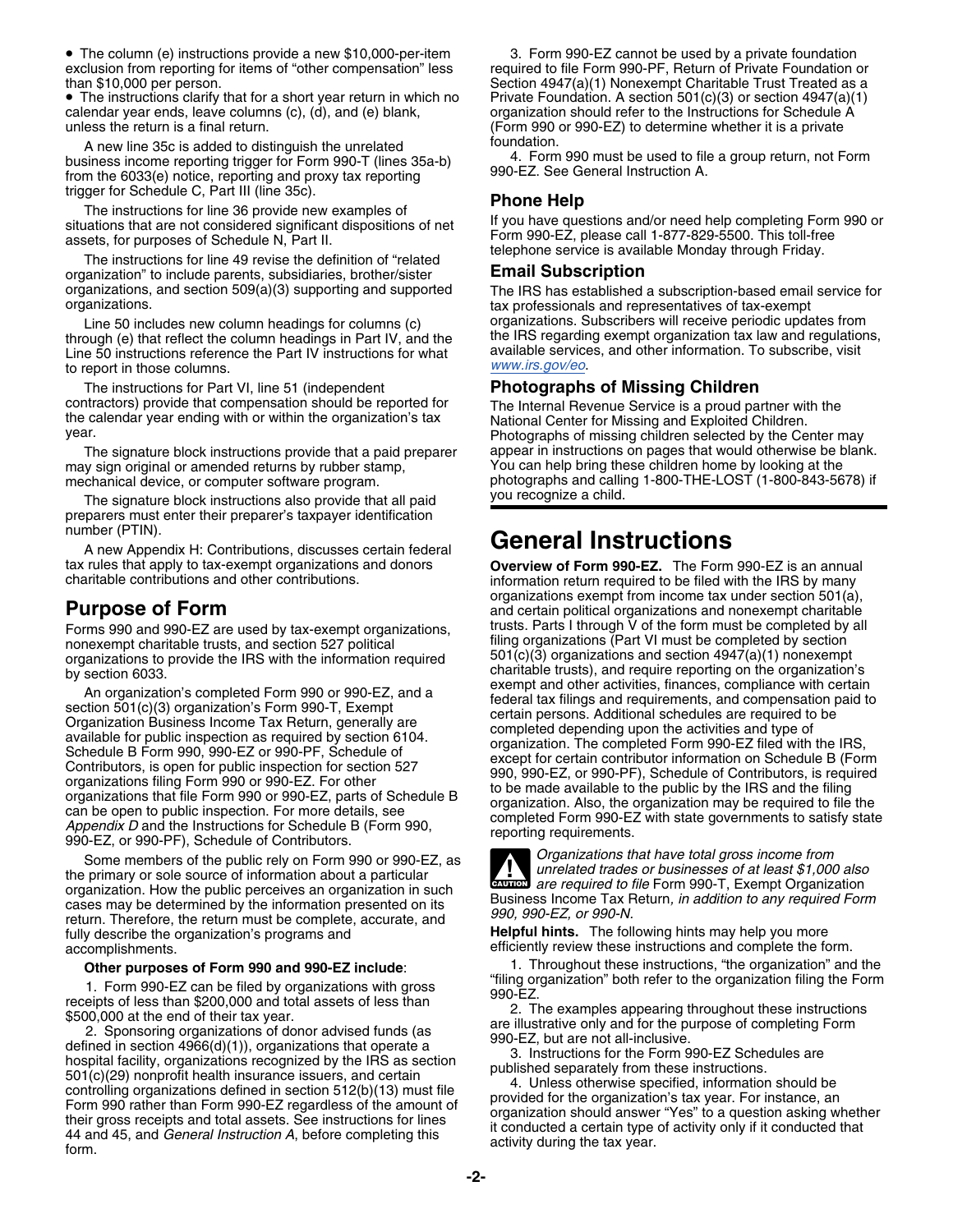- The column (e) instructions provide a new $10,000-per-item exclusion from reporting for items of "other compensation" less than $10,000 per person.
- The instructions clarify that for a short year return in which no calendar year ends, leave columns (c), (d), and (e) blank, unless the return is a final return.

A new line 35c is added to distinguish the unrelated business income reporting trigger for Form 990-T (lines 35a-b) from the 6033(e) notice, reporting and proxy tax reporting trigger for Schedule C, Part III (line 35c).

The instructions for line 36 provide new examples of situations that are not considered significant dispositions of net assets, for purposes of Schedule N, Part II.

The instructions for line 49 revise the definition of "related organization" to include parents, subsidiaries, brother/sister organizations, and section 509(a)(3) supporting and supported organizations.

Line 50 includes new column headings for columns (c) through (e) that reflect the column headings in Part IV, and the Line 50 instructions reference the Part IV instructions for what to report in those columns.

The instructions for Part VI, line 51 (independent contractors) provide that compensation should be reported for the calendar year ending with or within the organization's tax year.

The signature block instructions provide that a paid preparer may sign original or amended returns by rubber stamp, mechanical device, or computer software program.

The signature block instructions also provide that all paid preparers must enter their preparer's taxpayer identification number (PTIN).

A new Appendix H: Contributions, discusses certain federal tax rules that apply to tax-exempt organizations and donors charitable contributions and other contributions.

## Purpose of Form

Forms 990 and 990-EZ are used by tax-exempt organizations, nonexempt charitable trusts, and section 527 political organizations to provide the IRS with the information required by section 6033.

An organization's completed Form 990 or 990-EZ, and a section 501(c)(3) organization's Form 990-T, Exempt Organization Business Income Tax Return, generally are available for public inspection as required by section 6104. Schedule B Form 990, 990-EZ or 990-PF, Schedule of Contributors, is open for public inspection for section 527 organizations filing Form 990 or 990-EZ. For other organizations that file Form 990 or 990-EZ, parts of Schedule B can be open to public inspection. For more details, see *Appendix D* and the Instructions for Schedule B (Form 990, 990-EZ, or 990-PF), Schedule of Contributors.

Some members of the public rely on Form 990 or 990-EZ, as the primary or sole source of information about a particular organization. How the public perceives an organization in such cases may be determined by the information presented on its return. Therefore, the return must be complete, accurate, and fully describe the organization's programs and accomplishments.

**Other purposes of Form 990 and 990-EZ include**:

1. Form 990-EZ can be filed by organizations with gross receipts of less than $200,000 and total assets of less than $500,000 at the end of their tax year.
2. Sponsoring organizations of donor advised funds (as defined in section 4966(d)(1)), organizations that operate a hospital facility, organizations recognized by the IRS as section 501(c)(29) nonprofit health insurance issuers, and certain controlling organizations defined in section 512(b)(13) must file Form 990 rather than Form 990-EZ regardless of the amount of their gross receipts and total assets. See instructions for lines 44 and 45, and *General Instruction A*, before completing this form.
3. Form 990-EZ cannot be used by a private foundation required to file Form 990-PF, Return of Private Foundation or Section 4947(a)(1) Nonexempt Charitable Trust Treated as a Private Foundation. A section 501(c)(3) or section 4947(a)(1) organization should refer to the Instructions for Schedule A (Form 990 or 990-EZ) to determine whether it is a private foundation.
4. Form 990 must be used to file a group return, not Form 990-EZ. See General Instruction A.

### Phone Help

If you have questions and/or need help completing Form 990 or Form 990-EZ, please call 1-877-829-5500. This toll-free telephone service is available Monday through Friday.

### Email Subscription

The IRS has established a subscription-based email service for tax professionals and representatives of tax-exempt organizations. Subscribers will receive periodic updates from the IRS regarding exempt organization tax law and regulations, available services, and other information. To subscribe, visit *www.irs.gov/eo*.

### Photographs of Missing Children

The Internal Revenue Service is a proud partner with the National Center for Missing and Exploited Children. Photographs of missing children selected by the Center may appear in instructions on pages that would otherwise be blank. You can help bring these children home by looking at the photographs and calling 1-800-THE-LOST (1-800-843-5678) if you recognize a child.

# General Instructions

**Overview of Form 990-EZ.** The Form 990-EZ is an annual information return required to be filed with the IRS by many organizations exempt from income tax under section 501(a), and certain political organizations and nonexempt charitable trusts. Parts I through V of the form must be completed by all filing organizations (Part VI must be completed by section 501(c)(3) organizations and section 4947(a)(1) nonexempt charitable trusts), and require reporting on the organization's exempt and other activities, finances, compliance with certain federal tax filings and requirements, and compensation paid to certain persons. Additional schedules are required to be completed depending upon the activities and type of organization. The completed Form 990-EZ filed with the IRS, except for certain contributor information on Schedule B (Form 990, 990-EZ, or 990-PF), Schedule of Contributors, is required to be made available to the public by the IRS and the filing organization. Also, the organization may be required to file the completed Form 990-EZ with state governments to satisfy state reporting requirements.

**CAUTION** *Organizations that have total gross income from unrelated trades or businesses of at least $1,000 also are required to file* Form 990-T, Exempt Organization Business Income Tax Return*, in addition to any required Form 990, 990-EZ, or 990-N.*

**Helpful hints.** The following hints may help you more efficiently review these instructions and complete the form.

1. Throughout these instructions, "the organization" and the "filing organization" both refer to the organization filing the Form 990-EZ.
2. The examples appearing throughout these instructions are illustrative only and for the purpose of completing Form 990-EZ, but are not all-inclusive.
3. Instructions for the Form 990-EZ Schedules are published separately from these instructions.
4. Unless otherwise specified, information should be provided for the organization's tax year. For instance, an organization should answer "Yes" to a question asking whether it conducted a certain type of activity only if it conducted that activity during the tax year.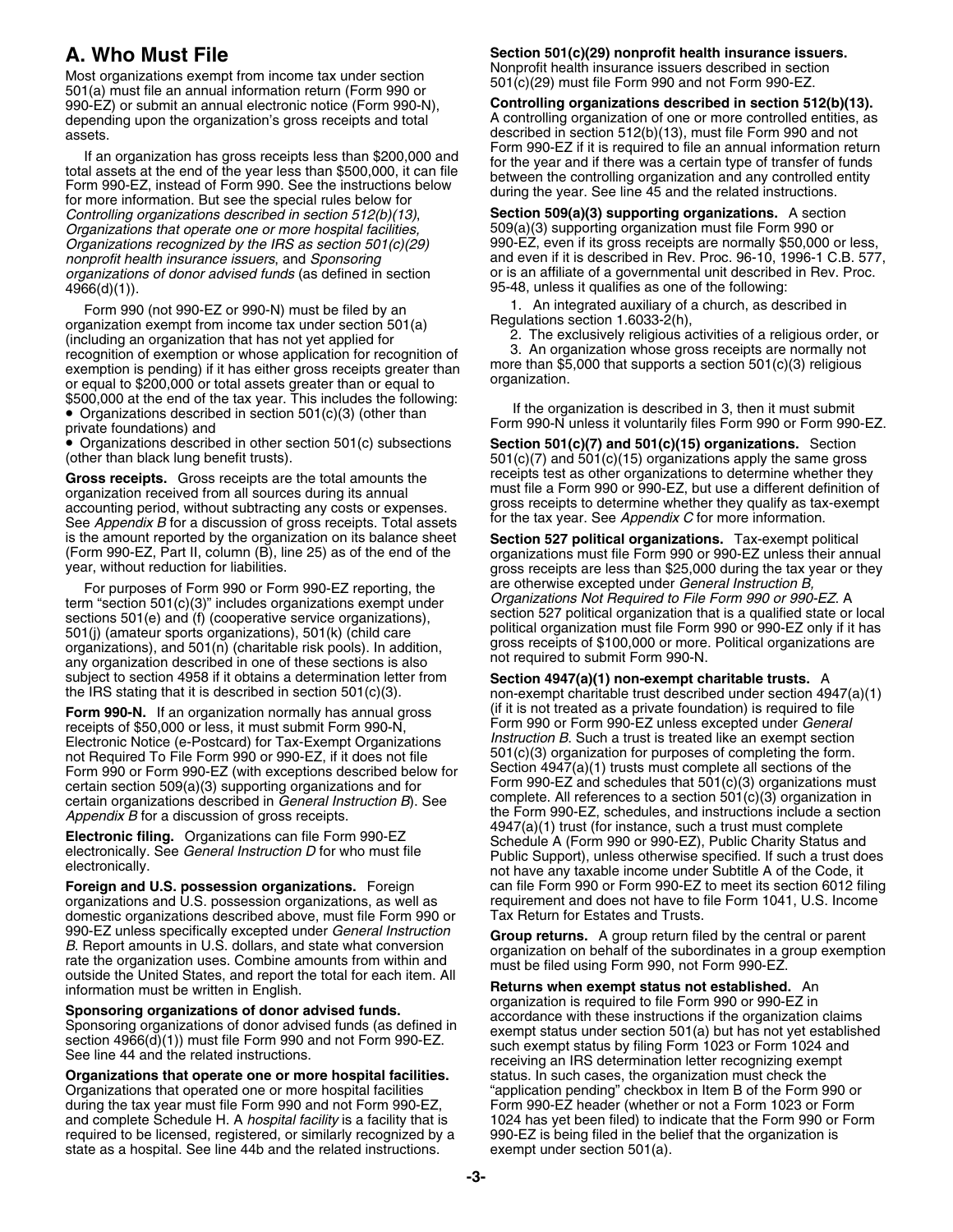## A. Who Must File

Most organizations exempt from income tax under section 501(a) must file an annual information return (Form 990 or 990-EZ) or submit an annual electronic notice (Form 990-N), depending upon the organization's gross receipts and total assets.

If an organization has gross receipts less than $200,000 and total assets at the end of the year less than $500,000, it can file Form 990-EZ, instead of Form 990. See the instructions below for more information. But see the special rules below for *Controlling organizations described in section 512(b)(13)*, *Organizations that operate one or more hospital facilities,* *Organizations recognized by the IRS as section 501(c)(29) nonprofit health insurance issuers*, and *Sponsoring organizations of donor advised funds* (as defined in section 4966(d)(1)).

Form 990 (not 990-EZ or 990-N) must be filed by an organization exempt from income tax under section 501(a) (including an organization that has not yet applied for recognition of exemption or whose application for recognition of exemption is pending) if it has either gross receipts greater than or equal to $200,000 or total assets greater than or equal to $500,000 at the end of the tax year. This includes the following:

- Organizations described in section 501(c)(3) (other than private foundations) and
- Organizations described in other section 501(c) subsections (other than black lung benefit trusts).

**Gross receipts.** Gross receipts are the total amounts the organization received from all sources during its annual accounting period, without subtracting any costs or expenses. See *Appendix B* for a discussion of gross receipts. Total assets is the amount reported by the organization on its balance sheet (Form 990-EZ, Part II, column (B), line 25) as of the end of the year, without reduction for liabilities.

For purposes of Form 990 or Form 990-EZ reporting, the term "section 501(c)(3)" includes organizations exempt under sections 501(e) and (f) (cooperative service organizations), 501(j) (amateur sports organizations), 501(k) (child care organizations), and 501(n) (charitable risk pools). In addition, any organization described in one of these sections is also subject to section 4958 if it obtains a determination letter from the IRS stating that it is described in section 501(c)(3).

**Form 990-N.** If an organization normally has annual gross receipts of $50,000 or less, it must submit Form 990-N, Electronic Notice (e-Postcard) for Tax-Exempt Organizations not Required To File Form 990 or 990-EZ, if it does not file Form 990 or Form 990-EZ (with exceptions described below for certain section 509(a)(3) supporting organizations and for certain organizations described in *General Instruction B*). See *Appendix B* for a discussion of gross receipts.

**Electronic filing.** Organizations can file Form 990-EZ electronically. See *General Instruction D* for who must file electronically.

**Foreign and U.S. possession organizations.** Foreign organizations and U.S. possession organizations, as well as domestic organizations described above, must file Form 990 or 990-EZ unless specifically excepted under *General Instruction B*. Report amounts in U.S. dollars, and state what conversion rate the organization uses. Combine amounts from within and outside the United States, and report the total for each item. All information must be written in English.

**Sponsoring organizations of donor advised funds.** Sponsoring organizations of donor advised funds (as defined in section 4966(d)(1)) must file Form 990 and not Form 990-EZ. See line 44 and the related instructions.

**Organizations that operate one or more hospital facilities.** Organizations that operated one or more hospital facilities during the tax year must file Form 990 and not Form 990-EZ, and complete Schedule H. A *hospital facility* is a facility that is required to be licensed, registered, or similarly recognized by a state as a hospital. See line 44b and the related instructions.

**Section 501(c)(29) nonprofit health insurance issuers.** Nonprofit health insurance issuers described in section 501(c)(29) must file Form 990 and not Form 990-EZ.

**Controlling organizations described in section 512(b)(13).** A controlling organization of one or more controlled entities, as described in section 512(b)(13), must file Form 990 and not Form 990-EZ if it is required to file an annual information return for the year and if there was a certain type of transfer of funds between the controlling organization and any controlled entity during the year. See line 45 and the related instructions.

**Section 509(a)(3) supporting organizations.** A section 509(a)(3) supporting organization must file Form 990 or 990-EZ, even if its gross receipts are normally $50,000 or less, and even if it is described in Rev. Proc. 96-10, 1996-1 C.B. 577, or is an affiliate of a governmental unit described in Rev. Proc. 95-48, unless it qualifies as one of the following:

1. An integrated auxiliary of a church, as described in Regulations section 1.6033-2(h),
2. The exclusively religious activities of a religious order, or
3. An organization whose gross receipts are normally not more than $5,000 that supports a section 501(c)(3) religious organization.

If the organization is described in 3, then it must submit Form 990-N unless it voluntarily files Form 990 or Form 990-EZ.

**Section 501(c)(7) and 501(c)(15) organizations.** Section 501(c)(7) and 501(c)(15) organizations apply the same gross receipts test as other organizations to determine whether they must file a Form 990 or 990-EZ, but use a different definition of gross receipts to determine whether they qualify as tax-exempt for the tax year. See *Appendix C* for more information.

**Section 527 political organizations.** Tax-exempt political organizations must file Form 990 or 990-EZ unless their annual gross receipts are less than $25,000 during the tax year or they are otherwise excepted under *General Instruction B, Organizations Not Required to File Form 990 or 990-EZ*. A section 527 political organization that is a qualified state or local political organization must file Form 990 or 990-EZ only if it has gross receipts of $100,000 or more. Political organizations are not required to submit Form 990-N.

**Section 4947(a)(1) non-exempt charitable trusts.** A non-exempt charitable trust described under section 4947(a)(1) (if it is not treated as a private foundation) is required to file Form 990 or Form 990-EZ unless excepted under *General Instruction B*. Such a trust is treated like an exempt section 501(c)(3) organization for purposes of completing the form. Section 4947(a)(1) trusts must complete all sections of the Form 990-EZ and schedules that 501(c)(3) organizations must complete. All references to a section 501(c)(3) organization in the Form 990-EZ, schedules, and instructions include a section 4947(a)(1) trust (for instance, such a trust must complete Schedule A (Form 990 or 990-EZ), Public Charity Status and Public Support), unless otherwise specified. If such a trust does not have any taxable income under Subtitle A of the Code, it can file Form 990 or Form 990-EZ to meet its section 6012 filing requirement and does not have to file Form 1041, U.S. Income Tax Return for Estates and Trusts.

**Group returns.** A group return filed by the central or parent organization on behalf of the subordinates in a group exemption must be filed using Form 990, not Form 990-EZ.

**Returns when exempt status not established.** An organization is required to file Form 990 or 990-EZ in accordance with these instructions if the organization claims exempt status under section 501(a) but has not yet established such exempt status by filing Form 1023 or Form 1024 and receiving an IRS determination letter recognizing exempt status. In such cases, the organization must check the "application pending" checkbox in Item B of the Form 990 or Form 990-EZ header (whether or not a Form 1023 or Form 1024 has yet been filed) to indicate that the Form 990 or Form 990-EZ is being filed in the belief that the organization is exempt under section 501(a).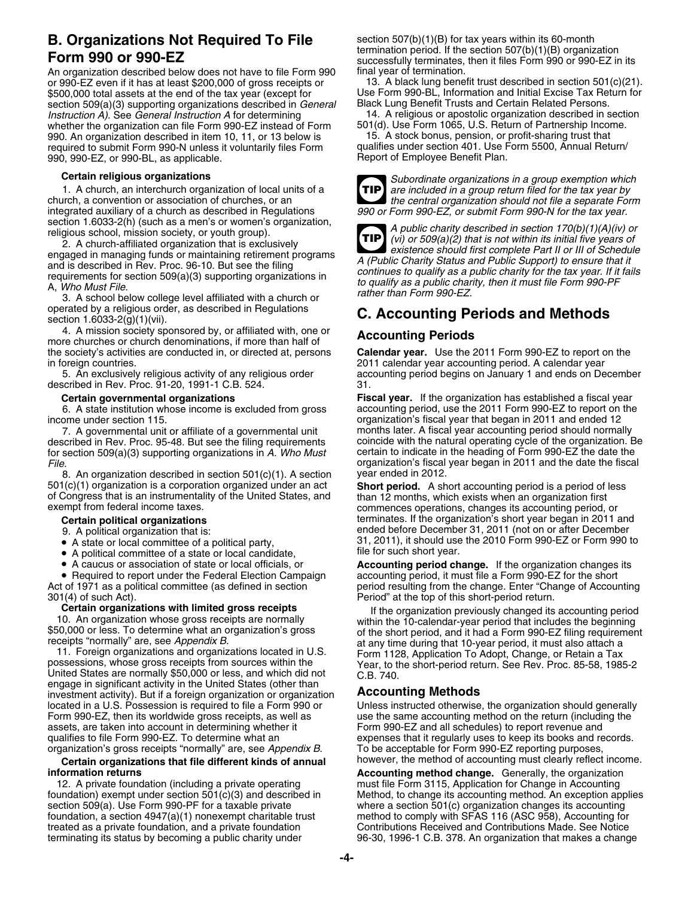## B. Organizations Not Required To File Form 990 or 990-EZ

An organization described below does not have to file Form 990 or 990-EZ even if it has at least $200,000 of gross receipts or $500,000 total assets at the end of the tax year (except for section 509(a)(3) supporting organizations described in *General Instruction A).* See *General Instruction A* for determining whether the organization can file Form 990-EZ instead of Form 990. An organization described in item 10, 11, or 13 below is required to submit Form 990-N unless it voluntarily files Form 990, 990-EZ, or 990-BL, as applicable.

**Certain religious organizations**

1. A church, an interchurch organization of local units of a church, a convention or association of churches, or an integrated auxiliary of a church as described in Regulations section 1.6033-2(h) (such as a men's or women's organization, religious school, mission society, or youth group).

2. A church-affiliated organization that is exclusively engaged in managing funds or maintaining retirement programs and is described in Rev. Proc. 96-10. But see the filing requirements for section 509(a)(3) supporting organizations in A, *Who Must File*.

3. A school below college level affiliated with a church or operated by a religious order, as described in Regulations section 1.6033-2(g)(1)(vii).

4. A mission society sponsored by, or affiliated with, one or more churches or church denominations, if more than half of the society's activities are conducted in, or directed at, persons in foreign countries.

5. An exclusively religious activity of any religious order described in Rev. Proc. 91-20, 1991-1 C.B. 524.

**Certain governmental organizations**

6. A state institution whose income is excluded from gross income under section 115.

7. A governmental unit or affiliate of a governmental unit described in Rev. Proc. 95-48. But see the filing requirements for section 509(a)(3) supporting organizations in *A. Who Must File*.

8. An organization described in section 501(c)(1). A section 501(c)(1) organization is a corporation organized under an act of Congress that is an instrumentality of the United States, and exempt from federal income taxes.

**Certain political organizations**

9. A political organization that is:

- A state or local committee of a political party,
- A political committee of a state or local candidate,
- A caucus or association of state or local officials, or
- Required to report under the Federal Election Campaign Act of 1971 as a political committee (as defined in section 301(4) of such Act).

**Certain organizations with limited gross receipts**

10. An organization whose gross receipts are normally $50,000 or less. To determine what an organization's gross receipts "normally" are, see *Appendix B*.

11. Foreign organizations and organizations located in U.S. possessions, whose gross receipts from sources within the United States are normally $50,000 or less, and which did not engage in significant activity in the United States (other than investment activity). But if a foreign organization or organization located in a U.S. Possession is required to file a Form 990 or Form 990-EZ, then its worldwide gross receipts, as well as assets, are taken into account in determining whether it qualifies to file Form 990-EZ. To determine what an organization's gross receipts "normally" are, see *Appendix B*.

**Certain organizations that file different kinds of annual information returns**

12. A private foundation (including a private operating foundation) exempt under section 501(c)(3) and described in section 509(a). Use Form 990-PF for a taxable private foundation, a section 4947(a)(1) nonexempt charitable trust treated as a private foundation, and a private foundation terminating its status by becoming a public charity under section 507(b)(1)(B) for tax years within its 60-month termination period. If the section 507(b)(1)(B) organization successfully terminates, then it files Form 990 or 990-EZ in its final year of termination.

13. A black lung benefit trust described in section 501(c)(21). Use Form 990-BL, Information and Initial Excise Tax Return for Black Lung Benefit Trusts and Certain Related Persons.

14. A religious or apostolic organization described in section 501(d). Use Form 1065, U.S. Return of Partnership Income.

15. A stock bonus, pension, or profit-sharing trust that qualifies under section 401. Use Form 5500, Annual Return/ Report of Employee Benefit Plan.

**TIP** *Subordinate organizations in a group exemption which are included in a group return filed for the tax year by the central organization should not file a separate Form 990 or Form 990-EZ, or submit Form 990-N for the tax year.*

**TIP** *A public charity described in section 170(b)(1)(A)(iv) or (vi) or 509(a)(2) that is not within its initial five years of existence should first complete Part II or III of Schedule A (Public Charity Status and Public Support) to ensure that it continues to qualify as a public charity for the tax year. If it fails to qualify as a public charity, then it must file Form 990-PF rather than Form 990-EZ.*

## C. Accounting Periods and Methods

### Accounting Periods

**Calendar year.** Use the 2011 Form 990-EZ to report on the 2011 calendar year accounting period. A calendar year accounting period begins on January 1 and ends on December 31.

**Fiscal year.** If the organization has established a fiscal year accounting period, use the 2011 Form 990-EZ to report on the organization's fiscal year that began in 2011 and ended 12 months later. A fiscal year accounting period should normally coincide with the natural operating cycle of the organization. Be certain to indicate in the heading of Form 990-EZ the date the organization's fiscal year began in 2011 and the date the fiscal year ended in 2012.

**Short period.** A short accounting period is a period of less than 12 months, which exists when an organization first commences operations, changes its accounting period, or terminates. If the organization's short year began in 2011 and ended before December 31, 2011 (not on or after December 31, 2011), it should use the 2010 Form 990-EZ or Form 990 to file for such short year.

**Accounting period change.** If the organization changes its accounting period, it must file a Form 990-EZ for the short period resulting from the change. Enter "Change of Accounting Period" at the top of this short-period return.

If the organization previously changed its accounting period within the 10-calendar-year period that includes the beginning of the short period, and it had a Form 990-EZ filing requirement at any time during that 10-year period, it must also attach a Form 1128, Application To Adopt, Change, or Retain a Tax Year, to the short-period return. See Rev. Proc. 85-58, 1985-2 C.B. 740.

### Accounting Methods

Unless instructed otherwise, the organization should generally use the same accounting method on the return (including the Form 990-EZ and all schedules) to report revenue and expenses that it regularly uses to keep its books and records. To be acceptable for Form 990-EZ reporting purposes, however, the method of accounting must clearly reflect income.

**Accounting method change.** Generally, the organization must file Form 3115, Application for Change in Accounting Method, to change its accounting method. An exception applies where a section 501(c) organization changes its accounting method to comply with SFAS 116 (ASC 958), Accounting for Contributions Received and Contributions Made. See Notice 96-30, 1996-1 C.B. 378. An organization that makes a change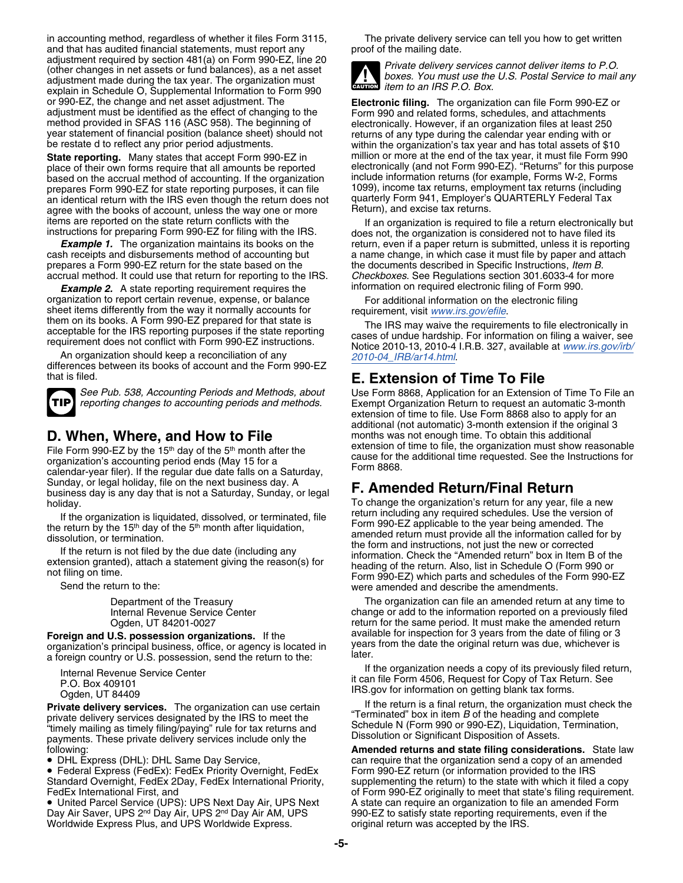in accounting method, regardless of whether it files Form 3115, and that has audited financial statements, must report any adjustment required by section 481(a) on Form 990-EZ, line 20 (other changes in net assets or fund balances), as a net asset adjustment made during the tax year. The organization must explain in Schedule O, Supplemental Information to Form 990 or 990-EZ, the change and net asset adjustment. The adjustment must be identified as the effect of changing to the method provided in SFAS 116 (ASC 958). The beginning of year statement of financial position (balance sheet) should not be restate d to reflect any prior period adjustments.

**State reporting.** Many states that accept Form 990-EZ in place of their own forms require that all amounts be reported based on the accrual method of accounting. If the organization prepares Form 990-EZ for state reporting purposes, it can file an identical return with the IRS even though the return does not agree with the books of account, unless the way one or more items are reported on the state return conflicts with the instructions for preparing Form 990-EZ for filing with the IRS.

***Example 1.*** The organization maintains its books on the cash receipts and disbursements method of accounting but prepares a Form 990-EZ return for the state based on the accrual method. It could use that return for reporting to the IRS.

***Example 2.*** A state reporting requirement requires the organization to report certain revenue, expense, or balance sheet items differently from the way it normally accounts for them on its books. A Form 990-EZ prepared for that state is acceptable for the IRS reporting purposes if the state reporting requirement does not conflict with Form 990-EZ instructions.

An organization should keep a reconciliation of any differences between its books of account and the Form 990-EZ that is filed.

**TIP** *See Pub. 538, Accounting Periods and Methods, about reporting changes to accounting periods and methods.*

## D. When, Where, and How to File

File Form 990-EZ by the 15th day of the 5th month after the organization's accounting period ends (May 15 for a calendar-year filer). If the regular due date falls on a Saturday, Sunday, or legal holiday, file on the next business day. A business day is any day that is not a Saturday, Sunday, or legal holiday.

If the organization is liquidated, dissolved, or terminated, file the return by the 15th day of the 5th month after liquidation, dissolution, or termination.

If the return is not filed by the due date (including any extension granted), attach a statement giving the reason(s) for not filing on time.

Send the return to the:

Department of the Treasury
Internal Revenue Service Center
Ogden, UT 84201-0027

**Foreign and U.S. possession organizations.** If the organization's principal business, office, or agency is located in a foreign country or U.S. possession, send the return to the:

Internal Revenue Service Center
P.O. Box 409101
Ogden, UT 84409

**Private delivery services.** The organization can use certain private delivery services designated by the IRS to meet the "timely mailing as timely filing/paying" rule for tax returns and payments. These private delivery services include only the following:

- DHL Express (DHL): DHL Same Day Service,
- Federal Express (FedEx): FedEx Priority Overnight, FedEx Standard Overnight, FedEx 2Day, FedEx International Priority, FedEx International First, and
- United Parcel Service (UPS): UPS Next Day Air, UPS Next Day Air Saver, UPS 2nd Day Air, UPS 2nd Day Air AM, UPS Worldwide Express Plus, and UPS Worldwide Express.

The private delivery service can tell you how to get written proof of the mailing date.

**CAUTION** *Private delivery services cannot deliver items to P.O. boxes. You must use the U.S. Postal Service to mail any item to an IRS P.O. Box.*

**Electronic filing.** The organization can file Form 990-EZ or Form 990 and related forms, schedules, and attachments electronically. However, if an organization files at least 250 returns of any type during the calendar year ending with or within the organization's tax year and has total assets of $10 million or more at the end of the tax year, it must file Form 990 electronically (and not Form 990-EZ). "Returns" for this purpose include information returns (for example, Forms W-2, Forms 1099), income tax returns, employment tax returns (including quarterly Form 941, Employer's QUARTERLY Federal Tax Return), and excise tax returns.

If an organization is required to file a return electronically but does not, the organization is considered not to have filed its return, even if a paper return is submitted, unless it is reporting a name change, in which case it must file by paper and attach the documents described in Specific Instructions, *Item B. Checkboxes*. See Regulations section 301.6033-4 for more information on required electronic filing of Form 990.

For additional information on the electronic filing requirement, visit www.irs.gov/efile.

The IRS may waive the requirements to file electronically in cases of undue hardship. For information on filing a waiver, see Notice 2010-13, 2010-4 I.R.B. 327, available at www.irs.gov/irb/2010-04_IRB/ar14.html.

## E. Extension of Time To File

Use Form 8868, Application for an Extension of Time To File an Exempt Organization Return to request an automatic 3-month extension of time to file. Use Form 8868 also to apply for an additional (not automatic) 3-month extension if the original 3 months was not enough time. To obtain this additional extension of time to file, the organization must show reasonable cause for the additional time requested. See the Instructions for Form 8868.

## F. Amended Return/Final Return

To change the organization's return for any year, file a new return including any required schedules. Use the version of Form 990-EZ applicable to the year being amended. The amended return must provide all the information called for by the form and instructions, not just the new or corrected information. Check the "Amended return" box in Item B of the heading of the return. Also, list in Schedule O (Form 990 or Form 990-EZ) which parts and schedules of the Form 990-EZ were amended and describe the amendments.

The organization can file an amended return at any time to change or add to the information reported on a previously filed return for the same period. It must make the amended return available for inspection for 3 years from the date of filing or 3 years from the date the original return was due, whichever is later.

If the organization needs a copy of its previously filed return, it can file Form 4506, Request for Copy of Tax Return. See IRS.gov for information on getting blank tax forms.

If the return is a final return, the organization must check the "Terminated" box in item *B* of the heading and complete Schedule N (Form 990 or 990-EZ), Liquidation, Termination, Dissolution or Significant Disposition of Assets.

**Amended returns and state filing considerations.** State law can require that the organization send a copy of an amended Form 990-EZ return (or information provided to the IRS supplementing the return) to the state with which it filed a copy of Form 990-EZ originally to meet that state's filing requirement. A state can require an organization to file an amended Form 990-EZ to satisfy state reporting requirements, even if the original return was accepted by the IRS.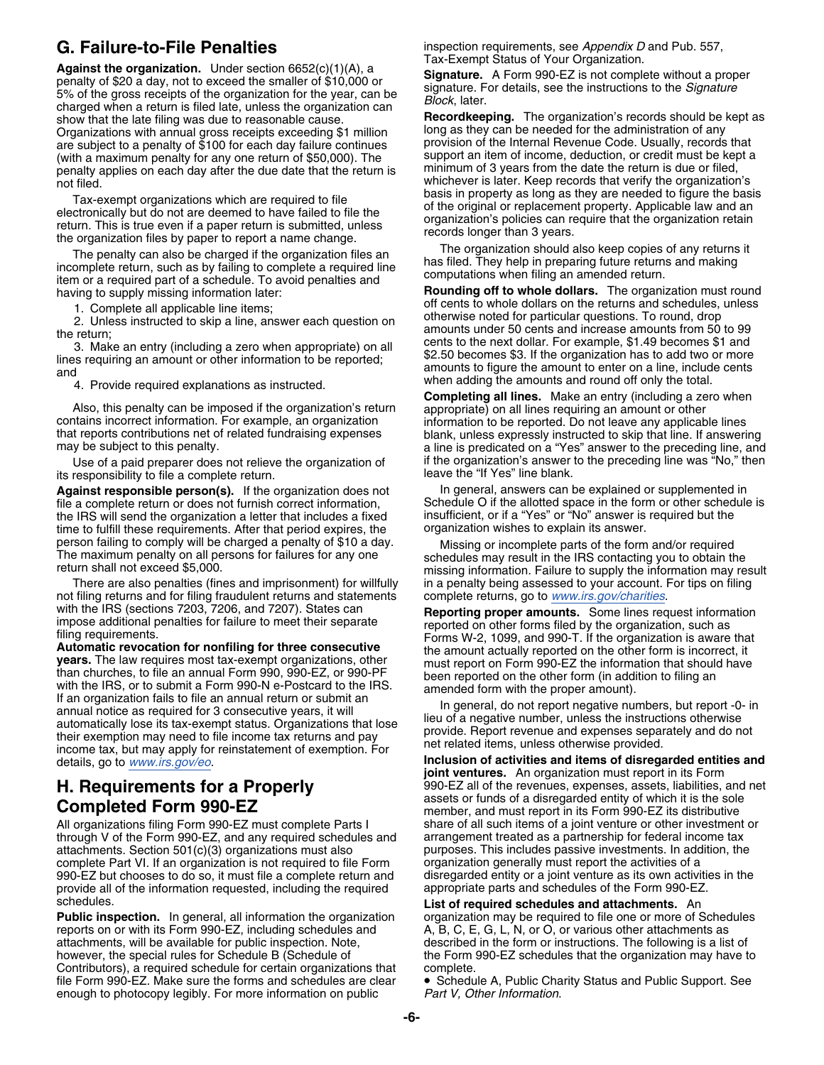## G. Failure-to-File Penalties

**Against the organization.** Under section 6652(c)(1)(A), a penalty of $20 a day, not to exceed the smaller of $10,000 or 5% of the gross receipts of the organization for the year, can be charged when a return is filed late, unless the organization can show that the late filing was due to reasonable cause. Organizations with annual gross receipts exceeding $1 million are subject to a penalty of $100 for each day failure continues (with a maximum penalty for any one return of $50,000). The penalty applies on each day after the due date that the return is not filed.

Tax-exempt organizations which are required to file electronically but do not are deemed to have failed to file the return. This is true even if a paper return is submitted, unless the organization files by paper to report a name change.

The penalty can also be charged if the organization files an incomplete return, such as by failing to complete a required line item or a required part of a schedule. To avoid penalties and having to supply missing information later:

1. Complete all applicable line items;
2. Unless instructed to skip a line, answer each question on the return;
3. Make an entry (including a zero when appropriate) on all lines requiring an amount or other information to be reported; and
4. Provide required explanations as instructed.

Also, this penalty can be imposed if the organization's return contains incorrect information. For example, an organization that reports contributions net of related fundraising expenses may be subject to this penalty.

Use of a paid preparer does not relieve the organization of its responsibility to file a complete return.

**Against responsible person(s).** If the organization does not file a complete return or does not furnish correct information, the IRS will send the organization a letter that includes a fixed time to fulfill these requirements. After that period expires, the person failing to comply will be charged a penalty of $10 a day. The maximum penalty on all persons for failures for any one return shall not exceed $5,000.

There are also penalties (fines and imprisonment) for willfully not filing returns and for filing fraudulent returns and statements with the IRS (sections 7203, 7206, and 7207). States can impose additional penalties for failure to meet their separate filing requirements.

**Automatic revocation for nonfiling for three consecutive years.** The law requires most tax-exempt organizations, other than churches, to file an annual Form 990, 990-EZ, or 990-PF with the IRS, or to submit a Form 990-N e-Postcard to the IRS. If an organization fails to file an annual return or submit an annual notice as required for 3 consecutive years, it will automatically lose its tax-exempt status. Organizations that lose their exemption may need to file income tax returns and pay income tax, but may apply for reinstatement of exemption. For details, go to *www.irs.gov/eo*.

## H. Requirements for a Properly Completed Form 990-EZ

All organizations filing Form 990-EZ must complete Parts I through V of the Form 990-EZ, and any required schedules and attachments. Section 501(c)(3) organizations must also complete Part VI. If an organization is not required to file Form 990-EZ but chooses to do so, it must file a complete return and provide all of the information requested, including the required schedules.

**Public inspection.** In general, all information the organization reports on or with its Form 990-EZ, including schedules and attachments, will be available for public inspection. Note, however, the special rules for Schedule B (Schedule of Contributors), a required schedule for certain organizations that file Form 990-EZ. Make sure the forms and schedules are clear enough to photocopy legibly. For more information on public inspection requirements, see *Appendix D* and Pub. 557, Tax-Exempt Status of Your Organization.

**Signature.** A Form 990-EZ is not complete without a proper signature. For details, see the instructions to the *Signature Block*, later.

**Recordkeeping.** The organization's records should be kept as long as they can be needed for the administration of any provision of the Internal Revenue Code. Usually, records that support an item of income, deduction, or credit must be kept a minimum of 3 years from the date the return is due or filed, whichever is later. Keep records that verify the organization's basis in property as long as they are needed to figure the basis of the original or replacement property. Applicable law and an organization's policies can require that the organization retain records longer than 3 years.

The organization should also keep copies of any returns it has filed. They help in preparing future returns and making computations when filing an amended return.

**Rounding off to whole dollars.** The organization must round off cents to whole dollars on the returns and schedules, unless otherwise noted for particular questions. To round, drop amounts under 50 cents and increase amounts from 50 to 99 cents to the next dollar. For example, $1.49 becomes $1 and $2.50 becomes $3. If the organization has to add two or more amounts to figure the amount to enter on a line, include cents when adding the amounts and round off only the total.

**Completing all lines.** Make an entry (including a zero when appropriate) on all lines requiring an amount or other information to be reported. Do not leave any applicable lines blank, unless expressly instructed to skip that line. If answering a line is predicated on a "Yes" answer to the preceding line, and if the organization's answer to the preceding line was "No," then leave the "If Yes" line blank.

In general, answers can be explained or supplemented in Schedule O if the allotted space in the form or other schedule is insufficient, or if a "Yes" or "No" answer is required but the organization wishes to explain its answer.

Missing or incomplete parts of the form and/or required schedules may result in the IRS contacting you to obtain the missing information. Failure to supply the information may result in a penalty being assessed to your account. For tips on filing complete returns, go to *www.irs.gov/charities*.

**Reporting proper amounts.** Some lines request information reported on other forms filed by the organization, such as Forms W-2, 1099, and 990-T. If the organization is aware that the amount actually reported on the other form is incorrect, it must report on Form 990-EZ the information that should have been reported on the other form (in addition to filing an amended form with the proper amount).

In general, do not report negative numbers, but report -0- in lieu of a negative number, unless the instructions otherwise provide. Report revenue and expenses separately and do not net related items, unless otherwise provided.

**Inclusion of activities and items of disregarded entities and joint ventures.** An organization must report in its Form 990-EZ all of the revenues, expenses, assets, liabilities, and net assets or funds of a disregarded entity of which it is the sole member, and must report in its Form 990-EZ its distributive share of all such items of a joint venture or other investment or arrangement treated as a partnership for federal income tax purposes. This includes passive investments. In addition, the organization generally must report the activities of a disregarded entity or a joint venture as its own activities in the appropriate parts and schedules of the Form 990-EZ.

**List of required schedules and attachments.** An organization may be required to file one or more of Schedules A, B, C, E, G, L, N, or O, or various other attachments as described in the form or instructions. The following is a list of the Form 990-EZ schedules that the organization may have to complete.

- Schedule A, Public Charity Status and Public Support. See *Part V, Other Information*.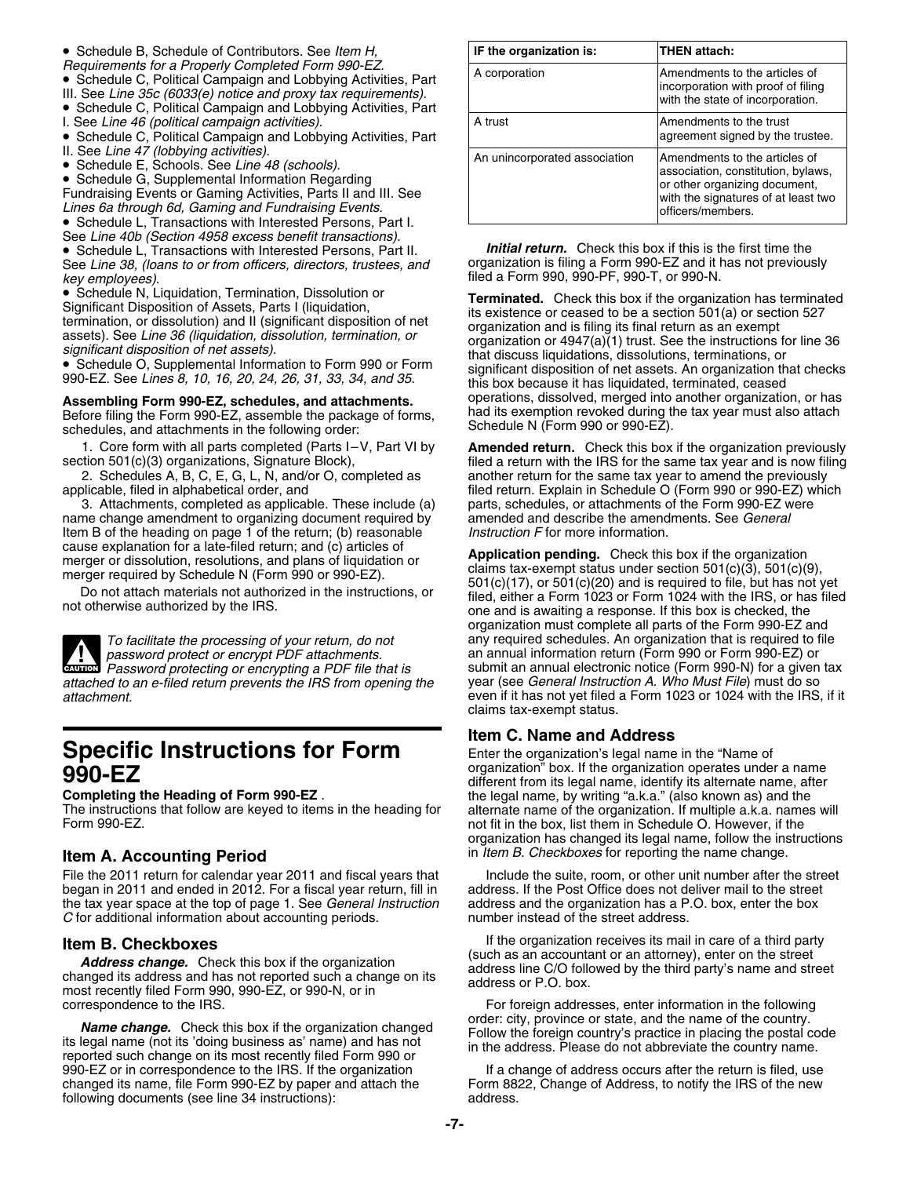- Schedule B, Schedule of Contributors. See *Item H, Requirements for a Properly Completed Form 990-EZ.*
- Schedule C, Political Campaign and Lobbying Activities, Part III. See *Line 35c (6033(e) notice and proxy tax requirements).*
- Schedule C, Political Campaign and Lobbying Activities, Part I. See *Line 46 (political campaign activities).*
- Schedule C, Political Campaign and Lobbying Activities, Part II. See *Line 47 (lobbying activities).*
- Schedule E, Schools. See *Line 48 (schools).*
- Schedule G, Supplemental Information Regarding Fundraising Events or Gaming Activities, Parts II and III. See *Lines 6a through 6d, Gaming and Fundraising Events.*
- Schedule L, Transactions with Interested Persons, Part I. See *Line 40b (Section 4958 excess benefit transactions).*
- Schedule L, Transactions with Interested Persons, Part II. See *Line 38, (loans to or from officers, directors, trustees, and key employees).*
- Schedule N, Liquidation, Termination, Dissolution or Significant Disposition of Assets, Parts I (liquidation, termination, or dissolution) and II (significant disposition of net assets). See *Line 36 (liquidation, dissolution, termination, or significant disposition of net assets).*
- Schedule O, Supplemental Information to Form 990 or Form 990-EZ. See *Lines 8, 10, 16, 20, 24, 26, 31, 33, 34, and 35.*

**Assembling Form 990-EZ, schedules, and attachments.** Before filing the Form 990-EZ, assemble the package of forms, schedules, and attachments in the following order:

1. Core form with all parts completed (Parts I–V, Part VI by section 501(c)(3) organizations, Signature Block),
2. Schedules A, B, C, E, G, L, N, and/or O, completed as applicable, filed in alphabetical order, and
3. Attachments, completed as applicable. These include (a) name change amendment to organizing document required by Item B of the heading on page 1 of the return; (b) reasonable cause explanation for a late-filed return; and (c) articles of merger or dissolution, resolutions, and plans of liquidation or merger required by Schedule N (Form 990 or 990-EZ).

Do not attach materials not authorized in the instructions, or not otherwise authorized by the IRS.

**CAUTION:** *To facilitate the processing of your return, do not password protect or encrypt PDF attachments. Password protecting or encrypting a PDF file that is attached to an e-filed return prevents the IRS from opening the attachment.*

# Specific Instructions for Form 990-EZ

**Completing the Heading of Form 990-EZ** . The instructions that follow are keyed to items in the heading for Form 990-EZ.

## Item A. Accounting Period

File the 2011 return for calendar year 2011 and fiscal years that began in 2011 and ended in 2012. For a fiscal year return, fill in the tax year space at the top of page 1. See *General Instruction C* for additional information about accounting periods.

## Item B. Checkboxes

***Address change.*** Check this box if the organization changed its address and has not reported such a change on its most recently filed Form 990, 990-EZ, or 990-N, or in correspondence to the IRS.

***Name change.*** Check this box if the organization changed its legal name (not its 'doing business as' name) and has not reported such change on its most recently filed Form 990 or 990-EZ or in correspondence to the IRS. If the organization changed its name, file Form 990-EZ by paper and attach the following documents (see line 34 instructions):

| IF the organization is: | THEN attach: |
|---|---|
| A corporation | Amendments to the articles of incorporation with proof of filing with the state of incorporation. |
| A trust | Amendments to the trust agreement signed by the trustee. |
| An unincorporated association | Amendments to the articles of association, constitution, bylaws, or other organizing document, with the signatures of at least two officers/members. |

***Initial return.*** Check this box if this is the first time the organization is filing a Form 990-EZ and it has not previously filed a Form 990, 990-PF, 990-T, or 990-N.

**Terminated.** Check this box if the organization has terminated its existence or ceased to be a section 501(a) or section 527 organization and is filing its final return as an exempt organization or 4947(a)(1) trust. See the instructions for line 36 that discuss liquidations, dissolutions, terminations, or significant disposition of net assets. An organization that checks this box because it has liquidated, terminated, ceased operations, dissolved, merged into another organization, or has had its exemption revoked during the tax year must also attach Schedule N (Form 990 or 990-EZ).

**Amended return.** Check this box if the organization previously filed a return with the IRS for the same tax year and is now filing another return for the same tax year to amend the previously filed return. Explain in Schedule O (Form 990 or 990-EZ) which parts, schedules, or attachments of the Form 990-EZ were amended and describe the amendments. See *General Instruction F* for more information.

**Application pending.** Check this box if the organization claims tax-exempt status under section 501(c)(3), 501(c)(9), 501(c)(17), or 501(c)(20) and is required to file, but has not yet filed, either a Form 1023 or Form 1024 with the IRS, or has filed one and is awaiting a response. If this box is checked, the organization must complete all parts of the Form 990-EZ and any required schedules. An organization that is required to file an annual information return (Form 990 or Form 990-EZ) or submit an annual electronic notice (Form 990-N) for a given tax year (see *General Instruction A. Who Must File*) must do so even if it has not yet filed a Form 1023 or 1024 with the IRS, if it claims tax-exempt status.

## Item C. Name and Address

Enter the organization's legal name in the "Name of organization" box. If the organization operates under a name different from its legal name, identify its alternate name, after the legal name, by writing "a.k.a." (also known as) and the alternate name of the organization. If multiple a.k.a. names will not fit in the box, list them in Schedule O. However, if the organization has changed its legal name, follow the instructions in *Item B. Checkboxes* for reporting the name change.

Include the suite, room, or other unit number after the street address. If the Post Office does not deliver mail to the street address and the organization has a P.O. box, enter the box number instead of the street address.

If the organization receives its mail in care of a third party (such as an accountant or an attorney), enter on the street address line C/O followed by the third party's name and street address or P.O. box.

For foreign addresses, enter information in the following order: city, province or state, and the name of the country. Follow the foreign country's practice in placing the postal code in the address. Please do not abbreviate the country name.

If a change of address occurs after the return is filed, use Form 8822, Change of Address, to notify the IRS of the new address.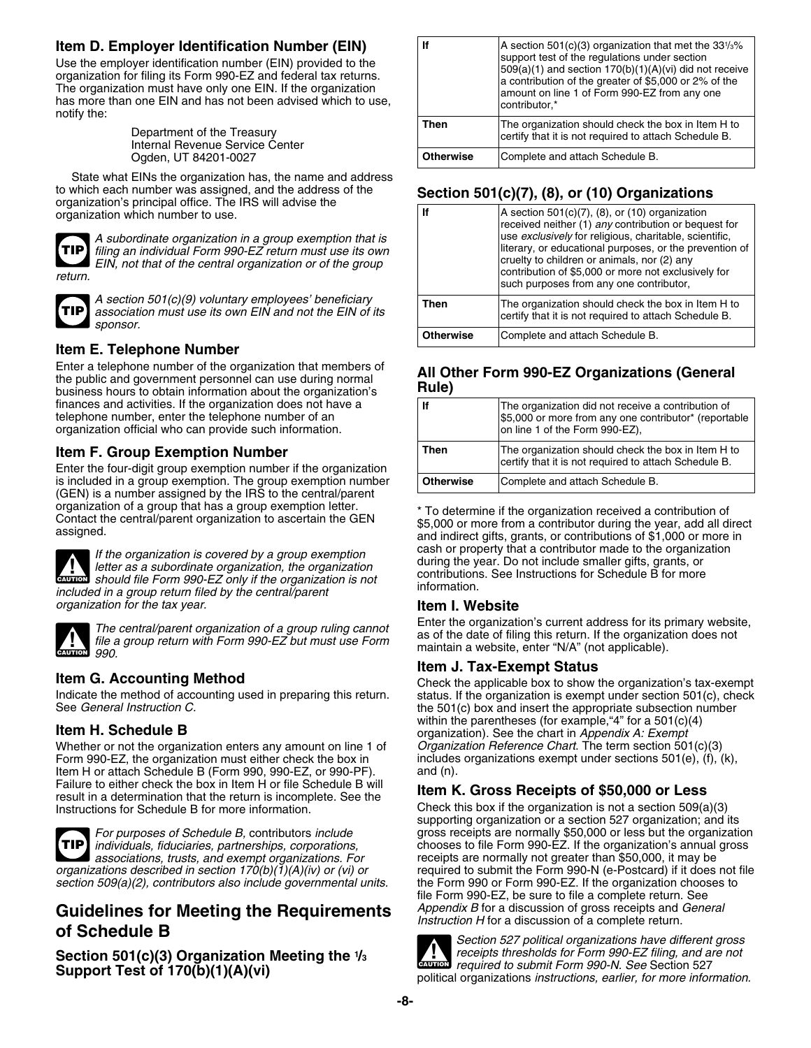### Item D. Employer Identification Number (EIN)

Use the employer identification number (EIN) provided to the organization for filing its Form 990-EZ and federal tax returns. The organization must have only one EIN. If the organization has more than one EIN and has not been advised which to use, notify the:

Department of the Treasury
Internal Revenue Service Center
Ogden, UT 84201-0027

State what EINs the organization has, the name and address to which each number was assigned, and the address of the organization's principal office. The IRS will advise the organization which number to use.

**TIP** *A subordinate organization in a group exemption that is filing an individual Form 990-EZ return must use its own EIN, not that of the central organization or of the group return.*

**TIP** *A section 501(c)(9) voluntary employees' beneficiary association must use its own EIN and not the EIN of its sponsor.*

### Item E. Telephone Number

Enter a telephone number of the organization that members of the public and government personnel can use during normal business hours to obtain information about the organization's finances and activities. If the organization does not have a telephone number, enter the telephone number of an organization official who can provide such information.

### Item F. Group Exemption Number

Enter the four-digit group exemption number if the organization is included in a group exemption. The group exemption number (GEN) is a number assigned by the IRS to the central/parent organization of a group that has a group exemption letter. Contact the central/parent organization to ascertain the GEN assigned.

**CAUTION** *If the organization is covered by a group exemption letter as a subordinate organization, the organization should file Form 990-EZ only if the organization is not included in a group return filed by the central/parent organization for the tax year.*

**CAUTION** *The central/parent organization of a group ruling cannot file a group return with Form 990-EZ but must use Form 990.*

### Item G. Accounting Method

Indicate the method of accounting used in preparing this return. See *General Instruction C.*

### Item H. Schedule B

Whether or not the organization enters any amount on line 1 of Form 990-EZ, the organization must either check the box in Item H or attach Schedule B (Form 990, 990-EZ, or 990-PF). Failure to either check the box in Item H or file Schedule B will result in a determination that the return is incomplete. See the Instructions for Schedule B for more information.

**TIP** *For purposes of Schedule B,* contributors *include individuals, fiduciaries, partnerships, corporations, associations, trusts, and exempt organizations. For organizations described in section 170(b)(1)(A)(iv) or (vi) or section 509(a)(2), contributors also include governmental units.*

## Guidelines for Meeting the Requirements of Schedule B

### Section 501(c)(3) Organization Meeting the 1/3 Support Test of 170(b)(1)(A)(vi)

| | |
|---|---|
| **If** | A section 501(c)(3) organization that met the 33 1/3% support test of the regulations under section 509(a)(1) and section 170(b)(1)(A)(vi) did not receive a contribution of the greater of $5,000 or 2% of the amount on line 1 of Form 990-EZ from any one contributor,* |
| **Then** | The organization should check the box in Item H to certify that it is not required to attach Schedule B. |
| **Otherwise** | Complete and attach Schedule B. |

### Section 501(c)(7), (8), or (10) Organizations

| | |
|---|---|
| **If** | A section 501(c)(7), (8), or (10) organization received neither (1) *any* contribution or bequest for use *exclusively* for religious, charitable, scientific, literary, or educational purposes, or the prevention of cruelty to children or animals, nor (2) any contribution of $5,000 or more not exclusively for such purposes from any one contributor, |
| **Then** | The organization should check the box in Item H to certify that it is not required to attach Schedule B. |
| **Otherwise** | Complete and attach Schedule B. |

### All Other Form 990-EZ Organizations (General Rule)

| | |
|---|---|
| **If** | The organization did not receive a contribution of $5,000 or more from any one contributor* (reportable on line 1 of the Form 990-EZ), |
| **Then** | The organization should check the box in Item H to certify that it is not required to attach Schedule B. |
| **Otherwise** | Complete and attach Schedule B. |

\* To determine if the organization received a contribution of $5,000 or more from a contributor during the year, add all direct and indirect gifts, grants, or contributions of $1,000 or more in cash or property that a contributor made to the organization during the year. Do not include smaller gifts, grants, or contributions. See Instructions for Schedule B for more information.

### Item I. Website

Enter the organization's current address for its primary website, as of the date of filing this return. If the organization does not maintain a website, enter "N/A" (not applicable).

### Item J. Tax-Exempt Status

Check the applicable box to show the organization's tax-exempt status. If the organization is exempt under section 501(c), check the 501(c) box and insert the appropriate subsection number within the parentheses (for example,"4" for a 501(c)(4) organization). See the chart in *Appendix A: Exempt Organization Reference Chart*. The term section 501(c)(3) includes organizations exempt under sections 501(e), (f), (k), and (n).

### Item K. Gross Receipts of $50,000 or Less

Check this box if the organization is not a section 509(a)(3) supporting organization or a section 527 organization; and its gross receipts are normally $50,000 or less but the organization chooses to file Form 990-EZ. If the organization's annual gross receipts are normally not greater than $50,000, it may be required to submit the Form 990-N (e-Postcard) if it does not file the Form 990 or Form 990-EZ. If the organization chooses to file Form 990-EZ, be sure to file a complete return. See *Appendix B* for a discussion of gross receipts and *General Instruction H* for a discussion of a complete return.

**CAUTION** *Section 527 political organizations have different gross receipts thresholds for Form 990-EZ filing, and are not required to submit Form 990-N. See* Section 527 political organizations *instructions, earlier, for more information.*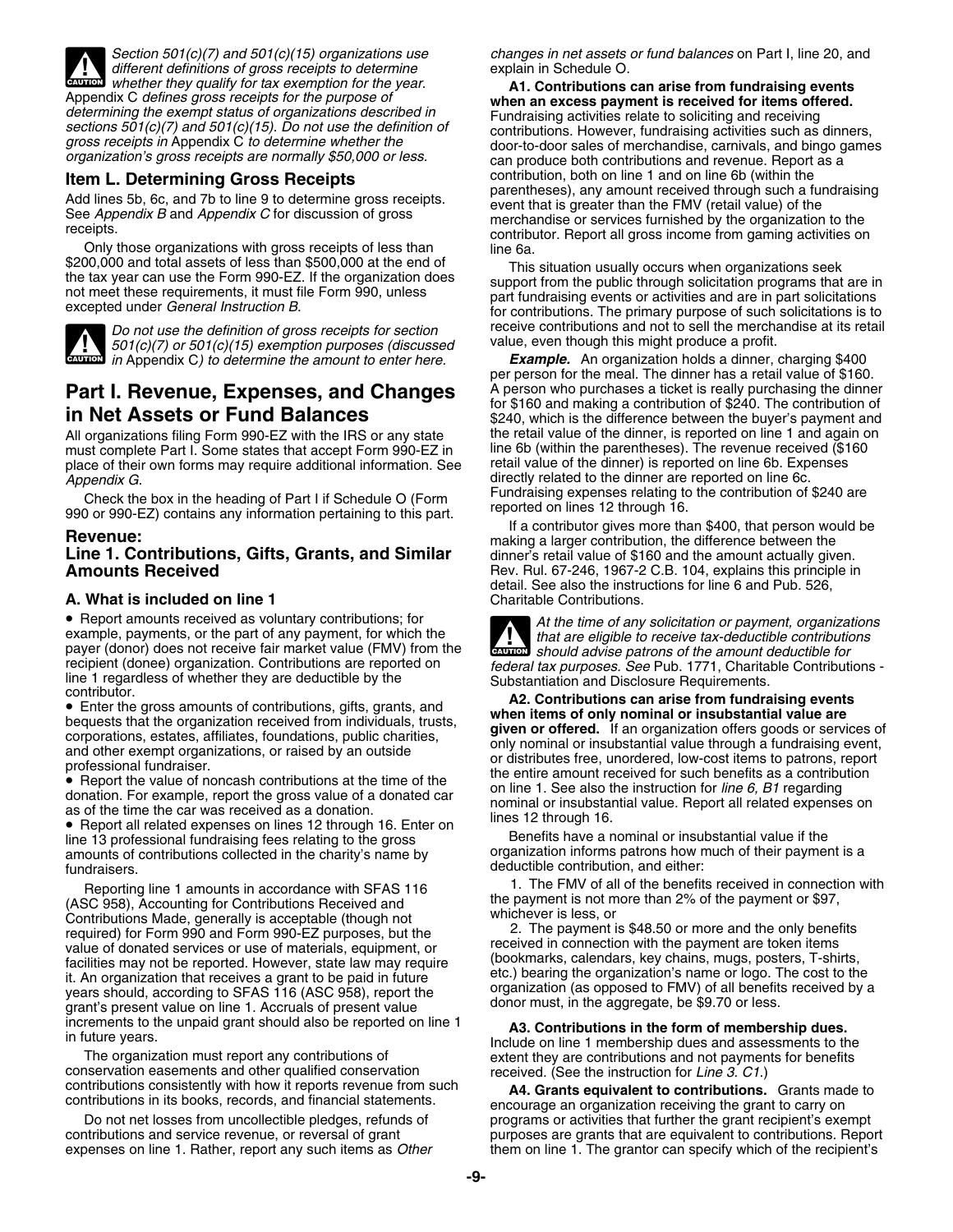**CAUTION**: *Section 501(c)(7) and 501(c)(15) organizations use different definitions of gross receipts to determine whether they qualify for tax exemption for the year.* Appendix C *defines gross receipts for the purpose of determining the exempt status of organizations described in sections 501(c)(7) and 501(c)(15). Do not use the definition of gross receipts in* Appendix C *to determine whether the organization's gross receipts are normally $50,000 or less.*

## Item L. Determining Gross Receipts

Add lines 5b, 6c, and 7b to line 9 to determine gross receipts. See *Appendix B* and *Appendix C* for discussion of gross receipts.

Only those organizations with gross receipts of less than $200,000 and total assets of less than $500,000 at the end of the tax year can use the Form 990-EZ. If the organization does not meet these requirements, it must file Form 990, unless excepted under *General Instruction B.*

**CAUTION**: *Do not use the definition of gross receipts for section 501(c)(7) or 501(c)(15) exemption purposes (discussed in* Appendix C*) to determine the amount to enter here.*

# Part I. Revenue, Expenses, and Changes in Net Assets or Fund Balances

All organizations filing Form 990-EZ with the IRS or any state must complete Part I. Some states that accept Form 990-EZ in place of their own forms may require additional information. See *Appendix G*.

Check the box in the heading of Part I if Schedule O (Form 990 or 990-EZ) contains any information pertaining to this part.

## Revenue: Line 1. Contributions, Gifts, Grants, and Similar Amounts Received

### A. What is included on line 1

- Report amounts received as voluntary contributions; for example, payments, or the part of any payment, for which the payer (donor) does not receive fair market value (FMV) from the recipient (donee) organization. Contributions are reported on line 1 regardless of whether they are deductible by the contributor.
- Enter the gross amounts of contributions, gifts, grants, and bequests that the organization received from individuals, trusts, corporations, estates, affiliates, foundations, public charities, and other exempt organizations, or raised by an outside professional fundraiser.
- Report the value of noncash contributions at the time of the donation. For example, report the gross value of a donated car as of the time the car was received as a donation.
- Report all related expenses on lines 12 through 16. Enter on line 13 professional fundraising fees relating to the gross amounts of contributions collected in the charity's name by fundraisers.

Reporting line 1 amounts in accordance with SFAS 116 (ASC 958), Accounting for Contributions Received and Contributions Made, generally is acceptable (though not required) for Form 990 and Form 990-EZ purposes, but the value of donated services or use of materials, equipment, or facilities may not be reported. However, state law may require it. An organization that receives a grant to be paid in future years should, according to SFAS 116 (ASC 958), report the grant's present value on line 1. Accruals of present value increments to the unpaid grant should also be reported on line 1 in future years.

The organization must report any contributions of conservation easements and other qualified conservation contributions consistently with how it reports revenue from such contributions in its books, records, and financial statements.

Do not net losses from uncollectible pledges, refunds of contributions and service revenue, or reversal of grant expenses on line 1. Rather, report any such items as *Other changes in net assets or fund balances* on Part I, line 20, and explain in Schedule O.

**A1. Contributions can arise from fundraising events when an excess payment is received for items offered.** Fundraising activities relate to soliciting and receiving contributions. However, fundraising activities such as dinners, door-to-door sales of merchandise, carnivals, and bingo games can produce both contributions and revenue. Report as a contribution, both on line 1 and on line 6b (within the parentheses), any amount received through such a fundraising event that is greater than the FMV (retail value) of the merchandise or services furnished by the organization to the contributor. Report all gross income from gaming activities on line 6a.

This situation usually occurs when organizations seek support from the public through solicitation programs that are in part fundraising events or activities and are in part solicitations for contributions. The primary purpose of such solicitations is to receive contributions and not to sell the merchandise at its retail value, even though this might produce a profit.

***Example.*** An organization holds a dinner, charging $400 per person for the meal. The dinner has a retail value of $160. A person who purchases a ticket is really purchasing the dinner for $160 and making a contribution of $240. The contribution of $240, which is the difference between the buyer's payment and the retail value of the dinner, is reported on line 1 and again on line 6b (within the parentheses). The revenue received ($160 retail value of the dinner) is reported on line 6b. Expenses directly related to the dinner are reported on line 6c. Fundraising expenses relating to the contribution of $240 are reported on lines 12 through 16.

If a contributor gives more than $400, that person would be making a larger contribution, the difference between the dinner's retail value of $160 and the amount actually given. Rev. Rul. 67-246, 1967-2 C.B. 104, explains this principle in detail. See also the instructions for line 6 and Pub. 526, Charitable Contributions.

**CAUTION**: *At the time of any solicitation or payment, organizations that are eligible to receive tax-deductible contributions should advise patrons of the amount deductible for federal tax purposes. See* Pub. 1771, Charitable Contributions - Substantiation and Disclosure Requirements.

**A2. Contributions can arise from fundraising events when items of only nominal or insubstantial value are given or offered.** If an organization offers goods or services of only nominal or insubstantial value through a fundraising event, or distributes free, unordered, low-cost items to patrons, report the entire amount received for such benefits as a contribution on line 1. See also the instruction for *line 6, B1* regarding nominal or insubstantial value. Report all related expenses on lines 12 through 16.

Benefits have a nominal or insubstantial value if the organization informs patrons how much of their payment is a deductible contribution, and either:

1. The FMV of all of the benefits received in connection with the payment is not more than 2% of the payment or $97, whichever is less, or
2. The payment is $48.50 or more and the only benefits received in connection with the payment are token items (bookmarks, calendars, key chains, mugs, posters, T-shirts, etc.) bearing the organization's name or logo. The cost to the organization (as opposed to FMV) of all benefits received by a donor must, in the aggregate, be $9.70 or less.

**A3. Contributions in the form of membership dues.** Include on line 1 membership dues and assessments to the extent they are contributions and not payments for benefits received. (See the instruction for *Line 3. C1.*)

**A4. Grants equivalent to contributions.** Grants made to encourage an organization receiving the grant to carry on programs or activities that further the grant recipient's exempt purposes are grants that are equivalent to contributions. Report them on line 1. The grantor can specify which of the recipient's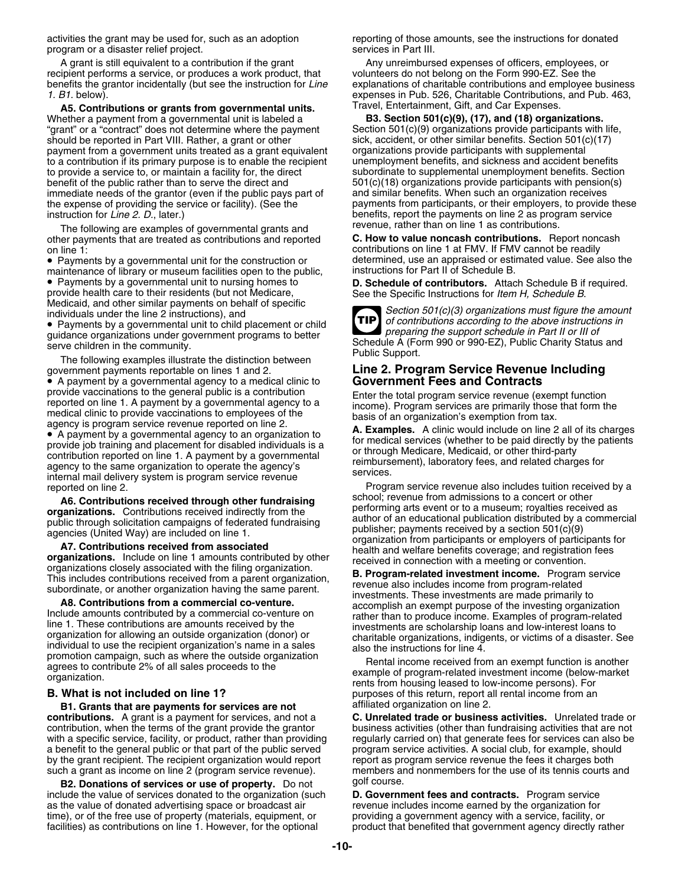activities the grant may be used for, such as an adoption program or a disaster relief project.

A grant is still equivalent to a contribution if the grant recipient performs a service, or produces a work product, that benefits the grantor incidentally (but see the instruction for *Line 1. B1.* below).

**A5. Contributions or grants from governmental units.** Whether a payment from a governmental unit is labeled a "grant" or a "contract" does not determine where the payment should be reported in Part VIII. Rather, a grant or other payment from a government units treated as a grant equivalent to a contribution if its primary purpose is to enable the recipient to provide a service to, or maintain a facility for, the direct benefit of the public rather than to serve the direct and immediate needs of the grantor (even if the public pays part of the expense of providing the service or facility). (See the instruction for *Line 2. D.*, later.)

The following are examples of governmental grants and other payments that are treated as contributions and reported on line 1:

- Payments by a governmental unit for the construction or maintenance of library or museum facilities open to the public,
- Payments by a governmental unit to nursing homes to provide health care to their residents (but not Medicare, Medicaid, and other similar payments on behalf of specific individuals under the line 2 instructions), and
- Payments by a governmental unit to child placement or child guidance organizations under government programs to better serve children in the community.

The following examples illustrate the distinction between government payments reportable on lines 1 and 2.

- A payment by a governmental agency to a medical clinic to provide vaccinations to the general public is a contribution reported on line 1. A payment by a governmental agency to a medical clinic to provide vaccinations to employees of the agency is program service revenue reported on line 2.
- A payment by a governmental agency to an organization to provide job training and placement for disabled individuals is a contribution reported on line 1. A payment by a governmental agency to the same organization to operate the agency's internal mail delivery system is program service revenue reported on line 2.

**A6. Contributions received through other fundraising organizations.** Contributions received indirectly from the public through solicitation campaigns of federated fundraising agencies (United Way) are included on line 1.

**A7. Contributions received from associated organizations.** Include on line 1 amounts contributed by other organizations closely associated with the filing organization. This includes contributions received from a parent organization, subordinate, or another organization having the same parent.

**A8. Contributions from a commercial co-venture.** Include amounts contributed by a commercial co-venture on line 1. These contributions are amounts received by the organization for allowing an outside organization (donor) or individual to use the recipient organization's name in a sales promotion campaign, such as where the outside organization agrees to contribute 2% of all sales proceeds to the organization.

### B. What is not included on line 1?

**B1. Grants that are payments for services are not contributions.** A grant is a payment for services, and not a contribution, when the terms of the grant provide the grantor with a specific service, facility, or product, rather than providing a benefit to the general public or that part of the public served by the grant recipient. The recipient organization would report such a grant as income on line 2 (program service revenue).

**B2. Donations of services or use of property.** Do not include the value of services donated to the organization (such as the value of donated advertising space or broadcast air time), or of the free use of property (materials, equipment, or facilities) as contributions on line 1. However, for the optional reporting of those amounts, see the instructions for donated services in Part III.

Any unreimbursed expenses of officers, employees, or volunteers do not belong on the Form 990-EZ. See the explanations of charitable contributions and employee business expenses in Pub. 526, Charitable Contributions, and Pub. 463, Travel, Entertainment, Gift, and Car Expenses.

**B3. Section 501(c)(9), (17), and (18) organizations.** Section 501(c)(9) organizations provide participants with life, sick, accident, or other similar benefits. Section 501(c)(17) organizations provide participants with supplemental unemployment benefits, and sickness and accident benefits subordinate to supplemental unemployment benefits. Section 501(c)(18) organizations provide participants with pension(s) and similar benefits. When such an organization receives payments from participants, or their employers, to provide these benefits, report the payments on line 2 as program service revenue, rather than on line 1 as contributions.

**C. How to value noncash contributions.** Report noncash contributions on line 1 at FMV. If FMV cannot be readily determined, use an appraised or estimated value. See also the instructions for Part II of Schedule B.

**D. Schedule of contributors.** Attach Schedule B if required. See the Specific Instructions for *Item H, Schedule B*.

**TIP** *Section 501(c)(3) organizations must figure the amount of contributions according to the above instructions in preparing the support schedule in Part II or III of* Schedule A (Form 990 or 990-EZ), Public Charity Status and Public Support.

## Line 2. Program Service Revenue Including Government Fees and Contracts

Enter the total program service revenue (exempt function income). Program services are primarily those that form the basis of an organization's exemption from tax.

**A. Examples.** A clinic would include on line 2 all of its charges for medical services (whether to be paid directly by the patients or through Medicare, Medicaid, or other third-party reimbursement), laboratory fees, and related charges for services.

Program service revenue also includes tuition received by a school; revenue from admissions to a concert or other performing arts event or to a museum; royalties received as author of an educational publication distributed by a commercial publisher; payments received by a section 501(c)(9) organization from participants or employers of participants for health and welfare benefits coverage; and registration fees received in connection with a meeting or convention.

**B. Program-related investment income.** Program service revenue also includes income from program-related investments. These investments are made primarily to accomplish an exempt purpose of the investing organization rather than to produce income. Examples of program-related investments are scholarship loans and low-interest loans to charitable organizations, indigents, or victims of a disaster. See also the instructions for line 4.

Rental income received from an exempt function is another example of program-related investment income (below-market rents from housing leased to low-income persons). For purposes of this return, report all rental income from an affiliated organization on line 2.

**C. Unrelated trade or business activities.** Unrelated trade or business activities (other than fundraising activities that are not regularly carried on) that generate fees for services can also be program service activities. A social club, for example, should report as program service revenue the fees it charges both members and nonmembers for the use of its tennis courts and golf course.

**D. Government fees and contracts.** Program service revenue includes income earned by the organization for providing a government agency with a service, facility, or product that benefited that government agency directly rather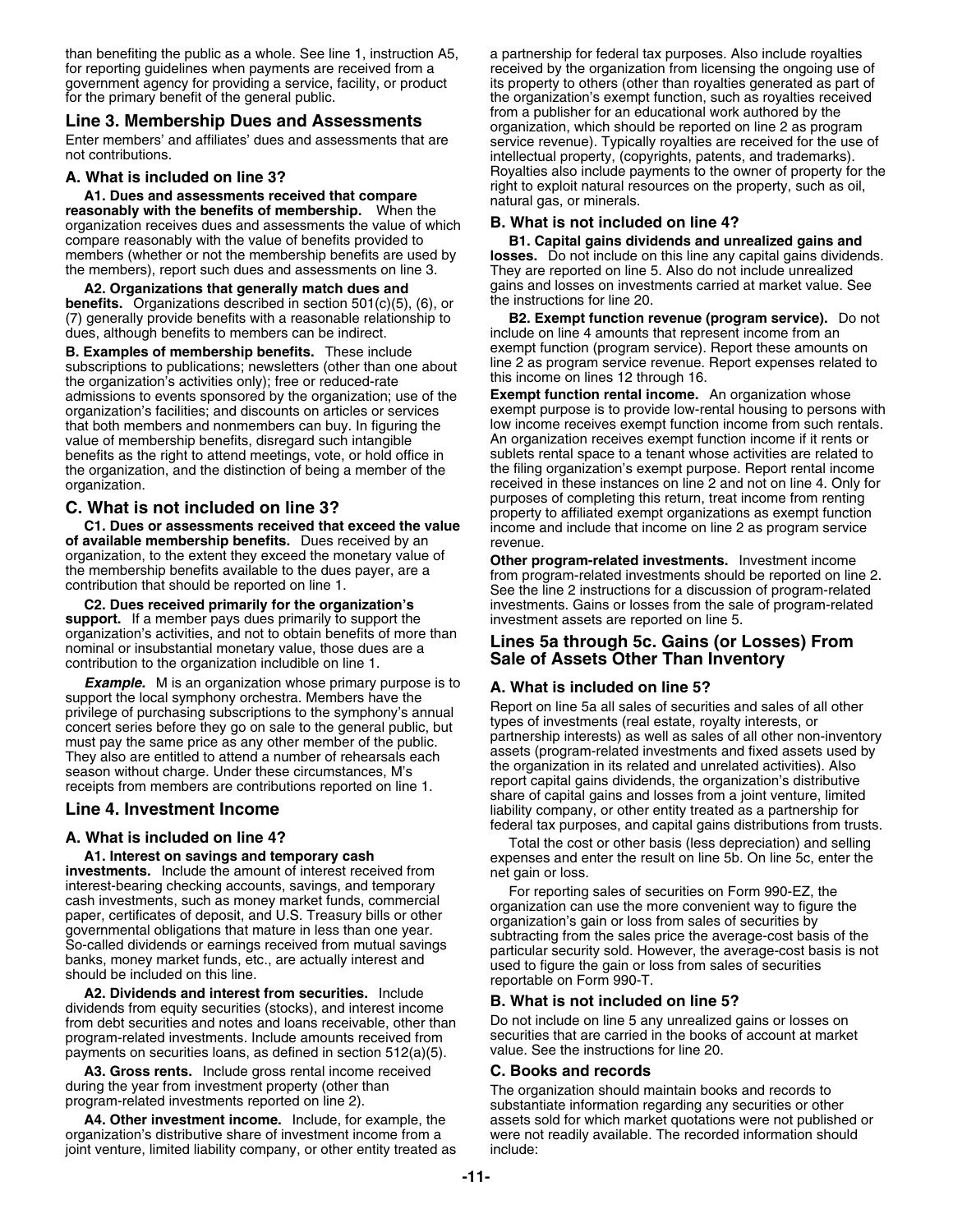than benefiting the public as a whole. See line 1, instruction A5, for reporting guidelines when payments are received from a government agency for providing a service, facility, or product for the primary benefit of the general public.

## Line 3. Membership Dues and Assessments

Enter members' and affiliates' dues and assessments that are not contributions.

### A. What is included on line 3?

**A1. Dues and assessments received that compare reasonably with the benefits of membership.** When the organization receives dues and assessments the value of which compare reasonably with the value of benefits provided to members (whether or not the membership benefits are used by the members), report such dues and assessments on line 3.

**A2. Organizations that generally match dues and benefits.** Organizations described in section 501(c)(5), (6), or (7) generally provide benefits with a reasonable relationship to dues, although benefits to members can be indirect.

**B. Examples of membership benefits.** These include subscriptions to publications; newsletters (other than one about the organization's activities only); free or reduced-rate admissions to events sponsored by the organization; use of the organization's facilities; and discounts on articles or services that both members and nonmembers can buy. In figuring the value of membership benefits, disregard such intangible benefits as the right to attend meetings, vote, or hold office in the organization, and the distinction of being a member of the organization.

### C. What is not included on line 3?

**C1. Dues or assessments received that exceed the value of available membership benefits.** Dues received by an organization, to the extent they exceed the monetary value of the membership benefits available to the dues payer, are a contribution that should be reported on line 1.

**C2. Dues received primarily for the organization's support.** If a member pays dues primarily to support the organization's activities, and not to obtain benefits of more than nominal or insubstantial monetary value, those dues are a contribution to the organization includible on line 1.

***Example.*** M is an organization whose primary purpose is to support the local symphony orchestra. Members have the privilege of purchasing subscriptions to the symphony's annual concert series before they go on sale to the general public, but must pay the same price as any other member of the public. They also are entitled to attend a number of rehearsals each season without charge. Under these circumstances, M's receipts from members are contributions reported on line 1.

## Line 4. Investment Income

### A. What is included on line 4?

**A1. Interest on savings and temporary cash investments.** Include the amount of interest received from interest-bearing checking accounts, savings, and temporary cash investments, such as money market funds, commercial paper, certificates of deposit, and U.S. Treasury bills or other governmental obligations that mature in less than one year. So-called dividends or earnings received from mutual savings banks, money market funds, etc., are actually interest and should be included on this line.

**A2. Dividends and interest from securities.** Include dividends from equity securities (stocks), and interest income from debt securities and notes and loans receivable, other than program-related investments. Include amounts received from payments on securities loans, as defined in section 512(a)(5).

**A3. Gross rents.** Include gross rental income received during the year from investment property (other than program-related investments reported on line 2).

**A4. Other investment income.** Include, for example, the organization's distributive share of investment income from a joint venture, limited liability company, or other entity treated as a partnership for federal tax purposes. Also include royalties received by the organization from licensing the ongoing use of its property to others (other than royalties generated as part of the organization's exempt function, such as royalties received from a publisher for an educational work authored by the organization, which should be reported on line 2 as program service revenue). Typically royalties are received for the use of intellectual property, (copyrights, patents, and trademarks). Royalties also include payments to the owner of property for the right to exploit natural resources on the property, such as oil, natural gas, or minerals.

### B. What is not included on line 4?

**B1. Capital gains dividends and unrealized gains and losses.** Do not include on this line any capital gains dividends. They are reported on line 5. Also do not include unrealized gains and losses on investments carried at market value. See the instructions for line 20.

**B2. Exempt function revenue (program service).** Do not include on line 4 amounts that represent income from an exempt function (program service). Report these amounts on line 2 as program service revenue. Report expenses related to this income on lines 12 through 16.

**Exempt function rental income.** An organization whose exempt purpose is to provide low-rental housing to persons with low income receives exempt function income from such rentals. An organization receives exempt function income if it rents or sublets rental space to a tenant whose activities are related to the filing organization's exempt purpose. Report rental income received in these instances on line 2 and not on line 4. Only for purposes of completing this return, treat income from renting property to affiliated exempt organizations as exempt function income and include that income on line 2 as program service revenue.

**Other program-related investments.** Investment income from program-related investments should be reported on line 2. See the line 2 instructions for a discussion of program-related investments. Gains or losses from the sale of program-related investment assets are reported on line 5.

## Lines 5a through 5c. Gains (or Losses) From Sale of Assets Other Than Inventory

### A. What is included on line 5?

Report on line 5a all sales of securities and sales of all other types of investments (real estate, royalty interests, or partnership interests) as well as sales of all other non-inventory assets (program-related investments and fixed assets used by the organization in its related and unrelated activities). Also report capital gains dividends, the organization's distributive share of capital gains and losses from a joint venture, limited liability company, or other entity treated as a partnership for federal tax purposes, and capital gains distributions from trusts.

Total the cost or other basis (less depreciation) and selling expenses and enter the result on line 5b. On line 5c, enter the net gain or loss.

For reporting sales of securities on Form 990-EZ, the organization can use the more convenient way to figure the organization's gain or loss from sales of securities by subtracting from the sales price the average-cost basis of the particular security sold. However, the average-cost basis is not used to figure the gain or loss from sales of securities reportable on Form 990-T.

### B. What is not included on line 5?

Do not include on line 5 any unrealized gains or losses on securities that are carried in the books of account at market value. See the instructions for line 20.

### C. Books and records

The organization should maintain books and records to substantiate information regarding any securities or other assets sold for which market quotations were not published or were not readily available. The recorded information should include: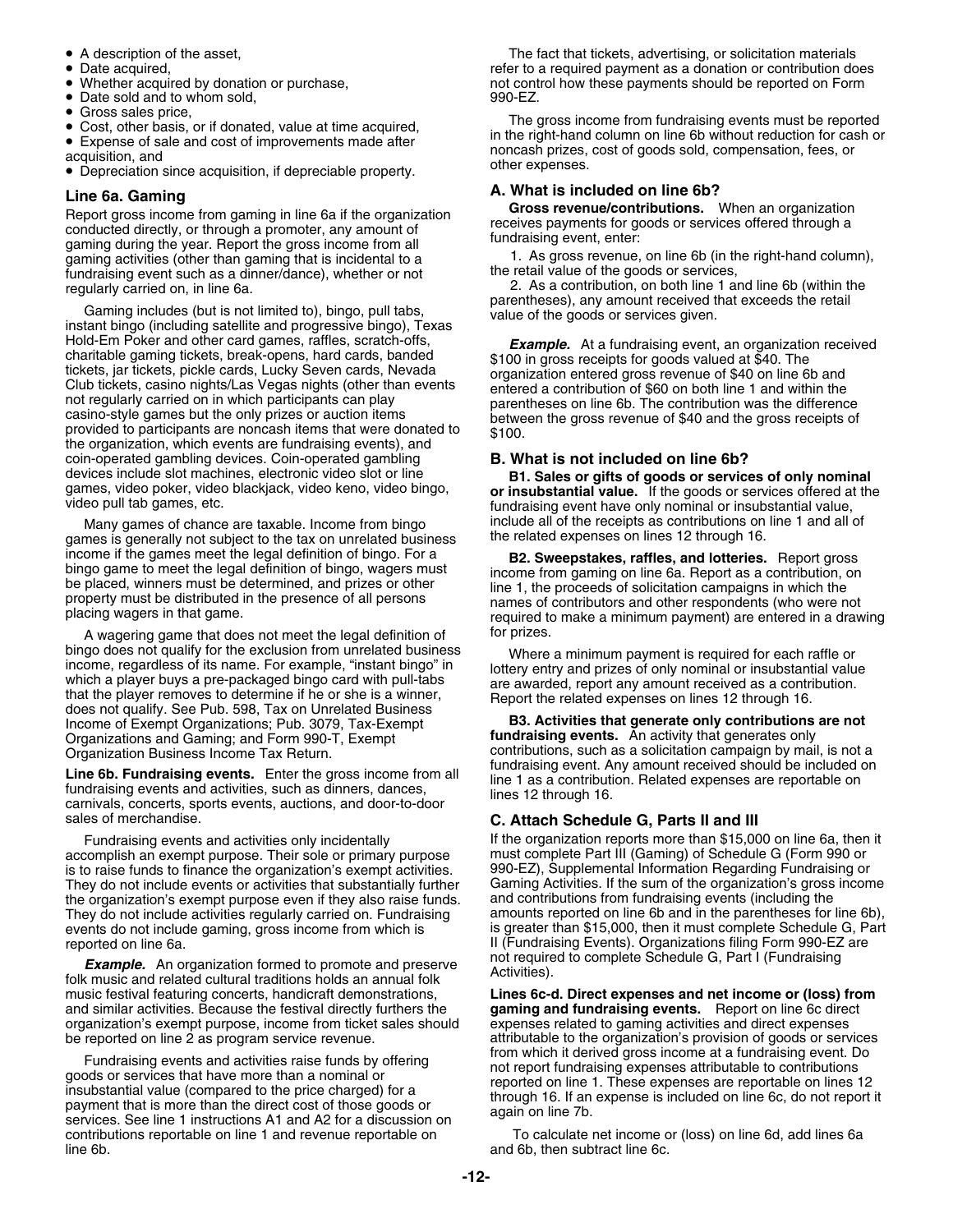- A description of the asset,
- Date acquired,
- Whether acquired by donation or purchase,
- Date sold and to whom sold,
- Gross sales price,
- Cost, other basis, or if donated, value at time acquired,
- Expense of sale and cost of improvements made after acquisition, and
- Depreciation since acquisition, if depreciable property.

### Line 6a. Gaming

Report gross income from gaming in line 6a if the organization conducted directly, or through a promoter, any amount of gaming during the year. Report the gross income from all gaming activities (other than gaming that is incidental to a fundraising event such as a dinner/dance), whether or not regularly carried on, in line 6a.

Gaming includes (but is not limited to), bingo, pull tabs, instant bingo (including satellite and progressive bingo), Texas Hold-Em Poker and other card games, raffles, scratch-offs, charitable gaming tickets, break-opens, hard cards, banded tickets, jar tickets, pickle cards, Lucky Seven cards, Nevada Club tickets, casino nights/Las Vegas nights (other than events not regularly carried on in which participants can play casino-style games but the only prizes or auction items provided to participants are noncash items that were donated to the organization, which events are fundraising events), and coin-operated gambling devices. Coin-operated gambling devices include slot machines, electronic video slot or line games, video poker, video blackjack, video keno, video bingo, video pull tab games, etc.

Many games of chance are taxable. Income from bingo games is generally not subject to the tax on unrelated business income if the games meet the legal definition of bingo. For a bingo game to meet the legal definition of bingo, wagers must be placed, winners must be determined, and prizes or other property must be distributed in the presence of all persons placing wagers in that game.

A wagering game that does not meet the legal definition of bingo does not qualify for the exclusion from unrelated business income, regardless of its name. For example, "instant bingo" in which a player buys a pre-packaged bingo card with pull-tabs that the player removes to determine if he or she is a winner, does not qualify. See Pub. 598, Tax on Unrelated Business Income of Exempt Organizations; Pub. 3079, Tax-Exempt Organizations and Gaming; and Form 990-T, Exempt Organization Business Income Tax Return.

**Line 6b. Fundraising events.** Enter the gross income from all fundraising events and activities, such as dinners, dances, carnivals, concerts, sports events, auctions, and door-to-door sales of merchandise.

Fundraising events and activities only incidentally accomplish an exempt purpose. Their sole or primary purpose is to raise funds to finance the organization's exempt activities. They do not include events or activities that substantially further the organization's exempt purpose even if they also raise funds. They do not include activities regularly carried on. Fundraising events do not include gaming, gross income from which is reported on line 6a.

***Example.*** An organization formed to promote and preserve folk music and related cultural traditions holds an annual folk music festival featuring concerts, handicraft demonstrations, and similar activities. Because the festival directly furthers the organization's exempt purpose, income from ticket sales should be reported on line 2 as program service revenue.

Fundraising events and activities raise funds by offering goods or services that have more than a nominal or insubstantial value (compared to the price charged) for a payment that is more than the direct cost of those goods or services. See line 1 instructions A1 and A2 for a discussion on contributions reportable on line 1 and revenue reportable on line 6b.

The fact that tickets, advertising, or solicitation materials refer to a required payment as a donation or contribution does not control how these payments should be reported on Form 990-EZ.

The gross income from fundraising events must be reported in the right-hand column on line 6b without reduction for cash or noncash prizes, cost of goods sold, compensation, fees, or other expenses.

### A. What is included on line 6b?

**Gross revenue/contributions.** When an organization receives payments for goods or services offered through a fundraising event, enter:

1. As gross revenue, on line 6b (in the right-hand column), the retail value of the goods or services,
2. As a contribution, on both line 1 and line 6b (within the parentheses), any amount received that exceeds the retail value of the goods or services given.

***Example.*** At a fundraising event, an organization received $100 in gross receipts for goods valued at $40. The organization entered gross revenue of $40 on line 6b and entered a contribution of $60 on both line 1 and within the parentheses on line 6b. The contribution was the difference between the gross revenue of $40 and the gross receipts of $100.

### B. What is not included on line 6b?

**B1. Sales or gifts of goods or services of only nominal or insubstantial value.** If the goods or services offered at the fundraising event have only nominal or insubstantial value, include all of the receipts as contributions on line 1 and all of the related expenses on lines 12 through 16.

**B2. Sweepstakes, raffles, and lotteries.** Report gross income from gaming on line 6a. Report as a contribution, on line 1, the proceeds of solicitation campaigns in which the names of contributors and other respondents (who were not required to make a minimum payment) are entered in a drawing for prizes.

Where a minimum payment is required for each raffle or lottery entry and prizes of only nominal or insubstantial value are awarded, report any amount received as a contribution. Report the related expenses on lines 12 through 16.

**B3. Activities that generate only contributions are not fundraising events.** An activity that generates only contributions, such as a solicitation campaign by mail, is not a fundraising event. Any amount received should be included on line 1 as a contribution. Related expenses are reportable on lines 12 through 16.

### C. Attach Schedule G, Parts II and III

If the organization reports more than $15,000 on line 6a, then it must complete Part III (Gaming) of Schedule G (Form 990 or 990-EZ), Supplemental Information Regarding Fundraising or Gaming Activities. If the sum of the organization's gross income and contributions from fundraising events (including the amounts reported on line 6b and in the parentheses for line 6b), is greater than $15,000, then it must complete Schedule G, Part II (Fundraising Events). Organizations filing Form 990-EZ are not required to complete Schedule G, Part I (Fundraising Activities).

**Lines 6c-d. Direct expenses and net income or (loss) from gaming and fundraising events.** Report on line 6c direct expenses related to gaming activities and direct expenses attributable to the organization's provision of goods or services from which it derived gross income at a fundraising event. Do not report fundraising expenses attributable to contributions reported on line 1. These expenses are reportable on lines 12 through 16. If an expense is included on line 6c, do not report it again on line 7b.

To calculate net income or (loss) on line 6d, add lines 6a and 6b, then subtract line 6c.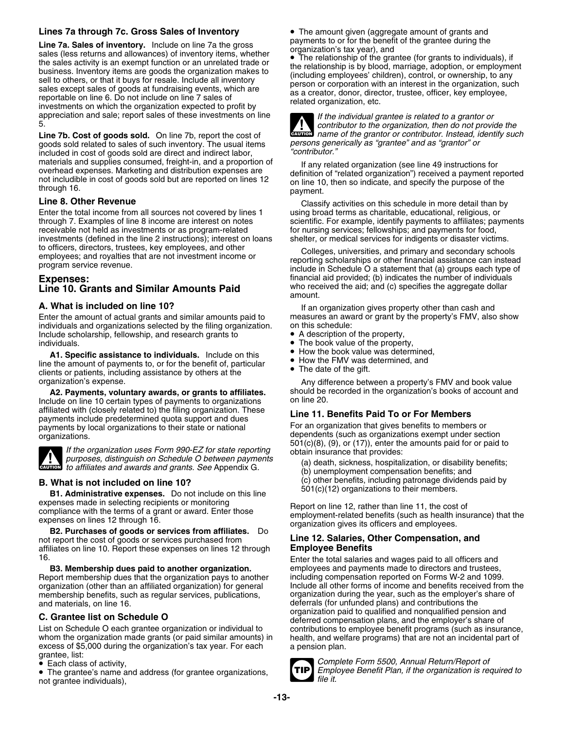### Lines 7a through 7c. Gross Sales of Inventory

**Line 7a. Sales of inventory.** Include on line 7a the gross sales (less returns and allowances) of inventory items, whether the sales activity is an exempt function or an unrelated trade or business. Inventory items are goods the organization makes to sell to others, or that it buys for resale. Include all inventory sales except sales of goods at fundraising events, which are reportable on line 6. Do not include on line 7 sales of investments on which the organization expected to profit by appreciation and sale; report sales of these investments on line 5.

**Line 7b. Cost of goods sold.** On line 7b, report the cost of goods sold related to sales of such inventory. The usual items included in cost of goods sold are direct and indirect labor, materials and supplies consumed, freight-in, and a proportion of overhead expenses. Marketing and distribution expenses are not includible in cost of goods sold but are reported on lines 12 through 16.

### Line 8. Other Revenue

Enter the total income from all sources not covered by lines 1 through 7. Examples of line 8 income are interest on notes receivable not held as investments or as program-related investments (defined in the line 2 instructions); interest on loans to officers, directors, trustees, key employees, and other employees; and royalties that are not investment income or program service revenue.

## Expenses:
## Line 10. Grants and Similar Amounts Paid

### A. What is included on line 10?

Enter the amount of actual grants and similar amounts paid to individuals and organizations selected by the filing organization. Include scholarship, fellowship, and research grants to individuals.

**A1. Specific assistance to individuals.** Include on this line the amount of payments to, or for the benefit of, particular clients or patients, including assistance by others at the organization's expense.

**A2. Payments, voluntary awards, or grants to affiliates.** Include on line 10 certain types of payments to organizations affiliated with (closely related to) the filing organization. These payments include predetermined quota support and dues payments by local organizations to their state or national organizations.

> **CAUTION:** *If the organization uses Form 990-EZ for state reporting purposes, distinguish on Schedule O between payments to affiliates and awards and grants. See* Appendix G.

### B. What is not included on line 10?

**B1. Administrative expenses.** Do not include on this line expenses made in selecting recipients or monitoring compliance with the terms of a grant or award. Enter those expenses on lines 12 through 16.

**B2. Purchases of goods or services from affiliates.** Do not report the cost of goods or services purchased from affiliates on line 10. Report these expenses on lines 12 through 16.

**B3. Membership dues paid to another organization.** Report membership dues that the organization pays to another organization (other than an affiliated organization) for general membership benefits, such as regular services, publications, and materials, on line 16.

### C. Grantee list on Schedule O

List on Schedule O each grantee organization or individual to whom the organization made grants (or paid similar amounts) in excess of $5,000 during the organization's tax year. For each grantee, list:

- Each class of activity,
- The grantee's name and address (for grantee organizations, not grantee individuals),
- The amount given (aggregate amount of grants and payments to or for the benefit of the grantee during the organization's tax year), and
- The relationship of the grantee (for grants to individuals), if the relationship is by blood, marriage, adoption, or employment (including employees' children), control, or ownership, to any person or corporation with an interest in the organization, such as a creator, donor, director, trustee, officer, key employee, related organization, etc.

> **CAUTION:** *If the individual grantee is related to a grantor or contributor to the organization, then do not provide the name of the grantor or contributor. Instead, identify such persons generically as "grantee" and as "grantor" or "contributor."*

If any related organization (see line 49 instructions for definition of "related organization") received a payment reported on line 10, then so indicate, and specify the purpose of the payment.

Classify activities on this schedule in more detail than by using broad terms as charitable, educational, religious, or scientific. For example, identify payments to affiliates; payments for nursing services; fellowships; and payments for food, shelter, or medical services for indigents or disaster victims.

Colleges, universities, and primary and secondary schools reporting scholarships or other financial assistance can instead include in Schedule O a statement that (a) groups each type of financial aid provided; (b) indicates the number of individuals who received the aid; and (c) specifies the aggregate dollar amount.

If an organization gives property other than cash and measures an award or grant by the property's FMV, also show on this schedule:

- A description of the property,
- The book value of the property,
- How the book value was determined,
- How the FMV was determined, and
- The date of the gift.

Any difference between a property's FMV and book value should be recorded in the organization's books of account and on line 20.

### Line 11. Benefits Paid To or For Members

For an organization that gives benefits to members or dependents (such as organizations exempt under section 501(c)(8), (9), or (17)), enter the amounts paid for or paid to obtain insurance that provides:

(a) death, sickness, hospitalization, or disability benefits;
(b) unemployment compensation benefits; and
(c) other benefits, including patronage dividends paid by 501(c)(12) organizations to their members.

Report on line 12, rather than line 11, the cost of employment-related benefits (such as health insurance) that the organization gives its officers and employees.

### Line 12. Salaries, Other Compensation, and Employee Benefits

Enter the total salaries and wages paid to all officers and employees and payments made to directors and trustees, including compensation reported on Forms W-2 and 1099. Include all other forms of income and benefits received from the organization during the year, such as the employer's share of deferrals (for unfunded plans) and contributions the organization paid to qualified and nonqualified pension and deferred compensation plans, and the employer's share of contributions to employee benefit programs (such as insurance, health, and welfare programs) that are not an incidental part of a pension plan.

> **TIP:** *Complete Form 5500, Annual Return/Report of Employee Benefit Plan, if the organization is required to file it.*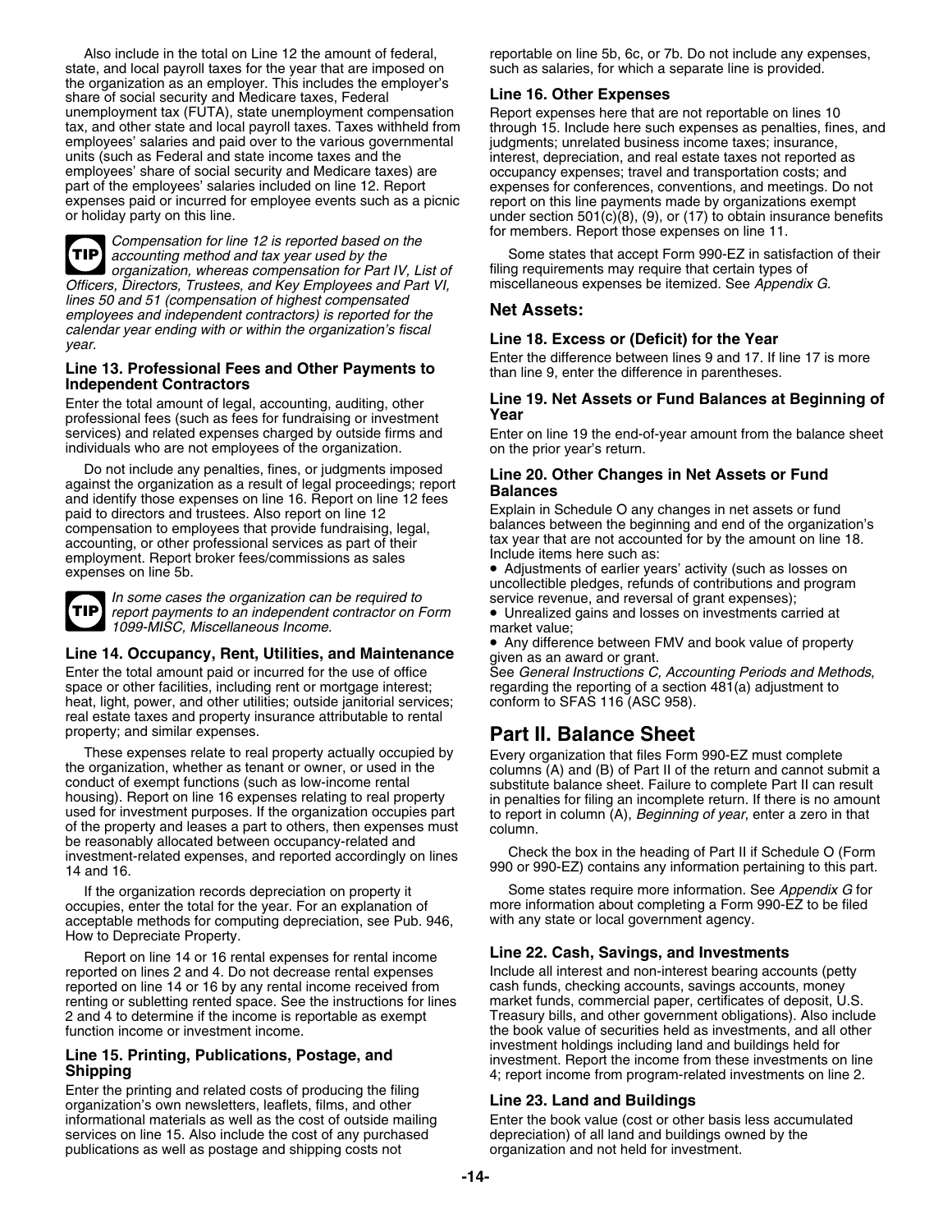Also include in the total on Line 12 the amount of federal, state, and local payroll taxes for the year that are imposed on the organization as an employer. This includes the employer's share of social security and Medicare taxes, Federal unemployment tax (FUTA), state unemployment compensation tax, and other state and local payroll taxes. Taxes withheld from employees' salaries and paid over to the various governmental units (such as Federal and state income taxes and the employees' share of social security and Medicare taxes) are part of the employees' salaries included on line 12. Report expenses paid or incurred for employee events such as a picnic or holiday party on this line.

**TIP** *Compensation for line 12 is reported based on the accounting method and tax year used by the organization, whereas compensation for Part IV, List of Officers, Directors, Trustees, and Key Employees and Part VI, lines 50 and 51 (compensation of highest compensated employees and independent contractors) is reported for the calendar year ending with or within the organization's fiscal year.*

### Line 13. Professional Fees and Other Payments to Independent Contractors

Enter the total amount of legal, accounting, auditing, other professional fees (such as fees for fundraising or investment services) and related expenses charged by outside firms and individuals who are not employees of the organization.

Do not include any penalties, fines, or judgments imposed against the organization as a result of legal proceedings; report and identify those expenses on line 16. Report on line 12 fees paid to directors and trustees. Also report on line 12 compensation to employees that provide fundraising, legal, accounting, or other professional services as part of their employment. Report broker fees/commissions as sales expenses on line 5b.

**TIP** *In some cases the organization can be required to report payments to an independent contractor on Form 1099-MISC, Miscellaneous Income.*

### Line 14. Occupancy, Rent, Utilities, and Maintenance

Enter the total amount paid or incurred for the use of office space or other facilities, including rent or mortgage interest; heat, light, power, and other utilities; outside janitorial services; real estate taxes and property insurance attributable to rental property; and similar expenses.

These expenses relate to real property actually occupied by the organization, whether as tenant or owner, or used in the conduct of exempt functions (such as low-income rental housing). Report on line 16 expenses relating to real property used for investment purposes. If the organization occupies part of the property and leases a part to others, then expenses must be reasonably allocated between occupancy-related and investment-related expenses, and reported accordingly on lines 14 and 16.

If the organization records depreciation on property it occupies, enter the total for the year. For an explanation of acceptable methods for computing depreciation, see Pub. 946, How to Depreciate Property.

Report on line 14 or 16 rental expenses for rental income reported on lines 2 and 4. Do not decrease rental expenses reported on line 14 or 16 by any rental income received from renting or subletting rented space. See the instructions for lines 2 and 4 to determine if the income is reportable as exempt function income or investment income.

### Line 15. Printing, Publications, Postage, and Shipping

Enter the printing and related costs of producing the filing organization's own newsletters, leaflets, films, and other informational materials as well as the cost of outside mailing services on line 15. Also include the cost of any purchased publications as well as postage and shipping costs not reportable on line 5b, 6c, or 7b. Do not include any expenses, such as salaries, for which a separate line is provided.

### Line 16. Other Expenses

Report expenses here that are not reportable on lines 10 through 15. Include here such expenses as penalties, fines, and judgments; unrelated business income taxes; insurance, interest, depreciation, and real estate taxes not reported as occupancy expenses; travel and transportation costs; and expenses for conferences, conventions, and meetings. Do not report on this line payments made by organizations exempt under section 501(c)(8), (9), or (17) to obtain insurance benefits for members. Report those expenses on line 11.

Some states that accept Form 990-EZ in satisfaction of their filing requirements may require that certain types of miscellaneous expenses be itemized. See *Appendix G*.

## Net Assets:

### Line 18. Excess or (Deficit) for the Year

Enter the difference between lines 9 and 17. If line 17 is more than line 9, enter the difference in parentheses.

### Line 19. Net Assets or Fund Balances at Beginning of Year

Enter on line 19 the end-of-year amount from the balance sheet on the prior year's return.

### Line 20. Other Changes in Net Assets or Fund Balances

Explain in Schedule O any changes in net assets or fund balances between the beginning and end of the organization's tax year that are not accounted for by the amount on line 18. Include items here such as:

- Adjustments of earlier years' activity (such as losses on uncollectible pledges, refunds of contributions and program service revenue, and reversal of grant expenses);
- Unrealized gains and losses on investments carried at market value;
- Any difference between FMV and book value of property given as an award or grant.

See *General Instructions C, Accounting Periods and Methods*, regarding the reporting of a section 481(a) adjustment to conform to SFAS 116 (ASC 958).

# Part II. Balance Sheet

Every organization that files Form 990-EZ must complete columns (A) and (B) of Part II of the return and cannot submit a substitute balance sheet. Failure to complete Part II can result in penalties for filing an incomplete return. If there is no amount to report in column (A), *Beginning of year*, enter a zero in that column.

Check the box in the heading of Part II if Schedule O (Form 990 or 990-EZ) contains any information pertaining to this part.

Some states require more information. See *Appendix G* for more information about completing a Form 990-EZ to be filed with any state or local government agency.

### Line 22. Cash, Savings, and Investments

Include all interest and non-interest bearing accounts (petty cash funds, checking accounts, savings accounts, money market funds, commercial paper, certificates of deposit, U.S. Treasury bills, and other government obligations). Also include the book value of securities held as investments, and all other investment holdings including land and buildings held for investment. Report the income from these investments on line 4; report income from program-related investments on line 2.

### Line 23. Land and Buildings

Enter the book value (cost or other basis less accumulated depreciation) of all land and buildings owned by the organization and not held for investment.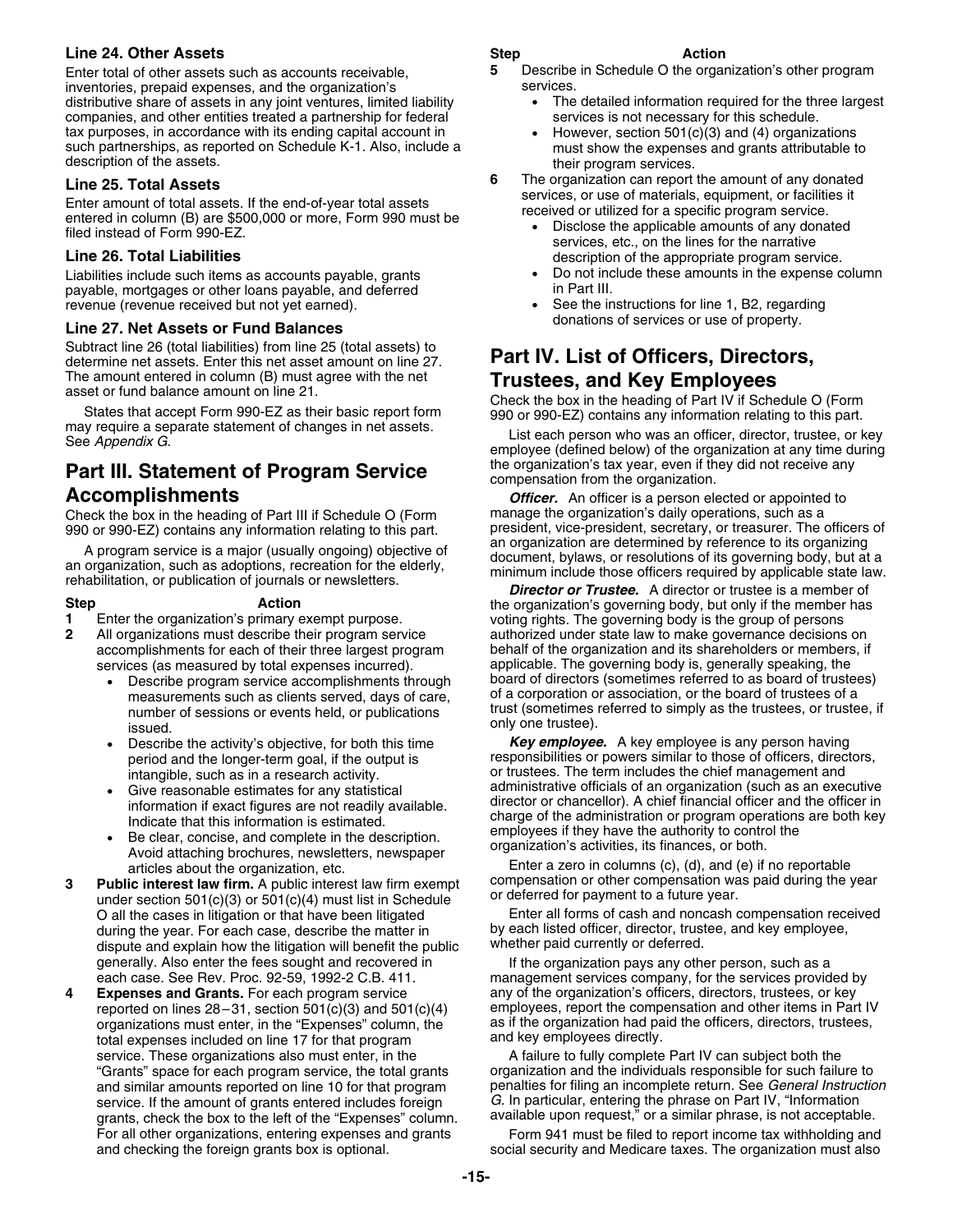### Line 24. Other Assets

Enter total of other assets such as accounts receivable, inventories, prepaid expenses, and the organization's distributive share of assets in any joint ventures, limited liability companies, and other entities treated a partnership for federal tax purposes, in accordance with its ending capital account in such partnerships, as reported on Schedule K-1. Also, include a description of the assets.

### Line 25. Total Assets

Enter amount of total assets. If the end-of-year total assets entered in column (B) are $500,000 or more, Form 990 must be filed instead of Form 990-EZ.

### Line 26. Total Liabilities

Liabilities include such items as accounts payable, grants payable, mortgages or other loans payable, and deferred revenue (revenue received but not yet earned).

### Line 27. Net Assets or Fund Balances

Subtract line 26 (total liabilities) from line 25 (total assets) to determine net assets. Enter this net asset amount on line 27. The amount entered in column (B) must agree with the net asset or fund balance amount on line 21.

States that accept Form 990-EZ as their basic report form may require a separate statement of changes in net assets. See *Appendix G*.

## Part III. Statement of Program Service Accomplishments

Check the box in the heading of Part III if Schedule O (Form 990 or 990-EZ) contains any information relating to this part.

A program service is a major (usually ongoing) objective of an organization, such as adoptions, recreation for the elderly, rehabilitation, or publication of journals or newsletters.

| Step | Action |
|---|---|
| **1** | Enter the organization's primary exempt purpose. |
| **2** | All organizations must describe their program service accomplishments for each of their three largest program services (as measured by total expenses incurred).<br>• Describe program service accomplishments through measurements such as clients served, days of care, number of sessions or events held, or publications issued.<br>• Describe the activity's objective, for both this time period and the longer-term goal, if the output is intangible, such as in a research activity.<br>• Give reasonable estimates for any statistical information if exact figures are not readily available. Indicate that this information is estimated.<br>• Be clear, concise, and complete in the description. Avoid attaching brochures, newsletters, newspaper articles about the organization, etc. |
| **3** | **Public interest law firm.** A public interest law firm exempt under section 501(c)(3) or 501(c)(4) must list in Schedule O all the cases in litigation or that have been litigated during the year. For each case, describe the matter in dispute and explain how the litigation will benefit the public generally. Also enter the fees sought and recovered in each case. See Rev. Proc. 92-59, 1992-2 C.B. 411. |
| **4** | **Expenses and Grants.** For each program service reported on lines 28–31, section 501(c)(3) and 501(c)(4) organizations must enter, in the "Expenses" column, the total expenses included on line 17 for that program service. These organizations also must enter, in the "Grants" space for each program service, the total grants and similar amounts reported on line 10 for that program service. If the amount of grants entered includes foreign grants, check the box to the left of the "Expenses" column. For all other organizations, entering expenses and grants and checking the foreign grants box is optional. |
| **5** | Describe in Schedule O the organization's other program services.<br>• The detailed information required for the three largest services is not necessary for this schedule.<br>• However, section 501(c)(3) and (4) organizations must show the expenses and grants attributable to their program services. |
| **6** | The organization can report the amount of any donated services, or use of materials, equipment, or facilities it received or utilized for a specific program service.<br>• Disclose the applicable amounts of any donated services, etc., on the lines for the narrative description of the appropriate program service.<br>• Do not include these amounts in the expense column in Part III.<br>• See the instructions for line 1, B2, regarding donations of services or use of property. |

## Part IV. List of Officers, Directors, Trustees, and Key Employees

Check the box in the heading of Part IV if Schedule O (Form 990 or 990-EZ) contains any information relating to this part.

List each person who was an officer, director, trustee, or key employee (defined below) of the organization at any time during the organization's tax year, even if they did not receive any compensation from the organization.

***Officer.*** An officer is a person elected or appointed to manage the organization's daily operations, such as a president, vice-president, secretary, or treasurer. The officers of an organization are determined by reference to its organizing document, bylaws, or resolutions of its governing body, but at a minimum include those officers required by applicable state law.

***Director or Trustee.*** A director or trustee is a member of the organization's governing body, but only if the member has voting rights. The governing body is the group of persons authorized under state law to make governance decisions on behalf of the organization and its shareholders or members, if applicable. The governing body is, generally speaking, the board of directors (sometimes referred to as board of trustees) of a corporation or association, or the board of trustees of a trust (sometimes referred to simply as the trustees, or trustee, if only one trustee).

***Key employee.*** A key employee is any person having responsibilities or powers similar to those of officers, directors, or trustees. The term includes the chief management and administrative officials of an organization (such as an executive director or chancellor). A chief financial officer and the officer in charge of the administration or program operations are both key employees if they have the authority to control the organization's activities, its finances, or both.

Enter a zero in columns (c), (d), and (e) if no reportable compensation or other compensation was paid during the year or deferred for payment to a future year.

Enter all forms of cash and noncash compensation received by each listed officer, director, trustee, and key employee, whether paid currently or deferred.

If the organization pays any other person, such as a management services company, for the services provided by any of the organization's officers, directors, trustees, or key employees, report the compensation and other items in Part IV as if the organization had paid the officers, directors, trustees, and key employees directly.

A failure to fully complete Part IV can subject both the organization and the individuals responsible for such failure to penalties for filing an incomplete return. See *General Instruction G*. In particular, entering the phrase on Part IV, "Information available upon request," or a similar phrase, is not acceptable.

Form 941 must be filed to report income tax withholding and social security and Medicare taxes. The organization must also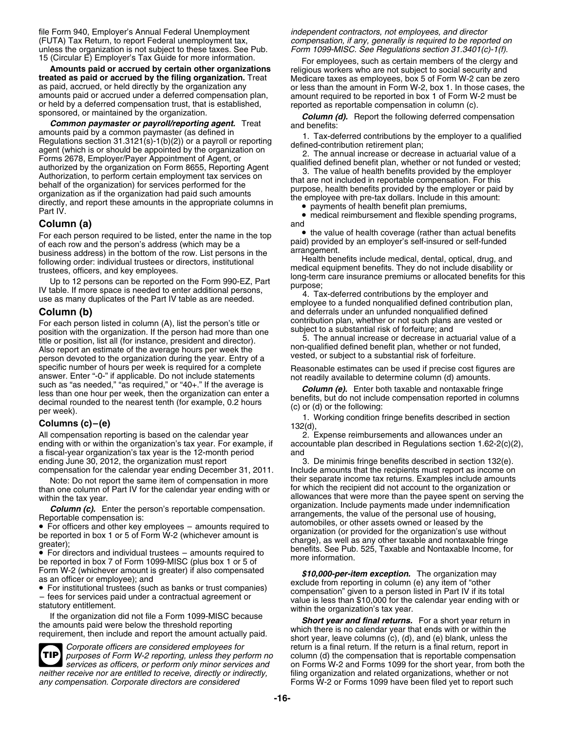file Form 940, Employer's Annual Federal Unemployment (FUTA) Tax Return, to report Federal unemployment tax, unless the organization is not subject to these taxes. See Pub. 15 (Circular E) Employer's Tax Guide for more information.

**Amounts paid or accrued by certain other organizations treated as paid or accrued by the filing organization.** Treat as paid, accrued, or held directly by the organization any amounts paid or accrued under a deferred compensation plan, or held by a deferred compensation trust, that is established, sponsored, or maintained by the organization.

***Common paymaster or payroll/reporting agent.*** Treat amounts paid by a common paymaster (as defined in Regulations section 31.3121(s)-1(b)(2)) or a payroll or reporting agent (which is or should be appointed by the organization on Forms 2678, Employer/Payer Appointment of Agent, or authorized by the organization on Form 8655, Reporting Agent Authorization, to perform certain employment tax services on behalf of the organization) for services performed for the organization as if the organization had paid such amounts directly, and report these amounts in the appropriate columns in Part IV.

## Column (a)

For each person required to be listed, enter the name in the top of each row and the person's address (which may be a business address) in the bottom of the row. List persons in the following order: individual trustees or directors, institutional trustees, officers, and key employees.

Up to 12 persons can be reported on the Form 990-EZ, Part IV table. If more space is needed to enter additional persons, use as many duplicates of the Part IV table as are needed.

## Column (b)

For each person listed in column (A), list the person's title or position with the organization. If the person had more than one title or position, list all (for instance, president and director). Also report an estimate of the average hours per week the person devoted to the organization during the year. Entry of a specific number of hours per week is required for a complete answer. Enter "-0-" if applicable. Do not include statements such as "as needed," "as required," or "40+." If the average is less than one hour per week, then the organization can enter a decimal rounded to the nearest tenth (for example, 0.2 hours per week).

## Columns (c)–(e)

All compensation reporting is based on the calendar year ending with or within the organization's tax year. For example, if a fiscal-year organization's tax year is the 12-month period ending June 30, 2012, the organization must report compensation for the calendar year ending December 31, 2011.

Note: Do not report the same item of compensation in more than one column of Part IV for the calendar year ending with or within the tax year.

***Column (c).*** Enter the person's reportable compensation. Reportable compensation is:

- For officers and other key employees – amounts required to be reported in box 1 or 5 of Form W-2 (whichever amount is greater);
- For directors and individual trustees – amounts required to be reported in box 7 of Form 1099-MISC (plus box 1 or 5 of Form W-2 (whichever amount is greater) if also compensated as an officer or employee); and
- For institutional trustees (such as banks or trust companies) – fees for services paid under a contractual agreement or statutory entitlement.

If the organization did not file a Form 1099-MISC because the amounts paid were below the threshold reporting requirement, then include and report the amount actually paid.

**TIP** *Corporate officers are considered employees for purposes of Form W-2 reporting, unless they perform no services as officers, or perform only minor services and neither receive nor are entitled to receive, directly or indirectly, any compensation. Corporate directors are considered independent contractors, not employees, and director compensation, if any, generally is required to be reported on Form 1099-MISC. See Regulations section 31.3401(c)-1(f).*

For employees, such as certain members of the clergy and religious workers who are not subject to social security and Medicare taxes as employees, box 5 of Form W-2 can be zero or less than the amount in Form W-2, box 1. In those cases, the amount required to be reported in box 1 of Form W-2 must be reported as reportable compensation in column (c).

***Column (d).*** Report the following deferred compensation and benefits:

1. Tax-deferred contributions by the employer to a qualified defined-contribution retirement plan;
2. The annual increase or decrease in actuarial value of a qualified defined benefit plan, whether or not funded or vested;
3. The value of health benefits provided by the employer that are not included in reportable compensation. For this purpose, health benefits provided by the employer or paid by the employee with pre-tax dollars. Include in this amount:
   - payments of health benefit plan premiums,
   - medical reimbursement and flexible spending programs, and
   - the value of health coverage (rather than actual benefits paid) provided by an employer's self-insured or self-funded arrangement.

   Health benefits include medical, dental, optical, drug, and medical equipment benefits. They do not include disability or long-term care insurance premiums or allocated benefits for this purpose;
4. Tax-deferred contributions by the employer and employee to a funded nonqualified defined contribution plan, and deferrals under an unfunded nonqualified defined contribution plan, whether or not such plans are vested or subject to a substantial risk of forfeiture; and
5. The annual increase or decrease in actuarial value of a non-qualified defined benefit plan, whether or not funded, vested, or subject to a substantial risk of forfeiture.

Reasonable estimates can be used if precise cost figures are not readily available to determine column (d) amounts.

***Column (e).*** Enter both taxable and nontaxable fringe benefits, but do not include compensation reported in columns (c) or (d) or the following:

1. Working condition fringe benefits described in section 132(d),
2. Expense reimbursements and allowances under an accountable plan described in Regulations section 1.62-2(c)(2), and
3. De minimis fringe benefits described in section 132(e).

Include amounts that the recipients must report as income on their separate income tax returns. Examples include amounts for which the recipient did not account to the organization or allowances that were more than the payee spent on serving the organization. Include payments made under indemnification arrangements, the value of the personal use of housing, automobiles, or other assets owned or leased by the organization (or provided for the organization's use without charge), as well as any other taxable and nontaxable fringe benefits. See Pub. 525, Taxable and Nontaxable Income, for more information.

***$10,000-per-item exception.*** The organization may exclude from reporting in column (e) any item of "other compensation" given to a person listed in Part IV if its total value is less than $10,000 for the calendar year ending with or within the organization's tax year.

***Short year and final returns.*** For a short year return in which there is no calendar year that ends with or within the short year, leave columns (c), (d), and (e) blank, unless the return is a final return. If the return is a final return, report in column (d) the compensation that is reportable compensation on Forms W-2 and Forms 1099 for the short year, from both the filing organization and related organizations, whether or not Forms W-2 or Forms 1099 have been filed yet to report such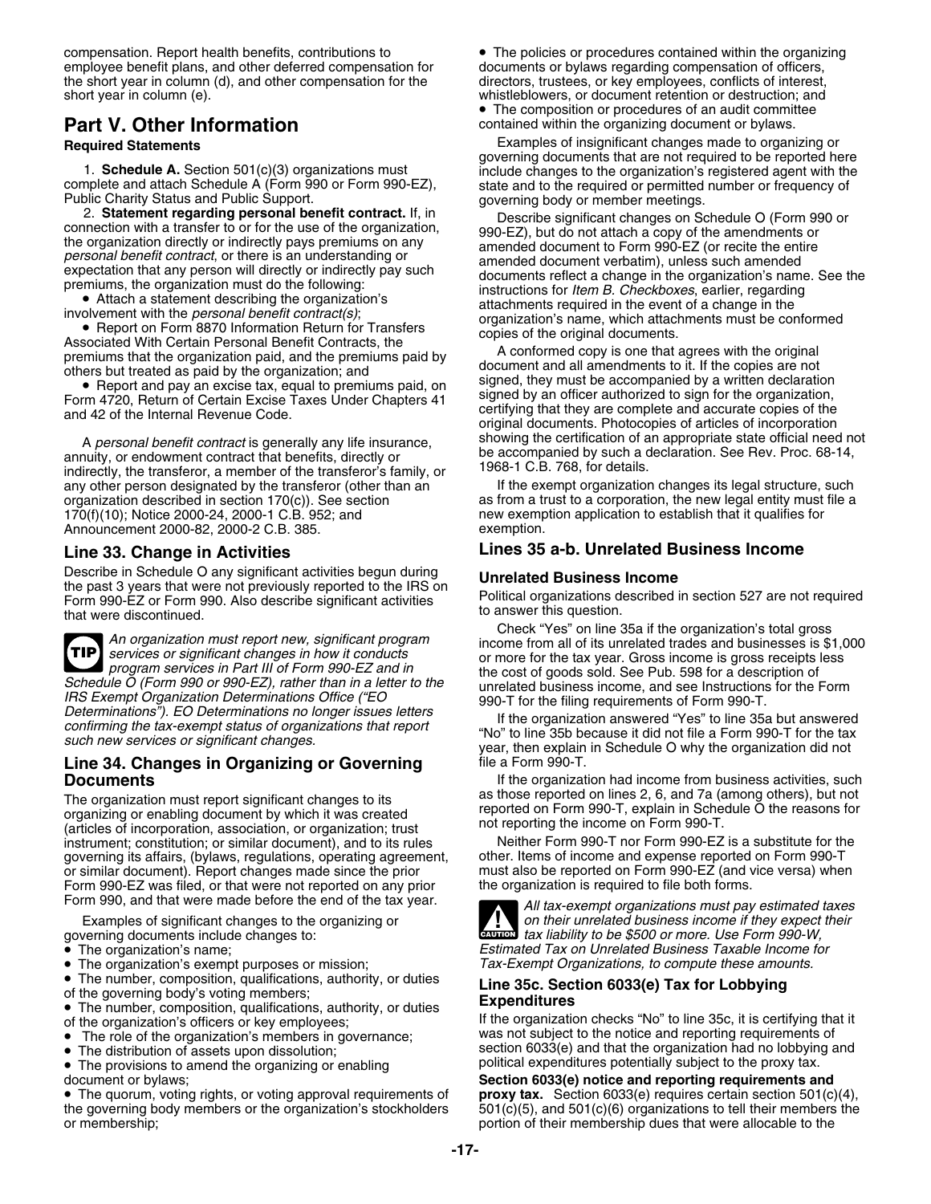compensation. Report health benefits, contributions to employee benefit plans, and other deferred compensation for the short year in column (d), and other compensation for the short year in column (e).

## Part V. Other Information

**Required Statements**

1. **Schedule A.** Section 501(c)(3) organizations must complete and attach Schedule A (Form 990 or Form 990-EZ), Public Charity Status and Public Support.

2. **Statement regarding personal benefit contract.** If, in connection with a transfer to or for the use of the organization, the organization directly or indirectly pays premiums on any *personal benefit contract*, or there is an understanding or expectation that any person will directly or indirectly pay such premiums, the organization must do the following:

- Attach a statement describing the organization's involvement with the *personal benefit contract(s)*;
- Report on Form 8870 Information Return for Transfers Associated With Certain Personal Benefit Contracts, the premiums that the organization paid, and the premiums paid by others but treated as paid by the organization; and
- Report and pay an excise tax, equal to premiums paid, on Form 4720, Return of Certain Excise Taxes Under Chapters 41 and 42 of the Internal Revenue Code.

A *personal benefit contract* is generally any life insurance, annuity, or endowment contract that benefits, directly or indirectly, the transferor, a member of the transferor's family, or any other person designated by the transferor (other than an organization described in section 170(c)). See section 170(f)(10); Notice 2000-24, 2000-1 C.B. 952; and Announcement 2000-82, 2000-2 C.B. 385.

### Line 33. Change in Activities

Describe in Schedule O any significant activities begun during the past 3 years that were not previously reported to the IRS on Form 990-EZ or Form 990. Also describe significant activities that were discontinued.

**TIP** *An organization must report new, significant program services or significant changes in how it conducts program services in Part III of Form 990-EZ and in Schedule O (Form 990 or 990-EZ), rather than in a letter to the IRS Exempt Organization Determinations Office ("EO Determinations"). EO Determinations no longer issues letters confirming the tax-exempt status of organizations that report such new services or significant changes.*

### Line 34. Changes in Organizing or Governing Documents

The organization must report significant changes to its organizing or enabling document by which it was created (articles of incorporation, association, or organization; trust instrument; constitution; or similar document), and to its rules governing its affairs, (bylaws, regulations, operating agreement, or similar document). Report changes made since the prior Form 990-EZ was filed, or that were not reported on any prior Form 990, and that were made before the end of the tax year.

Examples of significant changes to the organizing or governing documents include changes to:

- The organization's name;
- The organization's exempt purposes or mission;
- The number, composition, qualifications, authority, or duties of the governing body's voting members;
- The number, composition, qualifications, authority, or duties of the organization's officers or key employees;
- The role of the organization's members in governance;
- The distribution of assets upon dissolution;
- The provisions to amend the organizing or enabling document or bylaws;
- The quorum, voting rights, or voting approval requirements of the governing body members or the organization's stockholders or membership;
- The policies or procedures contained within the organizing documents or bylaws regarding compensation of officers, directors, trustees, or key employees, conflicts of interest, whistleblowers, or document retention or destruction; and
- The composition or procedures of an audit committee contained within the organizing document or bylaws.

Examples of insignificant changes made to organizing or governing documents that are not required to be reported here include changes to the organization's registered agent with the state and to the required or permitted number or frequency of governing body or member meetings.

Describe significant changes on Schedule O (Form 990 or 990-EZ), but do not attach a copy of the amendments or amended document to Form 990-EZ (or recite the entire amended document verbatim), unless such amended documents reflect a change in the organization's name. See the instructions for *Item B. Checkboxes*, earlier, regarding attachments required in the event of a change in the organization's name, which attachments must be conformed copies of the original documents.

A conformed copy is one that agrees with the original document and all amendments to it. If the copies are not signed, they must be accompanied by a written declaration signed by an officer authorized to sign for the organization, certifying that they are complete and accurate copies of the original documents. Photocopies of articles of incorporation showing the certification of an appropriate state official need not be accompanied by such a declaration. See Rev. Proc. 68-14, 1968-1 C.B. 768, for details.

If the exempt organization changes its legal structure, such as from a trust to a corporation, the new legal entity must file a new exemption application to establish that it qualifies for exemption.

### Lines 35 a-b. Unrelated Business Income

**Unrelated Business Income**

Political organizations described in section 527 are not required to answer this question.

Check "Yes" on line 35a if the organization's total gross income from all of its unrelated trades and businesses is $1,000 or more for the tax year. Gross income is gross receipts less the cost of goods sold. See Pub. 598 for a description of unrelated business income, and see Instructions for the Form 990-T for the filing requirements of Form 990-T.

If the organization answered "Yes" to line 35a but answered "No" to line 35b because it did not file a Form 990-T for the tax year, then explain in Schedule O why the organization did not file a Form 990-T.

If the organization had income from business activities, such as those reported on lines 2, 6, and 7a (among others), but not reported on Form 990-T, explain in Schedule O the reasons for not reporting the income on Form 990-T.

Neither Form 990-T nor Form 990-EZ is a substitute for the other. Items of income and expense reported on Form 990-T must also be reported on Form 990-EZ (and vice versa) when the organization is required to file both forms.

**CAUTION** *All tax-exempt organizations must pay estimated taxes on their unrelated business income if they expect their tax liability to be $500 or more. Use Form 990-W, Estimated Tax on Unrelated Business Taxable Income for Tax-Exempt Organizations, to compute these amounts.*

### Line 35c. Section 6033(e) Tax for Lobbying Expenditures

If the organization checks "No" to line 35c, it is certifying that it was not subject to the notice and reporting requirements of section 6033(e) and that the organization had no lobbying and political expenditures potentially subject to the proxy tax.

**Section 6033(e) notice and reporting requirements and proxy tax.** Section 6033(e) requires certain section 501(c)(4), 501(c)(5), and 501(c)(6) organizations to tell their members the portion of their membership dues that were allocable to the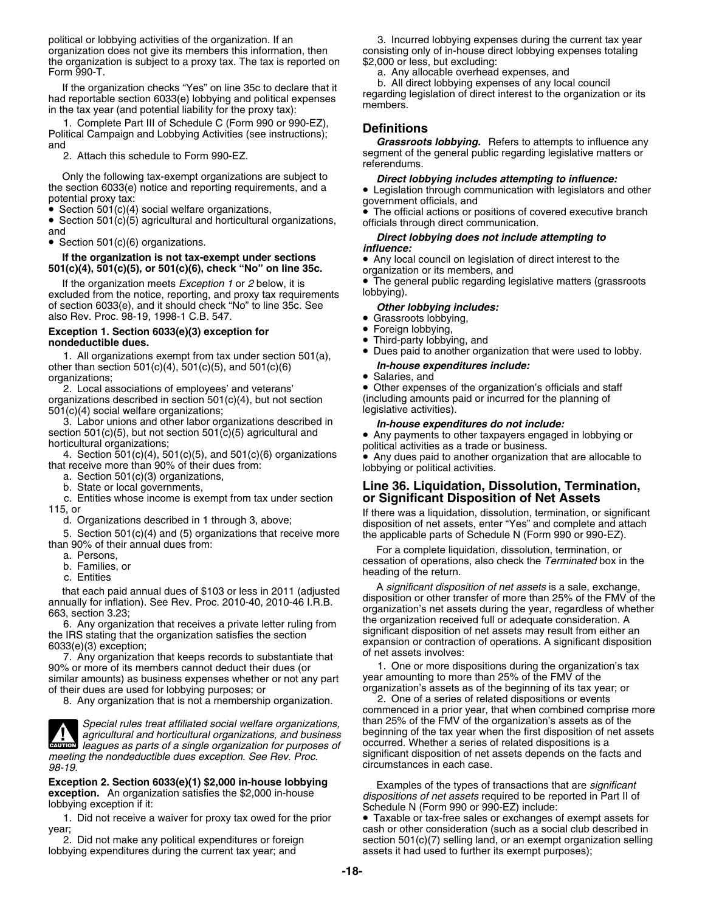political or lobbying activities of the organization. If an organization does not give its members this information, then the organization is subject to a proxy tax. The tax is reported on Form 990-T.

If the organization checks "Yes" on line 35c to declare that it had reportable section 6033(e) lobbying and political expenses in the tax year (and potential liability for the proxy tax):

1. Complete Part III of Schedule C (Form 990 or 990-EZ), Political Campaign and Lobbying Activities (see instructions); and
2. Attach this schedule to Form 990-EZ.

Only the following tax-exempt organizations are subject to the section 6033(e) notice and reporting requirements, and a potential proxy tax:

- Section 501(c)(4) social welfare organizations,
- Section 501(c)(5) agricultural and horticultural organizations, and
- Section 501(c)(6) organizations.

**If the organization is not tax-exempt under sections 501(c)(4), 501(c)(5), or 501(c)(6), check "No" on line 35c.**

If the organization meets *Exception 1* or *2* below, it is excluded from the notice, reporting, and proxy tax requirements of section 6033(e), and it should check "No" to line 35c. See also Rev. Proc. 98-19, 1998-1 C.B. 547.

**Exception 1. Section 6033(e)(3) exception for nondeductible dues.**

1. All organizations exempt from tax under section 501(a), other than section 501(c)(4), 501(c)(5), and 501(c)(6) organizations;
2. Local associations of employees' and veterans' organizations described in section 501(c)(4), but not section 501(c)(4) social welfare organizations;
3. Labor unions and other labor organizations described in section 501(c)(5), but not section 501(c)(5) agricultural and horticultural organizations;
4. Section 501(c)(4), 501(c)(5), and 501(c)(6) organizations that receive more than 90% of their dues from:
   a. Section 501(c)(3) organizations,
   b. State or local governments,
   c. Entities whose income is exempt from tax under section 115, or
   d. Organizations described in 1 through 3, above;
5. Section 501(c)(4) and (5) organizations that receive more than 90% of their annual dues from:
   a. Persons,
   b. Families, or
   c. Entities

   that each paid annual dues of $103 or less in 2011 (adjusted annually for inflation). See Rev. Proc. 2010-40, 2010-46 I.R.B. 663, section 3.23;
6. Any organization that receives a private letter ruling from the IRS stating that the organization satisfies the section 6033(e)(3) exception;
7. Any organization that keeps records to substantiate that 90% or more of its members cannot deduct their dues (or similar amounts) as business expenses whether or not any part of their dues are used for lobbying purposes; or
8. Any organization that is not a membership organization.

**CAUTION** *Special rules treat affiliated social welfare organizations, agricultural and horticultural organizations, and business leagues as parts of a single organization for purposes of meeting the nondeductible dues exception. See Rev. Proc. 98-19.*

**Exception 2. Section 6033(e)(1) $2,000 in-house lobbying exception.** An organization satisfies the $2,000 in-house lobbying exception if it:

1. Did not receive a waiver for proxy tax owed for the prior year;
2. Did not make any political expenditures or foreign lobbying expenditures during the current tax year; and
3. Incurred lobbying expenses during the current tax year consisting only of in-house direct lobbying expenses totaling $2,000 or less, but excluding:
   a. Any allocable overhead expenses, and
   b. All direct lobbying expenses of any local council regarding legislation of direct interest to the organization or its members.

## Definitions

***Grassroots lobbying.*** Refers to attempts to influence any segment of the general public regarding legislative matters or referendums.

***Direct lobbying includes attempting to influence:***

- Legislation through communication with legislators and other government officials, and
- The official actions or positions of covered executive branch officials through direct communication.

***Direct lobbying does not include attempting to influence:***

- Any local council on legislation of direct interest to the organization or its members, and
- The general public regarding legislative matters (grassroots lobbying).

***Other lobbying includes:***

- Grassroots lobbying,
- Foreign lobbying,
- Third-party lobbying, and
- Dues paid to another organization that were used to lobby.

***In-house expenditures include:***

- Salaries, and
- Other expenses of the organization's officials and staff (including amounts paid or incurred for the planning of legislative activities).

***In-house expenditures do not include:***

- Any payments to other taxpayers engaged in lobbying or political activities as a trade or business.
- Any dues paid to another organization that are allocable to lobbying or political activities.

## Line 36. Liquidation, Dissolution, Termination, or Significant Disposition of Net Assets

If there was a liquidation, dissolution, termination, or significant disposition of net assets, enter "Yes" and complete and attach the applicable parts of Schedule N (Form 990 or 990-EZ).

For a complete liquidation, dissolution, termination, or cessation of operations, also check the *Terminated* box in the heading of the return.

A *significant disposition of net assets* is a sale, exchange, disposition or other transfer of more than 25% of the FMV of the organization's net assets during the year, regardless of whether the organization received full or adequate consideration. A significant disposition of net assets may result from either an expansion or contraction of operations. A significant disposition of net assets involves:

1. One or more dispositions during the organization's tax year amounting to more than 25% of the FMV of the organization's assets as of the beginning of its tax year; or
2. One of a series of related dispositions or events commenced in a prior year, that when combined comprise more than 25% of the FMV of the organization's assets as of the beginning of the tax year when the first disposition of net assets occurred. Whether a series of related dispositions is a significant disposition of net assets depends on the facts and circumstances in each case.

Examples of the types of transactions that are *significant dispositions of net assets* required to be reported in Part II of Schedule N (Form 990 or 990-EZ) include:

- Taxable or tax-free sales or exchanges of exempt assets for cash or other consideration (such as a social club described in section 501(c)(7) selling land, or an exempt organization selling assets it had used to further its exempt purposes);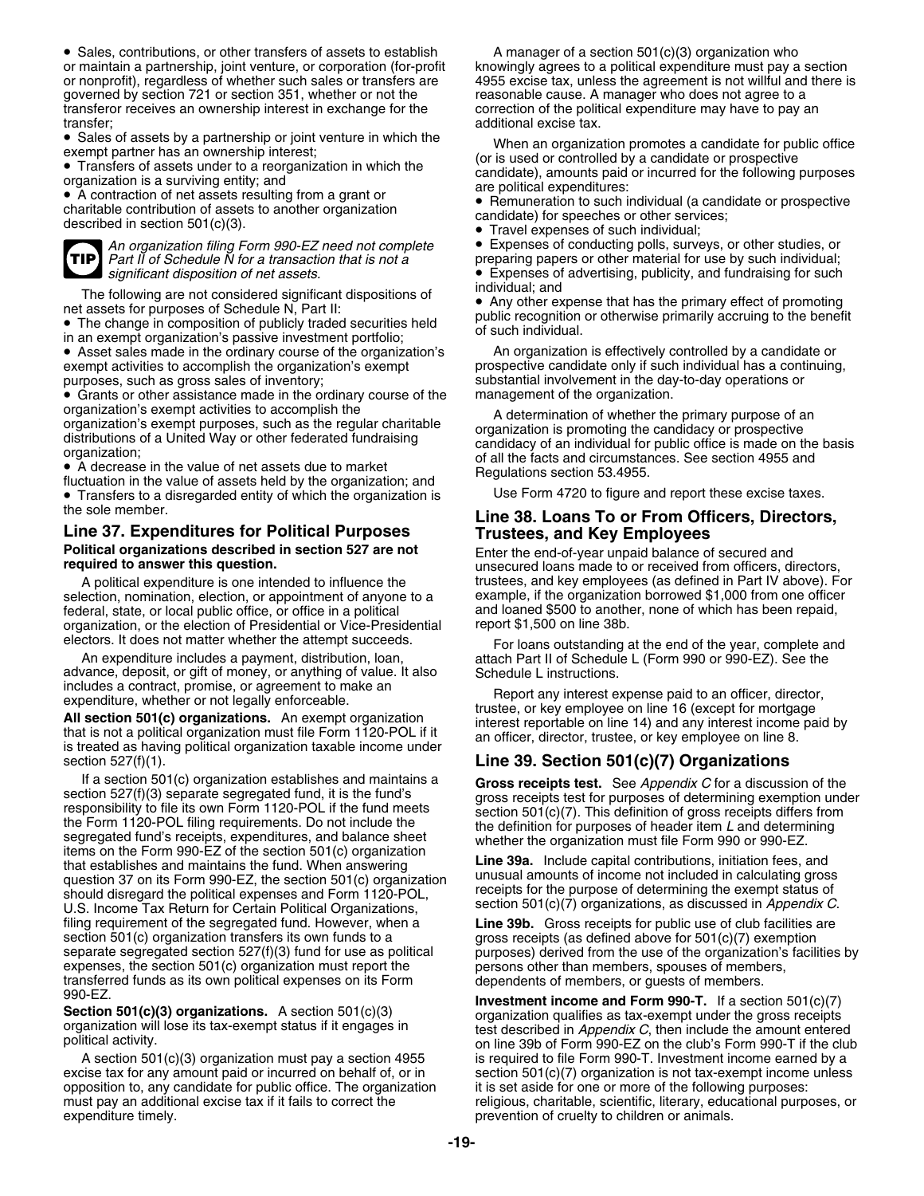- Sales, contributions, or other transfers of assets to establish or maintain a partnership, joint venture, or corporation (for-profit or nonprofit), regardless of whether such sales or transfers are governed by section 721 or section 351, whether or not the transferor receives an ownership interest in exchange for the transfer;
- Sales of assets by a partnership or joint venture in which the exempt partner has an ownership interest;
- Transfers of assets under to a reorganization in which the organization is a surviving entity; and
- A contraction of net assets resulting from a grant or charitable contribution of assets to another organization described in section 501(c)(3).

**TIP** *An organization filing Form 990-EZ need not complete Part II of Schedule N for a transaction that is not a significant disposition of net assets.*

The following are not considered significant dispositions of net assets for purposes of Schedule N, Part II:

- The change in composition of publicly traded securities held in an exempt organization's passive investment portfolio;
- Asset sales made in the ordinary course of the organization's exempt activities to accomplish the organization's exempt purposes, such as gross sales of inventory;
- Grants or other assistance made in the ordinary course of the organization's exempt activities to accomplish the organization's exempt purposes, such as the regular charitable distributions of a United Way or other federated fundraising organization;
- A decrease in the value of net assets due to market fluctuation in the value of assets held by the organization; and
- Transfers to a disregarded entity of which the organization is the sole member.

## Line 37. Expenditures for Political Purposes

**Political organizations described in section 527 are not required to answer this question.**

A political expenditure is one intended to influence the selection, nomination, election, or appointment of anyone to a federal, state, or local public office, or office in a political organization, or the election of Presidential or Vice-Presidential electors. It does not matter whether the attempt succeeds.

An expenditure includes a payment, distribution, loan, advance, deposit, or gift of money, or anything of value. It also includes a contract, promise, or agreement to make an expenditure, whether or not legally enforceable.

**All section 501(c) organizations.** An exempt organization that is not a political organization must file Form 1120-POL if it is treated as having political organization taxable income under section 527(f)(1).

If a section 501(c) organization establishes and maintains a section 527(f)(3) separate segregated fund, it is the fund's responsibility to file its own Form 1120-POL if the fund meets the Form 1120-POL filing requirements. Do not include the segregated fund's receipts, expenditures, and balance sheet items on the Form 990-EZ of the section 501(c) organization that establishes and maintains the fund. When answering question 37 on its Form 990-EZ, the section 501(c) organization should disregard the political expenses and Form 1120-POL, U.S. Income Tax Return for Certain Political Organizations, filing requirement of the segregated fund. However, when a section 501(c) organization transfers its own funds to a separate segregated section 527(f)(3) fund for use as political expenses, the section 501(c) organization must report the transferred funds as its own political expenses on its Form 990-EZ.

**Section 501(c)(3) organizations.** A section 501(c)(3) organization will lose its tax-exempt status if it engages in political activity.

A section 501(c)(3) organization must pay a section 4955 excise tax for any amount paid or incurred on behalf of, or in opposition to, any candidate for public office. The organization must pay an additional excise tax if it fails to correct the expenditure timely.

A manager of a section 501(c)(3) organization who knowingly agrees to a political expenditure must pay a section 4955 excise tax, unless the agreement is not willful and there is reasonable cause. A manager who does not agree to a correction of the political expenditure may have to pay an additional excise tax.

When an organization promotes a candidate for public office (or is used or controlled by a candidate or prospective candidate), amounts paid or incurred for the following purposes are political expenditures:

- Remuneration to such individual (a candidate or prospective candidate) for speeches or other services;
- Travel expenses of such individual;
- Expenses of conducting polls, surveys, or other studies, or preparing papers or other material for use by such individual;
- Expenses of advertising, publicity, and fundraising for such individual; and
- Any other expense that has the primary effect of promoting public recognition or otherwise primarily accruing to the benefit of such individual.

An organization is effectively controlled by a candidate or prospective candidate only if such individual has a continuing, substantial involvement in the day-to-day operations or management of the organization.

A determination of whether the primary purpose of an organization is promoting the candidacy or prospective candidacy of an individual for public office is made on the basis of all the facts and circumstances. See section 4955 and Regulations section 53.4955.

Use Form 4720 to figure and report these excise taxes.

## Line 38. Loans To or From Officers, Directors, Trustees, and Key Employees

Enter the end-of-year unpaid balance of secured and unsecured loans made to or received from officers, directors, trustees, and key employees (as defined in Part IV above). For example, if the organization borrowed $1,000 from one officer and loaned $500 to another, none of which has been repaid, report $1,500 on line 38b.

For loans outstanding at the end of the year, complete and attach Part II of Schedule L (Form 990 or 990-EZ). See the Schedule L instructions.

Report any interest expense paid to an officer, director, trustee, or key employee on line 16 (except for mortgage interest reportable on line 14) and any interest income paid by an officer, director, trustee, or key employee on line 8.

## Line 39. Section 501(c)(7) Organizations

**Gross receipts test.** See *Appendix C* for a discussion of the gross receipts test for purposes of determining exemption under section 501(c)(7). This definition of gross receipts differs from the definition for purposes of header item *L* and determining whether the organization must file Form 990 or 990-EZ.

**Line 39a.** Include capital contributions, initiation fees, and unusual amounts of income not included in calculating gross receipts for the purpose of determining the exempt status of section 501(c)(7) organizations, as discussed in *Appendix C*.

**Line 39b.** Gross receipts for public use of club facilities are gross receipts (as defined above for 501(c)(7) exemption purposes) derived from the use of the organization's facilities by persons other than members, spouses of members, dependents of members, or guests of members.

**Investment income and Form 990-T.** If a section 501(c)(7) organization qualifies as tax-exempt under the gross receipts test described in *Appendix C*, then include the amount entered on line 39b of Form 990-EZ on the club's Form 990-T if the club is required to file Form 990-T. Investment income earned by a section 501(c)(7) organization is not tax-exempt income unless it is set aside for one or more of the following purposes: religious, charitable, scientific, literary, educational purposes, or prevention of cruelty to children or animals.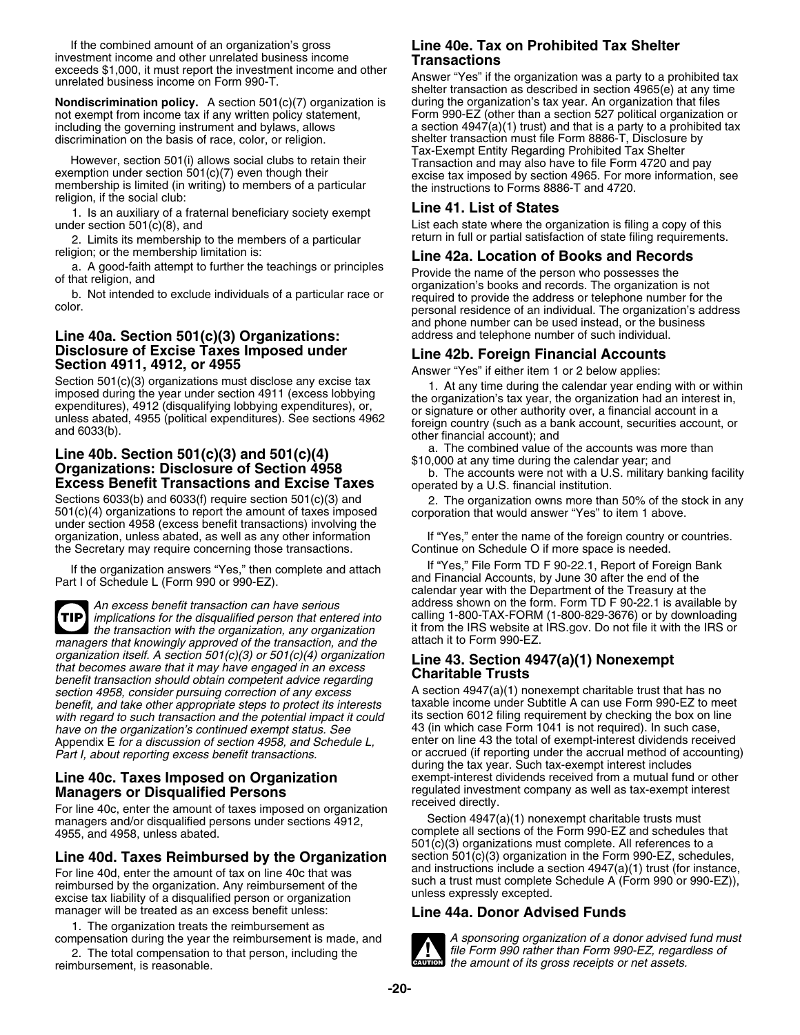If the combined amount of an organization's gross investment income and other unrelated business income exceeds $1,000, it must report the investment income and other unrelated business income on Form 990-T.

**Nondiscrimination policy.** A section 501(c)(7) organization is not exempt from income tax if any written policy statement, including the governing instrument and bylaws, allows discrimination on the basis of race, color, or religion.

However, section 501(i) allows social clubs to retain their exemption under section 501(c)(7) even though their membership is limited (in writing) to members of a particular religion, if the social club:

1. Is an auxiliary of a fraternal beneficiary society exempt under section 501(c)(8), and

2. Limits its membership to the members of a particular religion; or the membership limitation is:

a. A good-faith attempt to further the teachings or principles of that religion, and

b. Not intended to exclude individuals of a particular race or color.

## Line 40a. Section 501(c)(3) Organizations: Disclosure of Excise Taxes Imposed under Section 4911, 4912, or 4955

Section 501(c)(3) organizations must disclose any excise tax imposed during the year under section 4911 (excess lobbying expenditures), 4912 (disqualifying lobbying expenditures), or, unless abated, 4955 (political expenditures). See sections 4962 and 6033(b).

## Line 40b. Section 501(c)(3) and 501(c)(4) Organizations: Disclosure of Section 4958 Excess Benefit Transactions and Excise Taxes

Sections 6033(b) and 6033(f) require section 501(c)(3) and 501(c)(4) organizations to report the amount of taxes imposed under section 4958 (excess benefit transactions) involving the organization, unless abated, as well as any other information the Secretary may require concerning those transactions.

If the organization answers "Yes," then complete and attach Part I of Schedule L (Form 990 or 990-EZ).

**TIP** *An excess benefit transaction can have serious implications for the disqualified person that entered into the transaction with the organization, any organization managers that knowingly approved of the transaction, and the organization itself. A section 501(c)(3) or 501(c)(4) organization that becomes aware that it may have engaged in an excess benefit transaction should obtain competent advice regarding section 4958, consider pursuing correction of any excess benefit, and take other appropriate steps to protect its interests with regard to such transaction and the potential impact it could have on the organization's continued exempt status. See* Appendix E *for a discussion of section 4958, and Schedule L, Part I, about reporting excess benefit transactions.*

## Line 40c. Taxes Imposed on Organization Managers or Disqualified Persons

For line 40c, enter the amount of taxes imposed on organization managers and/or disqualified persons under sections 4912, 4955, and 4958, unless abated.

## Line 40d. Taxes Reimbursed by the Organization

For line 40d, enter the amount of tax on line 40c that was reimbursed by the organization. Any reimbursement of the excise tax liability of a disqualified person or organization manager will be treated as an excess benefit unless:

1. The organization treats the reimbursement as compensation during the year the reimbursement is made, and

2. The total compensation to that person, including the reimbursement, is reasonable.

## Line 40e. Tax on Prohibited Tax Shelter Transactions

Answer "Yes" if the organization was a party to a prohibited tax shelter transaction as described in section 4965(e) at any time during the organization's tax year. An organization that files Form 990-EZ (other than a section 527 political organization or a section 4947(a)(1) trust) and that is a party to a prohibited tax shelter transaction must file Form 8886-T, Disclosure by Tax-Exempt Entity Regarding Prohibited Tax Shelter Transaction and may also have to file Form 4720 and pay excise tax imposed by section 4965. For more information, see the instructions to Forms 8886-T and 4720.

## Line 41. List of States

List each state where the organization is filing a copy of this return in full or partial satisfaction of state filing requirements.

## Line 42a. Location of Books and Records

Provide the name of the person who possesses the organization's books and records. The organization is not required to provide the address or telephone number for the personal residence of an individual. The organization's address and phone number can be used instead, or the business address and telephone number of such individual.

## Line 42b. Foreign Financial Accounts

Answer "Yes" if either item 1 or 2 below applies:

1. At any time during the calendar year ending with or within the organization's tax year, the organization had an interest in, or signature or other authority over, a financial account in a foreign country (such as a bank account, securities account, or other financial account); and

a. The combined value of the accounts was more than $10,000 at any time during the calendar year; and

b. The accounts were not with a U.S. military banking facility operated by a U.S. financial institution.

2. The organization owns more than 50% of the stock in any corporation that would answer "Yes" to item 1 above.

If "Yes," enter the name of the foreign country or countries. Continue on Schedule O if more space is needed.

If "Yes," File Form TD F 90-22.1, Report of Foreign Bank and Financial Accounts, by June 30 after the end of the calendar year with the Department of the Treasury at the address shown on the form. Form TD F 90-22.1 is available by calling 1-800-TAX-FORM (1-800-829-3676) or by downloading it from the IRS website at IRS.gov. Do not file it with the IRS or attach it to Form 990-EZ.

## Line 43. Section 4947(a)(1) Nonexempt Charitable Trusts

A section 4947(a)(1) nonexempt charitable trust that has no taxable income under Subtitle A can use Form 990-EZ to meet its section 6012 filing requirement by checking the box on line 43 (in which case Form 1041 is not required). In such case, enter on line 43 the total of exempt-interest dividends received or accrued (if reporting under the accrual method of accounting) during the tax year. Such tax-exempt interest includes exempt-interest dividends received from a mutual fund or other regulated investment company as well as tax-exempt interest received directly.

Section 4947(a)(1) nonexempt charitable trusts must complete all sections of the Form 990-EZ and schedules that 501(c)(3) organizations must complete. All references to a section 501(c)(3) organization in the Form 990-EZ, schedules, and instructions include a section 4947(a)(1) trust (for instance, such a trust must complete Schedule A (Form 990 or 990-EZ)), unless expressly excepted.

## Line 44a. Donor Advised Funds

**CAUTION** *A sponsoring organization of a donor advised fund must file Form 990 rather than Form 990-EZ, regardless of the amount of its gross receipts or net assets.*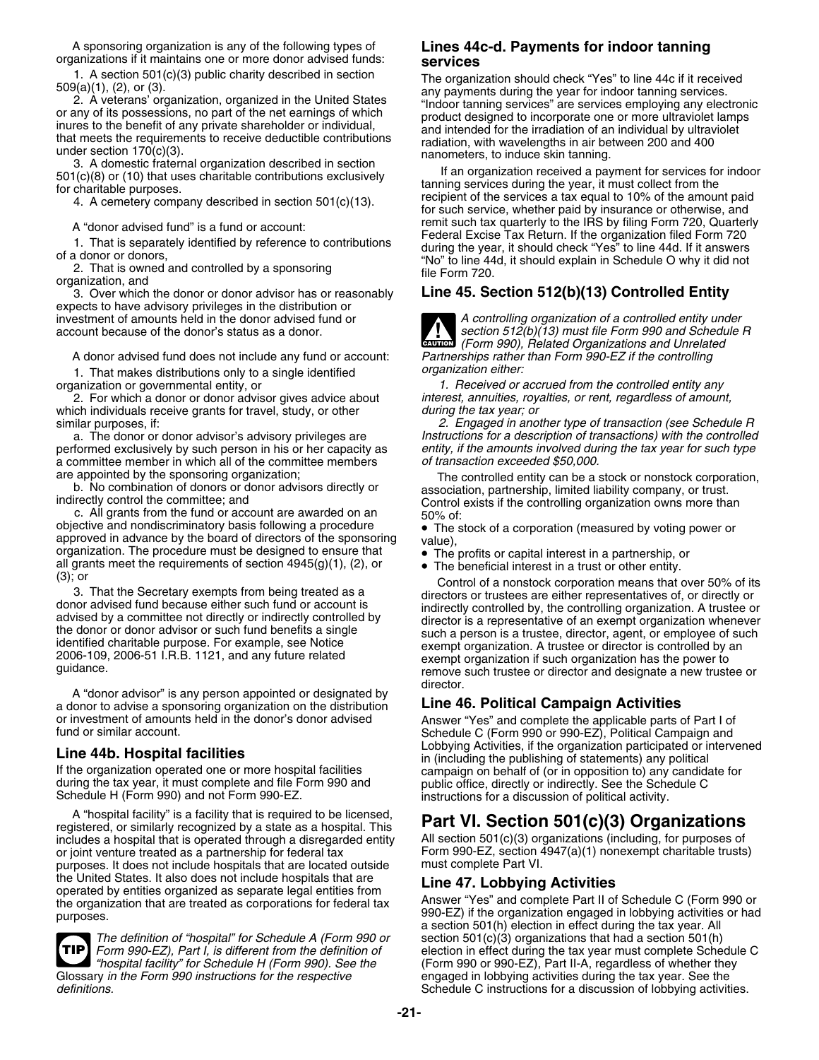A sponsoring organization is any of the following types of organizations if it maintains one or more donor advised funds:

1. A section 501(c)(3) public charity described in section 509(a)(1), (2), or (3).
2. A veterans' organization, organized in the United States or any of its possessions, no part of the net earnings of which inures to the benefit of any private shareholder or individual, that meets the requirements to receive deductible contributions under section 170(c)(3).
3. A domestic fraternal organization described in section 501(c)(8) or (10) that uses charitable contributions exclusively for charitable purposes.
4. A cemetery company described in section 501(c)(13).

A "donor advised fund" is a fund or account:

1. That is separately identified by reference to contributions of a donor or donors,
2. That is owned and controlled by a sponsoring organization, and
3. Over which the donor or donor advisor has or reasonably expects to have advisory privileges in the distribution or investment of amounts held in the donor advised fund or account because of the donor's status as a donor.

A donor advised fund does not include any fund or account:

1. That makes distributions only to a single identified organization or governmental entity, or
2. For which a donor or donor advisor gives advice about which individuals receive grants for travel, study, or other similar purposes, if:
   a. The donor or donor advisor's advisory privileges are performed exclusively by such person in his or her capacity as a committee member in which all of the committee members are appointed by the sponsoring organization;
   b. No combination of donors or donor advisors directly or indirectly control the committee; and
   c. All grants from the fund or account are awarded on an objective and nondiscriminatory basis following a procedure approved in advance by the board of directors of the sponsoring organization. The procedure must be designed to ensure that all grants meet the requirements of section 4945(g)(1), (2), or (3); or
3. That the Secretary exempts from being treated as a donor advised fund because either such fund or account is advised by a committee not directly or indirectly controlled by the donor or donor advisor or such fund benefits a single identified charitable purpose. For example, see Notice 2006-109, 2006-51 I.R.B. 1121, and any future related guidance.

A "donor advisor" is any person appointed or designated by a donor to advise a sponsoring organization on the distribution or investment of amounts held in the donor's donor advised fund or similar account.

### Line 44b. Hospital facilities

If the organization operated one or more hospital facilities during the tax year, it must complete and file Form 990 and Schedule H (Form 990) and not Form 990-EZ.

A "hospital facility" is a facility that is required to be licensed, registered, or similarly recognized by a state as a hospital. This includes a hospital that is operated through a disregarded entity or joint venture treated as a partnership for federal tax purposes. It does not include hospitals that are located outside the United States. It also does not include hospitals that are operated by entities organized as separate legal entities from the organization that are treated as corporations for federal tax purposes.

**TIP** *The definition of "hospital" for Schedule A (Form 990 or Form 990-EZ), Part I, is different from the definition of "hospital facility" for Schedule H (Form 990). See the Glossary in the Form 990 instructions for the respective definitions.*

### Lines 44c-d. Payments for indoor tanning services

The organization should check "Yes" to line 44c if it received any payments during the year for indoor tanning services. "Indoor tanning services" are services employing any electronic product designed to incorporate one or more ultraviolet lamps and intended for the irradiation of an individual by ultraviolet radiation, with wavelengths in air between 200 and 400 nanometers, to induce skin tanning.

If an organization received a payment for services for indoor tanning services during the year, it must collect from the recipient of the services a tax equal to 10% of the amount paid for such service, whether paid by insurance or otherwise, and remit such tax quarterly to the IRS by filing Form 720, Quarterly Federal Excise Tax Return. If the organization filed Form 720 during the year, it should check "Yes" to line 44d. If it answers "No" to line 44d, it should explain in Schedule O why it did not file Form 720.

### Line 45. Section 512(b)(13) Controlled Entity

**CAUTION** *A controlling organization of a controlled entity under section 512(b)(13) must file Form 990 and Schedule R (Form 990), Related Organizations and Unrelated Partnerships rather than Form 990-EZ if the controlling organization either:*

*1. Received or accrued from the controlled entity any interest, annuities, royalties, or rent, regardless of amount, during the tax year; or*

*2. Engaged in another type of transaction (see Schedule R Instructions for a description of transactions) with the controlled entity, if the amounts involved during the tax year for such type of transaction exceeded $50,000.*

The controlled entity can be a stock or nonstock corporation, association, partnership, limited liability company, or trust. Control exists if the controlling organization owns more than 50% of:

- The stock of a corporation (measured by voting power or value),
- The profits or capital interest in a partnership, or
- The beneficial interest in a trust or other entity.

Control of a nonstock corporation means that over 50% of its directors or trustees are either representatives of, or directly or indirectly controlled by, the controlling organization. A trustee or director is a representative of an exempt organization whenever such a person is a trustee, director, agent, or employee of such exempt organization. A trustee or director is controlled by an exempt organization if such organization has the power to remove such trustee or director and designate a new trustee or director.

### Line 46. Political Campaign Activities

Answer "Yes" and complete the applicable parts of Part I of Schedule C (Form 990 or 990-EZ), Political Campaign and Lobbying Activities, if the organization participated or intervened in (including the publishing of statements) any political campaign on behalf of (or in opposition to) any candidate for public office, directly or indirectly. See the Schedule C instructions for a discussion of political activity.

## Part VI. Section 501(c)(3) Organizations

All section 501(c)(3) organizations (including, for purposes of Form 990-EZ, section 4947(a)(1) nonexempt charitable trusts) must complete Part VI.

### Line 47. Lobbying Activities

Answer "Yes" and complete Part II of Schedule C (Form 990 or 990-EZ) if the organization engaged in lobbying activities or had a section 501(h) election in effect during the tax year. All section 501(c)(3) organizations that had a section 501(h) election in effect during the tax year must complete Schedule C (Form 990 or 990-EZ), Part II-A, regardless of whether they engaged in lobbying activities during the tax year. See the Schedule C instructions for a discussion of lobbying activities.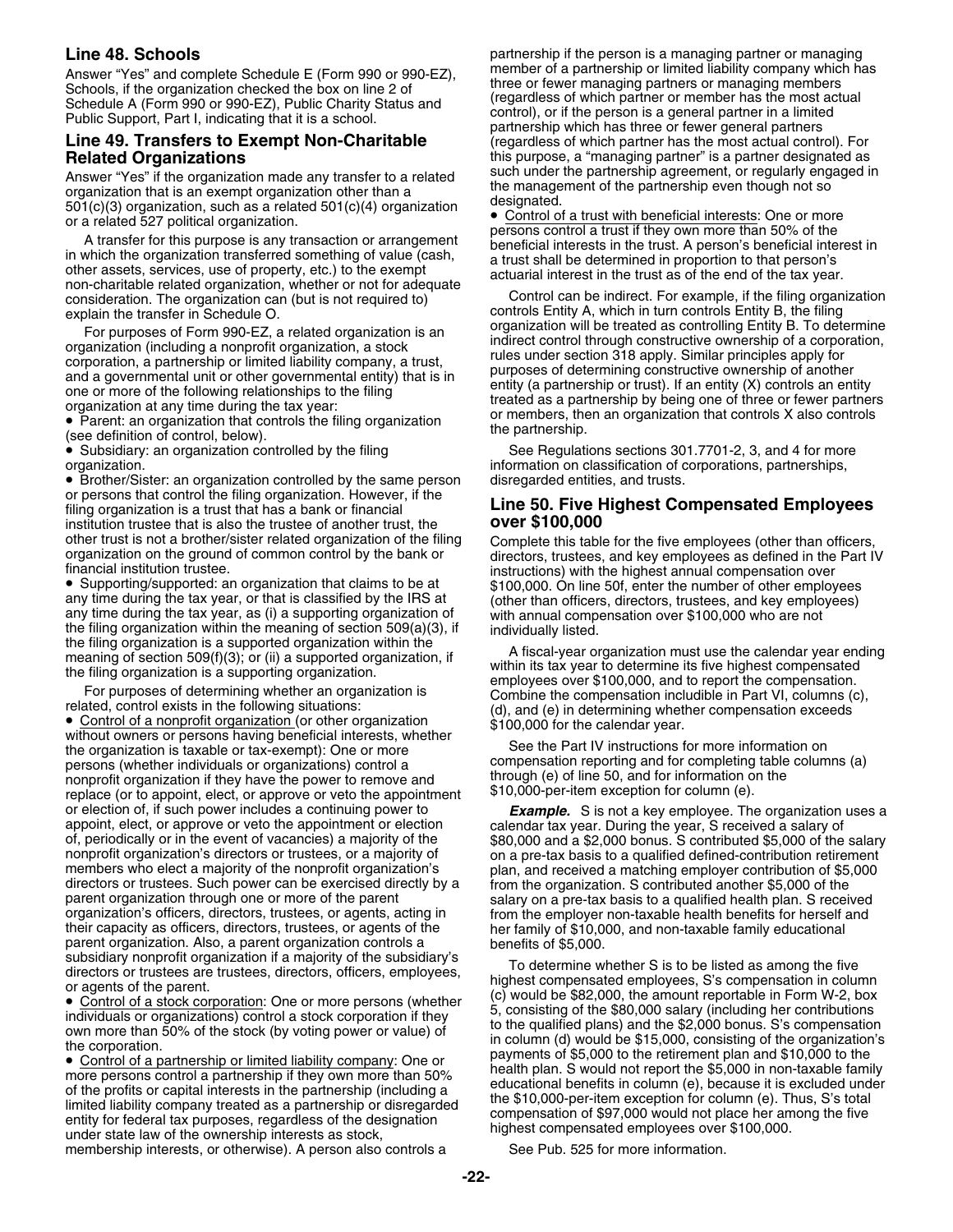**Line 48. Schools**

Answer "Yes" and complete Schedule E (Form 990 or 990-EZ), Schools, if the organization checked the box on line 2 of Schedule A (Form 990 or 990-EZ), Public Charity Status and Public Support, Part I, indicating that it is a school.

**Line 49. Transfers to Exempt Non-Charitable Related Organizations**

Answer "Yes" if the organization made any transfer to a related organization that is an exempt organization other than a 501(c)(3) organization, such as a related 501(c)(4) organization or a related 527 political organization.

A transfer for this purpose is any transaction or arrangement in which the organization transferred something of value (cash, other assets, services, use of property, etc.) to the exempt non-charitable related organization, whether or not for adequate consideration. The organization can (but is not required to) explain the transfer in Schedule O.

For purposes of Form 990-EZ, a related organization is an organization (including a nonprofit organization, a stock corporation, a partnership or limited liability company, a trust, and a governmental unit or other governmental entity) that is in one or more of the following relationships to the filing organization at any time during the tax year:

- Parent: an organization that controls the filing organization (see definition of control, below).
- Subsidiary: an organization controlled by the filing organization.
- Brother/Sister: an organization controlled by the same person or persons that control the filing organization. However, if the filing organization is a trust that has a bank or financial institution trustee that is also the trustee of another trust, the other trust is not a brother/sister related organization of the filing organization on the ground of common control by the bank or financial institution trustee.
- Supporting/supported: an organization that claims to be at any time during the tax year, or that is classified by the IRS at any time during the tax year, as (i) a supporting organization of the filing organization within the meaning of section 509(a)(3), if the filing organization is a supported organization within the meaning of section 509(f)(3); or (ii) a supported organization, if the filing organization is a supporting organization.

For purposes of determining whether an organization is related, control exists in the following situations:

- Control of a nonprofit organization (or other organization without owners or persons having beneficial interests, whether the organization is taxable or tax-exempt): One or more persons (whether individuals or organizations) control a nonprofit organization if they have the power to remove and replace (or to appoint, elect, or approve or veto the appointment or election of, if such power includes a continuing power to appoint, elect, or approve or veto the appointment or election of, periodically or in the event of vacancies) a majority of the nonprofit organization's directors or trustees, or a majority of members who elect a majority of the nonprofit organization's directors or trustees. Such power can be exercised directly by a parent organization through one or more of the parent organization's officers, directors, trustees, or agents, acting in their capacity as officers, directors, trustees, or agents of the parent organization. Also, a parent organization controls a subsidiary nonprofit organization if a majority of the subsidiary's directors or trustees are trustees, directors, officers, employees, or agents of the parent.
- Control of a stock corporation: One or more persons (whether individuals or organizations) control a stock corporation if they own more than 50% of the stock (by voting power or value) of the corporation.
- Control of a partnership or limited liability company: One or more persons control a partnership if they own more than 50% of the profits or capital interests in the partnership (including a limited liability company treated as a partnership or disregarded entity for federal tax purposes, regardless of the designation under state law of the ownership interests as stock, membership interests, or otherwise). A person also controls a partnership if the person is a managing partner or managing member of a partnership or limited liability company which has three or fewer managing partners or managing members (regardless of which partner or member has the most actual control), or if the person is a general partner in a limited partnership which has three or fewer general partners (regardless of which partner has the most actual control). For this purpose, a "managing partner" is a partner designated as such under the partnership agreement, or regularly engaged in the management of the partnership even though not so designated.
- Control of a trust with beneficial interests: One or more persons control a trust if they own more than 50% of the beneficial interests in the trust. A person's beneficial interest in a trust shall be determined in proportion to that person's actuarial interest in the trust as of the end of the tax year.

Control can be indirect. For example, if the filing organization controls Entity A, which in turn controls Entity B, the filing organization will be treated as controlling Entity B. To determine indirect control through constructive ownership of a corporation, rules under section 318 apply. Similar principles apply for purposes of determining constructive ownership of another entity (a partnership or trust). If an entity (X) controls an entity treated as a partnership by being one of three or fewer partners or members, then an organization that controls X also controls the partnership.

See Regulations sections 301.7701-2, 3, and 4 for more information on classification of corporations, partnerships, disregarded entities, and trusts.

**Line 50. Five Highest Compensated Employees over $100,000**

Complete this table for the five employees (other than officers, directors, trustees, and key employees as defined in the Part IV instructions) with the highest annual compensation over $100,000. On line 50f, enter the number of other employees (other than officers, directors, trustees, and key employees) with annual compensation over $100,000 who are not individually listed.

A fiscal-year organization must use the calendar year ending within its tax year to determine its five highest compensated employees over $100,000, and to report the compensation. Combine the compensation includible in Part VI, columns (c), (d), and (e) in determining whether compensation exceeds $100,000 for the calendar year.

See the Part IV instructions for more information on compensation reporting and for completing table columns (a) through (e) of line 50, and for information on the $10,000-per-item exception for column (e).

***Example.*** S is not a key employee. The organization uses a calendar tax year. During the year, S received a salary of $80,000 and a $2,000 bonus. S contributed $5,000 of the salary on a pre-tax basis to a qualified defined-contribution retirement plan, and received a matching employer contribution of $5,000 from the organization. S contributed another $5,000 of the salary on a pre-tax basis to a qualified health plan. S received from the employer non-taxable health benefits for herself and her family of $10,000, and non-taxable family educational benefits of $5,000.

To determine whether S is to be listed as among the five highest compensated employees, S's compensation in column (c) would be $82,000, the amount reportable in Form W-2, box 5, consisting of the $80,000 salary (including her contributions to the qualified plans) and the $2,000 bonus. S's compensation in column (d) would be $15,000, consisting of the organization's payments of $5,000 to the retirement plan and $10,000 to the health plan. S would not report the $5,000 in non-taxable family educational benefits in column (e), because it is excluded under the $10,000-per-item exception for column (e). Thus, S's total compensation of $97,000 would not place her among the five highest compensated employees over $100,000.

See Pub. 525 for more information.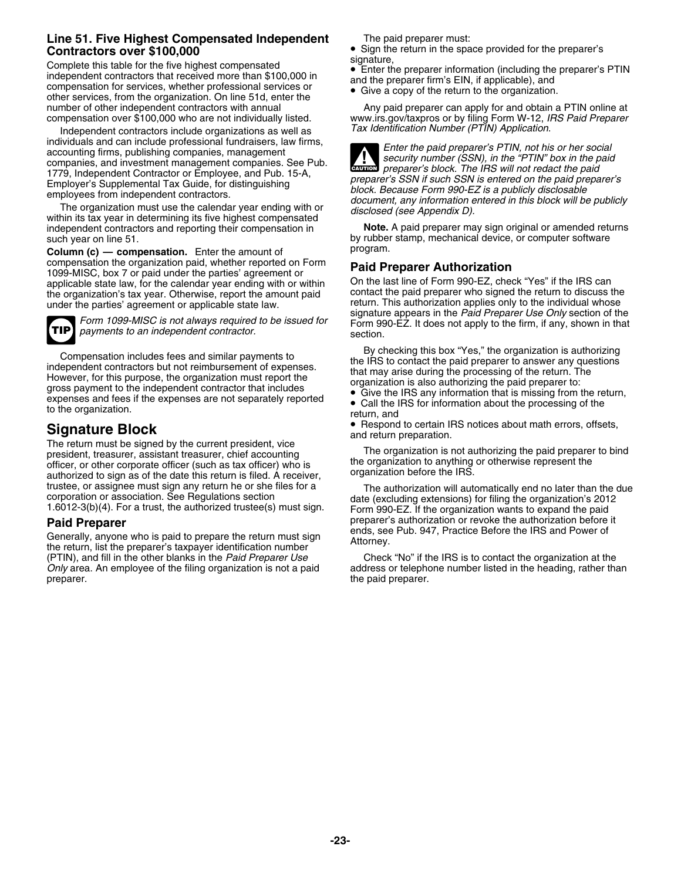### Line 51. Five Highest Compensated Independent Contractors over $100,000

Complete this table for the five highest compensated independent contractors that received more than $100,000 in compensation for services, whether professional services or other services, from the organization. On line 51d, enter the number of other independent contractors with annual compensation over $100,000 who are not individually listed.

Independent contractors include organizations as well as individuals and can include professional fundraisers, law firms, accounting firms, publishing companies, management companies, and investment management companies. See Pub. 1779, Independent Contractor or Employee, and Pub. 15-A, Employer's Supplemental Tax Guide, for distinguishing employees from independent contractors.

The organization must use the calendar year ending with or within its tax year in determining its five highest compensated independent contractors and reporting their compensation in such year on line 51.

**Column (c) — compensation.** Enter the amount of compensation the organization paid, whether reported on Form 1099-MISC, box 7 or paid under the parties' agreement or applicable state law, for the calendar year ending with or within the organization's tax year. Otherwise, report the amount paid under the parties' agreement or applicable state law.

**TIP** *Form 1099-MISC is not always required to be issued for payments to an independent contractor.*

Compensation includes fees and similar payments to independent contractors but not reimbursement of expenses. However, for this purpose, the organization must report the gross payment to the independent contractor that includes expenses and fees if the expenses are not separately reported to the organization.

## Signature Block

The return must be signed by the current president, vice president, treasurer, assistant treasurer, chief accounting officer, or other corporate officer (such as tax officer) who is authorized to sign as of the date this return is filed. A receiver, trustee, or assignee must sign any return he or she files for a corporation or association. See Regulations section 1.6012-3(b)(4). For a trust, the authorized trustee(s) must sign.

### Paid Preparer

Generally, anyone who is paid to prepare the return must sign the return, list the preparer's taxpayer identification number (PTIN), and fill in the other blanks in the *Paid Preparer Use Only* area. An employee of the filing organization is not a paid preparer.

The paid preparer must:

- Sign the return in the space provided for the preparer's signature,
- Enter the preparer information (including the preparer's PTIN and the preparer firm's EIN, if applicable), and
- Give a copy of the return to the organization.

Any paid preparer can apply for and obtain a PTIN online at www.irs.gov/taxpros or by filing Form W-12, *IRS Paid Preparer Tax Identification Number (PTIN) Application*.

**CAUTION** *Enter the paid preparer's PTIN, not his or her social security number (SSN), in the "PTIN" box in the paid preparer's block. The IRS will not redact the paid preparer's SSN if such SSN is entered on the paid preparer's block. Because Form 990-EZ is a publicly disclosable document, any information entered in this block will be publicly disclosed (see Appendix D).*

**Note.** A paid preparer may sign original or amended returns by rubber stamp, mechanical device, or computer software program.

### Paid Preparer Authorization

On the last line of Form 990-EZ, check "Yes" if the IRS can contact the paid preparer who signed the return to discuss the return. This authorization applies only to the individual whose signature appears in the *Paid Preparer Use Only* section of the Form 990-EZ. It does not apply to the firm, if any, shown in that section.

By checking this box "Yes," the organization is authorizing the IRS to contact the paid preparer to answer any questions that may arise during the processing of the return. The organization is also authorizing the paid preparer to:

- Give the IRS any information that is missing from the return,
- Call the IRS for information about the processing of the return, and
- Respond to certain IRS notices about math errors, offsets, and return preparation.

The organization is not authorizing the paid preparer to bind the organization to anything or otherwise represent the organization before the IRS.

The authorization will automatically end no later than the due date (excluding extensions) for filing the organization's 2012 Form 990-EZ. If the organization wants to expand the paid preparer's authorization or revoke the authorization before it ends, see Pub. 947, Practice Before the IRS and Power of Attorney.

Check "No" if the IRS is to contact the organization at the address or telephone number listed in the heading, rather than the paid preparer.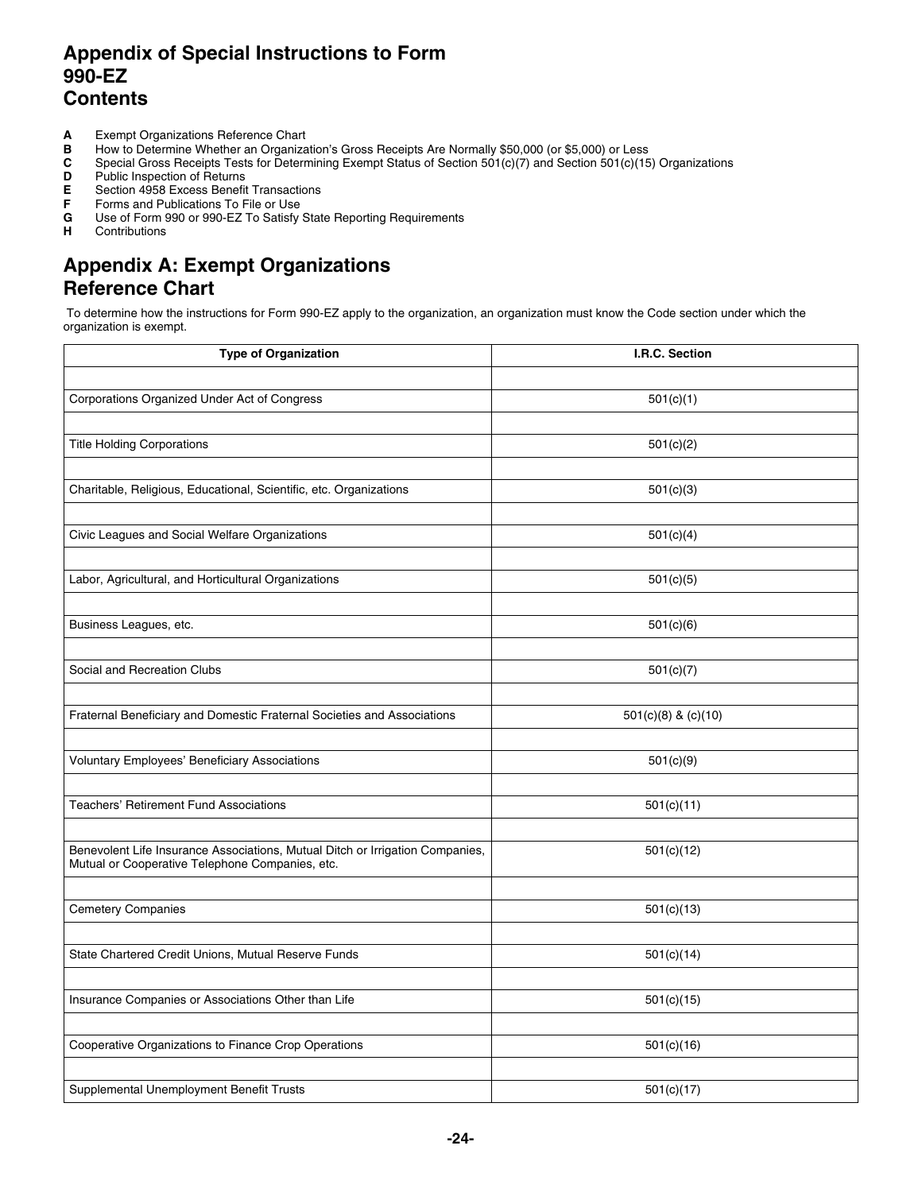# Appendix of Special Instructions to Form 990-EZ
# Contents

- **A** Exempt Organizations Reference Chart
- **B** How to Determine Whether an Organization's Gross Receipts Are Normally $50,000 (or $5,000) or Less
- **C** Special Gross Receipts Tests for Determining Exempt Status of Section 501(c)(7) and Section 501(c)(15) Organizations
- **D** Public Inspection of Returns
- **E** Section 4958 Excess Benefit Transactions
- **F** Forms and Publications To File or Use
- **G** Use of Form 990 or 990-EZ To Satisfy State Reporting Requirements
- **H** Contributions

## Appendix A: Exempt Organizations Reference Chart

To determine how the instructions for Form 990-EZ apply to the organization, an organization must know the Code section under which the organization is exempt.

| Type of Organization | I.R.C. Section |
|---|---|
| Corporations Organized Under Act of Congress | 501(c)(1) |
| Title Holding Corporations | 501(c)(2) |
| Charitable, Religious, Educational, Scientific, etc. Organizations | 501(c)(3) |
| Civic Leagues and Social Welfare Organizations | 501(c)(4) |
| Labor, Agricultural, and Horticultural Organizations | 501(c)(5) |
| Business Leagues, etc. | 501(c)(6) |
| Social and Recreation Clubs | 501(c)(7) |
| Fraternal Beneficiary and Domestic Fraternal Societies and Associations | 501(c)(8) & (c)(10) |
| Voluntary Employees' Beneficiary Associations | 501(c)(9) |
| Teachers' Retirement Fund Associations | 501(c)(11) |
| Benevolent Life Insurance Associations, Mutual Ditch or Irrigation Companies, Mutual or Cooperative Telephone Companies, etc. | 501(c)(12) |
| Cemetery Companies | 501(c)(13) |
| State Chartered Credit Unions, Mutual Reserve Funds | 501(c)(14) |
| Insurance Companies or Associations Other than Life | 501(c)(15) |
| Cooperative Organizations to Finance Crop Operations | 501(c)(16) |
| Supplemental Unemployment Benefit Trusts | 501(c)(17) |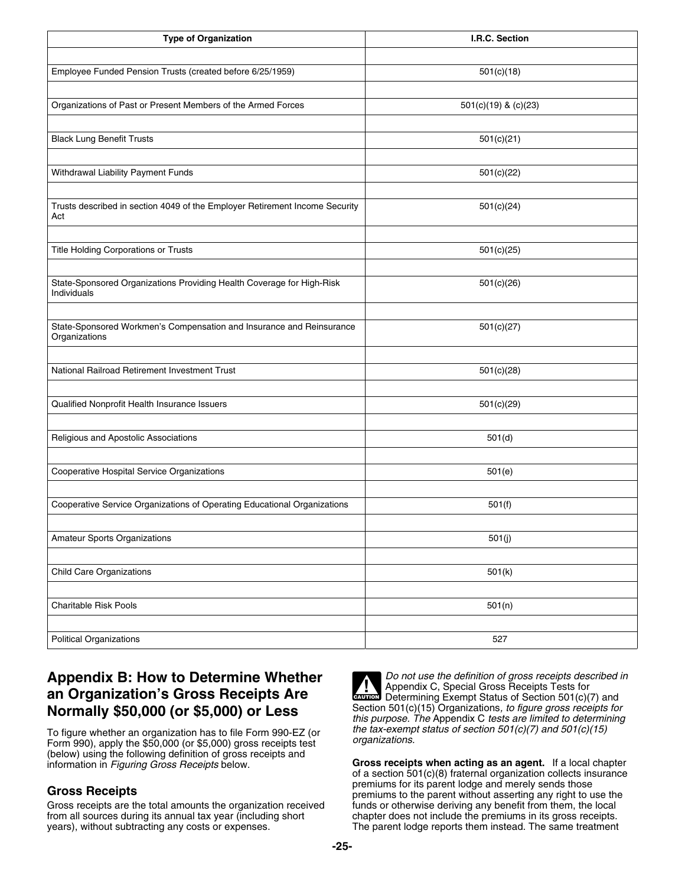| Type of Organization | I.R.C. Section |
| --- | --- |
| Employee Funded Pension Trusts (created before 6/25/1959) | 501(c)(18) |
| Organizations of Past or Present Members of the Armed Forces | 501(c)(19) & (c)(23) |
| Black Lung Benefit Trusts | 501(c)(21) |
| Withdrawal Liability Payment Funds | 501(c)(22) |
| Trusts described in section 4049 of the Employer Retirement Income Security Act | 501(c)(24) |
| Title Holding Corporations or Trusts | 501(c)(25) |
| State-Sponsored Organizations Providing Health Coverage for High-Risk Individuals | 501(c)(26) |
| State-Sponsored Workmen's Compensation and Insurance and Reinsurance Organizations | 501(c)(27) |
| National Railroad Retirement Investment Trust | 501(c)(28) |
| Qualified Nonprofit Health Insurance Issuers | 501(c)(29) |
| Religious and Apostolic Associations | 501(d) |
| Cooperative Hospital Service Organizations | 501(e) |
| Cooperative Service Organizations of Operating Educational Organizations | 501(f) |
| Amateur Sports Organizations | 501(j) |
| Child Care Organizations | 501(k) |
| Charitable Risk Pools | 501(n) |
| Political Organizations | 527 |

## Appendix B: How to Determine Whether an Organization's Gross Receipts Are Normally $50,000 (or $5,000) or Less

To figure whether an organization has to file Form 990-EZ (or Form 990), apply the $50,000 (or $5,000) gross receipts test (below) using the following definition of gross receipts and information in *Figuring Gross Receipts* below.

### Gross Receipts

Gross receipts are the total amounts the organization received from all sources during its annual tax year (including short years), without subtracting any costs or expenses.

**CAUTION** *Do not use the definition of gross receipts described in* Appendix C, Special Gross Receipts Tests for Determining Exempt Status of Section 501(c)(7) and Section 501(c)(15) Organizations*, to figure gross receipts for this purpose. The* Appendix C *tests are limited to determining the tax-exempt status of section 501(c)(7) and 501(c)(15) organizations.*

**Gross receipts when acting as an agent.** If a local chapter of a section 501(c)(8) fraternal organization collects insurance premiums for its parent lodge and merely sends those premiums to the parent without asserting any right to use the funds or otherwise deriving any benefit from them, the local chapter does not include the premiums in its gross receipts. The parent lodge reports them instead. The same treatment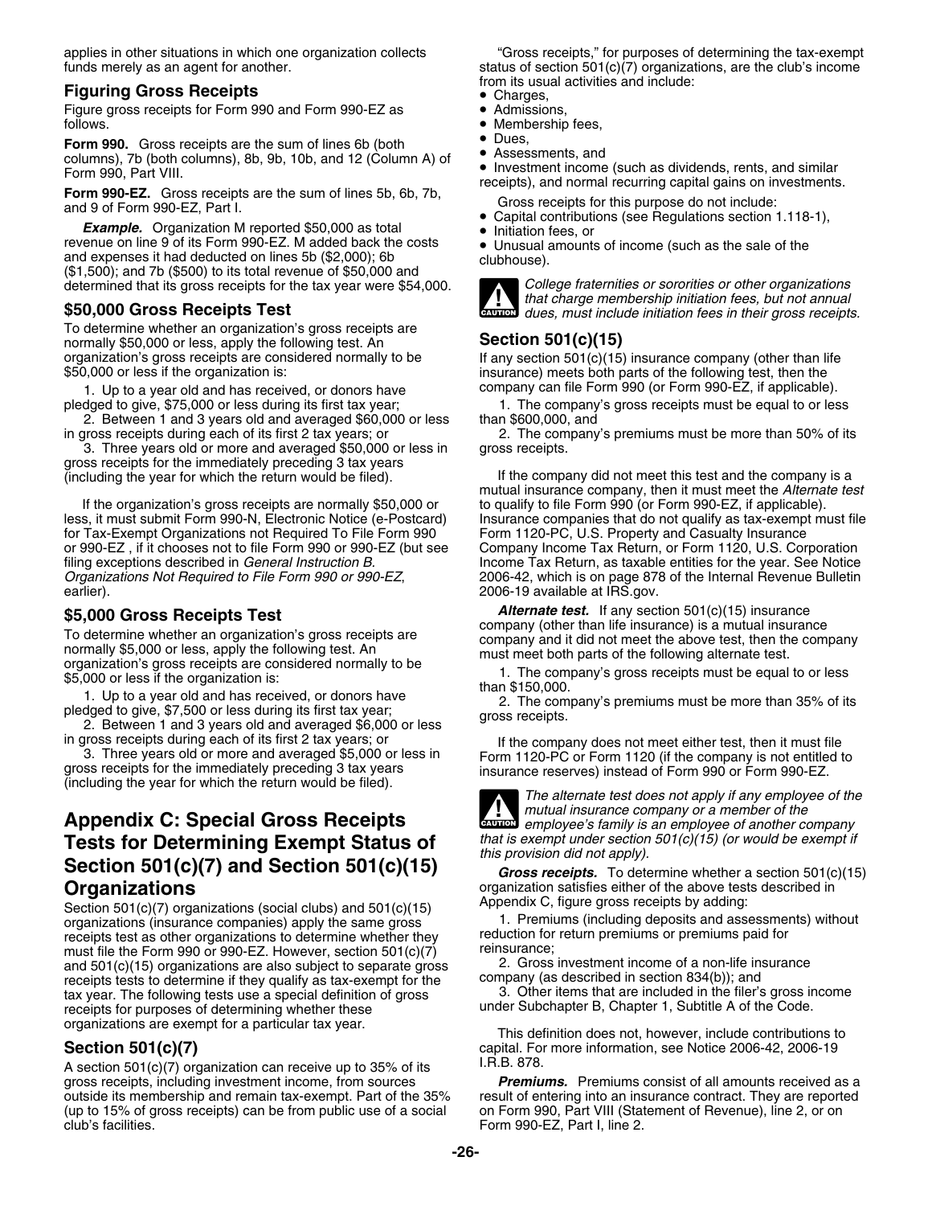applies in other situations in which one organization collects funds merely as an agent for another.

### Figuring Gross Receipts

Figure gross receipts for Form 990 and Form 990-EZ as follows.

**Form 990.** Gross receipts are the sum of lines 6b (both columns), 7b (both columns), 8b, 9b, 10b, and 12 (Column A) of Form 990, Part VIII.

**Form 990-EZ.** Gross receipts are the sum of lines 5b, 6b, 7b, and 9 of Form 990-EZ, Part I.

***Example.*** Organization M reported $50,000 as total revenue on line 9 of its Form 990-EZ. M added back the costs and expenses it had deducted on lines 5b ($2,000); 6b ($1,500); and 7b ($500) to its total revenue of $50,000 and determined that its gross receipts for the tax year were $54,000.

### $50,000 Gross Receipts Test

To determine whether an organization's gross receipts are normally $50,000 or less, apply the following test. An organization's gross receipts are considered normally to be $50,000 or less if the organization is:

1. Up to a year old and has received, or donors have pledged to give, $75,000 or less during its first tax year;
2. Between 1 and 3 years old and averaged $60,000 or less in gross receipts during each of its first 2 tax years; or
3. Three years old or more and averaged $50,000 or less in gross receipts for the immediately preceding 3 tax years (including the year for which the return would be filed).

If the organization's gross receipts are normally $50,000 or less, it must submit Form 990-N, Electronic Notice (e-Postcard) for Tax-Exempt Organizations not Required To File Form 990 or 990-EZ , if it chooses not to file Form 990 or 990-EZ (but see filing exceptions described in *General Instruction B. Organizations Not Required to File Form 990 or 990-EZ*, earlier).

### $5,000 Gross Receipts Test

To determine whether an organization's gross receipts are normally $5,000 or less, apply the following test. An organization's gross receipts are considered normally to be $5,000 or less if the organization is:

1. Up to a year old and has received, or donors have pledged to give, $7,500 or less during its first tax year;
2. Between 1 and 3 years old and averaged $6,000 or less in gross receipts during each of its first 2 tax years; or
3. Three years old or more and averaged $5,000 or less in gross receipts for the immediately preceding 3 tax years (including the year for which the return would be filed).

# Appendix C: Special Gross Receipts Tests for Determining Exempt Status of Section 501(c)(7) and Section 501(c)(15) Organizations

Section 501(c)(7) organizations (social clubs) and 501(c)(15) organizations (insurance companies) apply the same gross receipts test as other organizations to determine whether they must file the Form 990 or 990-EZ. However, section 501(c)(7) and 501(c)(15) organizations are also subject to separate gross receipts tests to determine if they qualify as tax-exempt for the tax year. The following tests use a special definition of gross receipts for purposes of determining whether these organizations are exempt for a particular tax year.

### Section 501(c)(7)

A section 501(c)(7) organization can receive up to 35% of its gross receipts, including investment income, from sources outside its membership and remain tax-exempt. Part of the 35% (up to 15% of gross receipts) can be from public use of a social club's facilities.

"Gross receipts," for purposes of determining the tax-exempt status of section 501(c)(7) organizations, are the club's income from its usual activities and include:

- Charges,
- Admissions,
- Membership fees,
- Dues,
- Assessments, and
- Investment income (such as dividends, rents, and similar receipts), and normal recurring capital gains on investments.

Gross receipts for this purpose do not include:

- Capital contributions (see Regulations section 1.118-1),
- Initiation fees, or
- Unusual amounts of income (such as the sale of the clubhouse).

**CAUTION** *College fraternities or sororities or other organizations that charge membership initiation fees, but not annual dues, must include initiation fees in their gross receipts.*

### Section 501(c)(15)

If any section 501(c)(15) insurance company (other than life insurance) meets both parts of the following test, then the company can file Form 990 (or Form 990-EZ, if applicable).

1. The company's gross receipts must be equal to or less than $600,000, and
2. The company's premiums must be more than 50% of its gross receipts.

If the company did not meet this test and the company is a mutual insurance company, then it must meet the *Alternate test* to qualify to file Form 990 (or Form 990-EZ, if applicable). Insurance companies that do not qualify as tax-exempt must file Form 1120-PC, U.S. Property and Casualty Insurance Company Income Tax Return, or Form 1120, U.S. Corporation Income Tax Return, as taxable entities for the year. See Notice 2006-42, which is on page 878 of the Internal Revenue Bulletin 2006-19 available at IRS.gov.

***Alternate test.*** If any section 501(c)(15) insurance company (other than life insurance) is a mutual insurance company and it did not meet the above test, then the company must meet both parts of the following alternate test.

1. The company's gross receipts must be equal to or less than $150,000.
2. The company's premiums must be more than 35% of its gross receipts.

If the company does not meet either test, then it must file Form 1120-PC or Form 1120 (if the company is not entitled to insurance reserves) instead of Form 990 or Form 990-EZ.

**CAUTION** *The alternate test does not apply if any employee of the mutual insurance company or a member of the employee's family is an employee of another company that is exempt under section 501(c)(15) (or would be exempt if this provision did not apply).*

***Gross receipts.*** To determine whether a section 501(c)(15) organization satisfies either of the above tests described in Appendix C, figure gross receipts by adding:

1. Premiums (including deposits and assessments) without reduction for return premiums or premiums paid for reinsurance;
2. Gross investment income of a non-life insurance company (as described in section 834(b)); and
3. Other items that are included in the filer's gross income under Subchapter B, Chapter 1, Subtitle A of the Code.

This definition does not, however, include contributions to capital. For more information, see Notice 2006-42, 2006-19 I.R.B. 878.

***Premiums.*** Premiums consist of all amounts received as a result of entering into an insurance contract. They are reported on Form 990, Part VIII (Statement of Revenue), line 2, or on Form 990-EZ, Part I, line 2.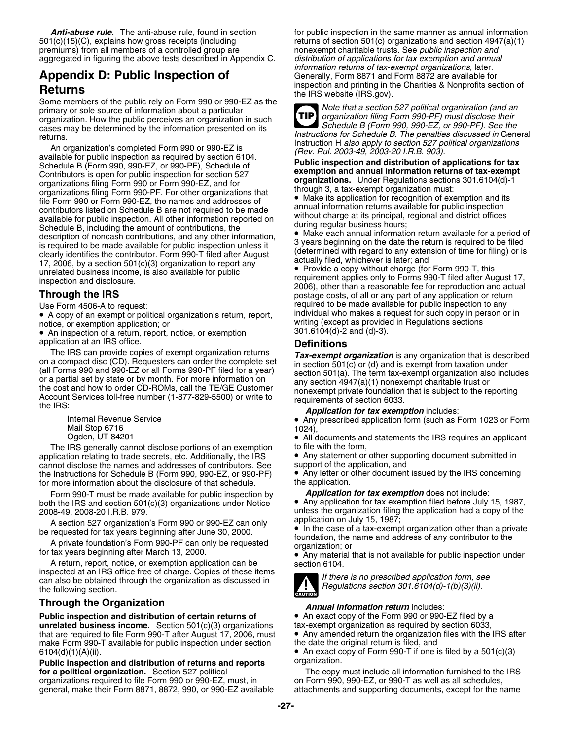***Anti-abuse rule.*** The anti-abuse rule, found in section 501(c)(15)(C), explains how gross receipts (including premiums) from all members of a controlled group are aggregated in figuring the above tests described in Appendix C.

## Appendix D: Public Inspection of Returns

Some members of the public rely on Form 990 or 990-EZ as the primary or sole source of information about a particular organization. How the public perceives an organization in such cases may be determined by the information presented on its returns.

An organization's completed Form 990 or 990-EZ is available for public inspection as required by section 6104. Schedule B (Form 990, 990-EZ, or 990-PF), Schedule of Contributors is open for public inspection for section 527 organizations filing Form 990 or Form 990-EZ, and for organizations filing Form 990-PF. For other organizations that file Form 990 or Form 990-EZ, the names and addresses of contributors listed on Schedule B are not required to be made available for public inspection. All other information reported on Schedule B, including the amount of contributions, the description of noncash contributions, and any other information, is required to be made available for public inspection unless it clearly identifies the contributor. Form 990-T filed after August 17, 2006, by a section 501(c)(3) organization to report any unrelated business income, is also available for public inspection and disclosure.

### Through the IRS

Use Form 4506-A to request:

- A copy of an exempt or political organization's return, report, notice, or exemption application; or
- An inspection of a return, report, notice, or exemption application at an IRS office.

The IRS can provide copies of exempt organization returns on a compact disc (CD). Requesters can order the complete set (all Forms 990 and 990-EZ or all Forms 990-PF filed for a year) or a partial set by state or by month. For more information on the cost and how to order CD-ROMs, call the TE/GE Customer Account Services toll-free number (1-877-829-5500) or write to the IRS:

Internal Revenue Service
Mail Stop 6716
Ogden, UT 84201

The IRS generally cannot disclose portions of an exemption application relating to trade secrets, etc. Additionally, the IRS cannot disclose the names and addresses of contributors. See the Instructions for Schedule B (Form 990, 990-EZ, or 990-PF) for more information about the disclosure of that schedule.

Form 990-T must be made available for public inspection by both the IRS and section 501(c)(3) organizations under Notice 2008-49, 2008-20 I.R.B. 979.

A section 527 organization's Form 990 or 990-EZ can only be requested for tax years beginning after June 30, 2000.

A private foundation's Form 990-PF can only be requested for tax years beginning after March 13, 2000.

A return, report, notice, or exemption application can be inspected at an IRS office free of charge. Copies of these items can also be obtained through the organization as discussed in the following section.

### Through the Organization

**Public inspection and distribution of certain returns of unrelated business income.** Section 501(c)(3) organizations that are required to file Form 990-T after August 17, 2006, must make Form 990-T available for public inspection under section 6104(d)(1)(A)(ii).

**Public inspection and distribution of returns and reports for a political organization.** Section 527 political organizations required to file Form 990 or 990-EZ, must, in general, make their Form 8871, 8872, 990, or 990-EZ available for public inspection in the same manner as annual information returns of section 501(c) organizations and section 4947(a)(1) nonexempt charitable trusts. See *public inspection and distribution of applications for tax exemption and annual information returns of tax-exempt organizations*, later. Generally, Form 8871 and Form 8872 are available for inspection and printing in the Charities & Nonprofits section of the IRS website (IRS.gov).

TIP *Note that a section 527 political organization (and an organization filing Form 990-PF) must disclose their Schedule B (Form 990, 990-EZ, or 990-PF). See the Instructions for Schedule B. The penalties discussed in* General Instruction H *also apply to section 527 political organizations (Rev. Rul. 2003-49, 2003-20 I.R.B. 903).*

**Public inspection and distribution of applications for tax exemption and annual information returns of tax-exempt organizations.** Under Regulations sections 301.6104(d)-1 through 3, a tax-exempt organization must:

- Make its application for recognition of exemption and its annual information returns available for public inspection without charge at its principal, regional and district offices during regular business hours;
- Make each annual information return available for a period of 3 years beginning on the date the return is required to be filed (determined with regard to any extension of time for filing) or is actually filed, whichever is later; and
- Provide a copy without charge (for Form 990-T, this requirement applies only to Forms 990-T filed after August 17, 2006), other than a reasonable fee for reproduction and actual postage costs, of all or any part of any application or return required to be made available for public inspection to any individual who makes a request for such copy in person or in writing (except as provided in Regulations sections 301.6104(d)-2 and (d)-3).

### Definitions

***Tax-exempt organization*** is any organization that is described in section 501(c) or (d) and is exempt from taxation under section 501(a). The term tax-exempt organization also includes any section 4947(a)(1) nonexempt charitable trust or nonexempt private foundation that is subject to the reporting requirements of section 6033.

***Application for tax exemption*** includes:

- Any prescribed application form (such as Form 1023 or Form 1024),
- All documents and statements the IRS requires an applicant to file with the form,
- Any statement or other supporting document submitted in support of the application, and
- Any letter or other document issued by the IRS concerning the application.

***Application for tax exemption*** does not include:

- Any application for tax exemption filed before July 15, 1987, unless the organization filing the application had a copy of the application on July 15, 1987;
- In the case of a tax-exempt organization other than a private foundation, the name and address of any contributor to the organization; or
- Any material that is not available for public inspection under section 6104.

CAUTION *If there is no prescribed application form, see Regulations section 301.6104(d)-1(b)(3)(ii).*

***Annual information return*** includes:

- An exact copy of the Form 990 or 990-EZ filed by a tax-exempt organization as required by section 6033,
- Any amended return the organization files with the IRS after the date the original return is filed, and
- An exact copy of Form 990-T if one is filed by a 501(c)(3) organization.

The copy must include all information furnished to the IRS on Form 990, 990-EZ, or 990-T as well as all schedules, attachments and supporting documents, except for the name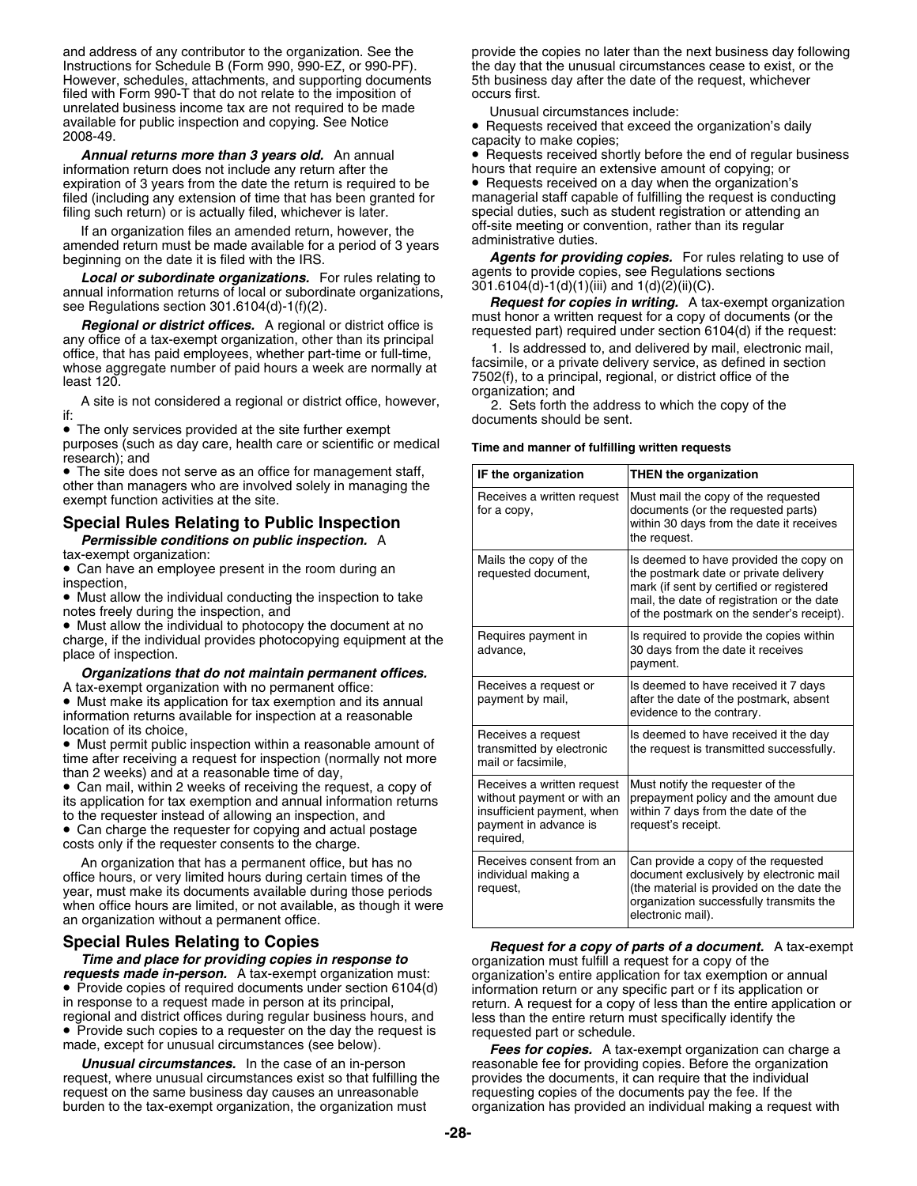and address of any contributor to the organization. See the Instructions for Schedule B (Form 990, 990-EZ, or 990-PF). However, schedules, attachments, and supporting documents filed with Form 990-T that do not relate to the imposition of unrelated business income tax are not required to be made available for public inspection and copying. See Notice 2008-49.

***Annual returns more than 3 years old.*** An annual information return does not include any return after the expiration of 3 years from the date the return is required to be filed (including any extension of time that has been granted for filing such return) or is actually filed, whichever is later.

If an organization files an amended return, however, the amended return must be made available for a period of 3 years beginning on the date it is filed with the IRS.

***Local or subordinate organizations.*** For rules relating to annual information returns of local or subordinate organizations, see Regulations section 301.6104(d)-1(f)(2).

***Regional or district offices.*** A regional or district office is any office of a tax-exempt organization, other than its principal office, that has paid employees, whether part-time or full-time, whose aggregate number of paid hours a week are normally at least 120.

A site is not considered a regional or district office, however, if:

- The only services provided at the site further exempt purposes (such as day care, health care or scientific or medical research); and
- The site does not serve as an office for management staff, other than managers who are involved solely in managing the exempt function activities at the site.

## Special Rules Relating to Public Inspection

***Permissible conditions on public inspection.*** A tax-exempt organization:

- Can have an employee present in the room during an inspection,
- Must allow the individual conducting the inspection to take notes freely during the inspection, and
- Must allow the individual to photocopy the document at no charge, if the individual provides photocopying equipment at the place of inspection.

***Organizations that do not maintain permanent offices.*** A tax-exempt organization with no permanent office:

- Must make its application for tax exemption and its annual information returns available for inspection at a reasonable location of its choice,
- Must permit public inspection within a reasonable amount of time after receiving a request for inspection (normally not more than 2 weeks) and at a reasonable time of day,
- Can mail, within 2 weeks of receiving the request, a copy of its application for tax exemption and annual information returns to the requester instead of allowing an inspection, and
- Can charge the requester for copying and actual postage costs only if the requester consents to the charge.

An organization that has a permanent office, but has no office hours, or very limited hours during certain times of the year, must make its documents available during those periods when office hours are limited, or not available, as though it were an organization without a permanent office.

## Special Rules Relating to Copies

***Time and place for providing copies in response to requests made in-person.*** A tax-exempt organization must:

- Provide copies of required documents under section 6104(d) in response to a request made in person at its principal, regional and district offices during regular business hours, and
- Provide such copies to a requester on the day the request is made, except for unusual circumstances (see below).

***Unusual circumstances.*** In the case of an in-person request, where unusual circumstances exist so that fulfilling the request on the same business day causes an unreasonable burden to the tax-exempt organization, the organization must provide the copies no later than the next business day following the day that the unusual circumstances cease to exist, or the 5th business day after the date of the request, whichever occurs first.

Unusual circumstances include:

- Requests received that exceed the organization's daily capacity to make copies;
- Requests received shortly before the end of regular business hours that require an extensive amount of copying; or
- Requests received on a day when the organization's managerial staff capable of fulfilling the request is conducting special duties, such as student registration or attending an off-site meeting or convention, rather than its regular administrative duties.

***Agents for providing copies.*** For rules relating to use of agents to provide copies, see Regulations sections 301.6104(d)-1(d)(1)(iii) and 1(d)(2)(ii)(C).

***Request for copies in writing.*** A tax-exempt organization must honor a written request for a copy of documents (or the requested part) required under section 6104(d) if the request:

1. Is addressed to, and delivered by mail, electronic mail, facsimile, or a private delivery service, as defined in section 7502(f), to a principal, regional, or district office of the organization; and
2. Sets forth the address to which the copy of the documents should be sent.

**Time and manner of fulfilling written requests**

| IF the organization | THEN the organization |
|---|---|
| Receives a written request for a copy, | Must mail the copy of the requested documents (or the requested parts) within 30 days from the date it receives the request. |
| Mails the copy of the requested document, | Is deemed to have provided the copy on the postmark date or private delivery mark (if sent by certified or registered mail, the date of registration or the date of the postmark on the sender's receipt). |
| Requires payment in advance, | Is required to provide the copies within 30 days from the date it receives payment. |
| Receives a request or payment by mail, | Is deemed to have received it 7 days after the date of the postmark, absent evidence to the contrary. |
| Receives a request transmitted by electronic mail or facsimile, | Is deemed to have received it the day the request is transmitted successfully. |
| Receives a written request without payment or with an insufficient payment, when payment in advance is required, | Must notify the requester of the prepayment policy and the amount due within 7 days from the date of the request's receipt. |
| Receives consent from an individual making a request, | Can provide a copy of the requested document exclusively by electronic mail (the material is provided on the date the organization successfully transmits the electronic mail). |

***Request for a copy of parts of a document.*** A tax-exempt organization must fulfill a request for a copy of the organization's entire application for tax exemption or annual information return or any specific part or f its application or return. A request for a copy of less than the entire application or less than the entire return must specifically identify the requested part or schedule.

***Fees for copies.*** A tax-exempt organization can charge a reasonable fee for providing copies. Before the organization provides the documents, it can require that the individual requesting copies of the documents pay the fee. If the organization has provided an individual making a request with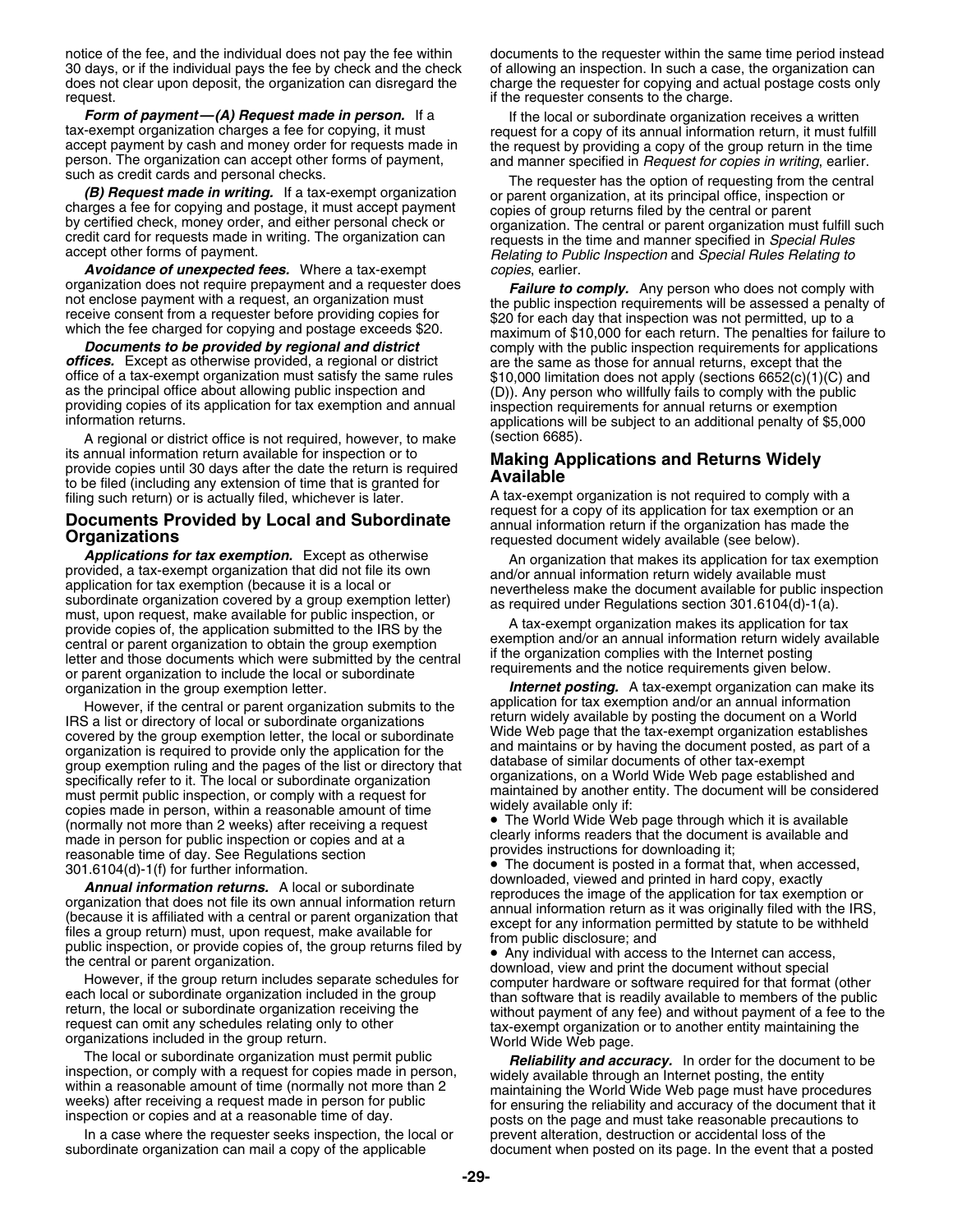notice of the fee, and the individual does not pay the fee within 30 days, or if the individual pays the fee by check and the check does not clear upon deposit, the organization can disregard the request.

***Form of payment—(A) Request made in person.*** If a tax-exempt organization charges a fee for copying, it must accept payment by cash and money order for requests made in person. The organization can accept other forms of payment, such as credit cards and personal checks.

***(B) Request made in writing.*** If a tax-exempt organization charges a fee for copying and postage, it must accept payment by certified check, money order, and either personal check or credit card for requests made in writing. The organization can accept other forms of payment.

***Avoidance of unexpected fees.*** Where a tax-exempt organization does not require prepayment and a requester does not enclose payment with a request, an organization must receive consent from a requester before providing copies for which the fee charged for copying and postage exceeds $20.

***Documents to be provided by regional and district offices.*** Except as otherwise provided, a regional or district office of a tax-exempt organization must satisfy the same rules as the principal office about allowing public inspection and providing copies of its application for tax exemption and annual information returns.

A regional or district office is not required, however, to make its annual information return available for inspection or to provide copies until 30 days after the date the return is required to be filed (including any extension of time that is granted for filing such return) or is actually filed, whichever is later.

## Documents Provided by Local and Subordinate Organizations

***Applications for tax exemption.*** Except as otherwise provided, a tax-exempt organization that did not file its own application for tax exemption (because it is a local or subordinate organization covered by a group exemption letter) must, upon request, make available for public inspection, or provide copies of, the application submitted to the IRS by the central or parent organization to obtain the group exemption letter and those documents which were submitted by the central or parent organization to include the local or subordinate organization in the group exemption letter.

However, if the central or parent organization submits to the IRS a list or directory of local or subordinate organizations covered by the group exemption letter, the local or subordinate organization is required to provide only the application for the group exemption ruling and the pages of the list or directory that specifically refer to it. The local or subordinate organization must permit public inspection, or comply with a request for copies made in person, within a reasonable amount of time (normally not more than 2 weeks) after receiving a request made in person for public inspection or copies and at a reasonable time of day. See Regulations section 301.6104(d)-1(f) for further information.

***Annual information returns.*** A local or subordinate organization that does not file its own annual information return (because it is affiliated with a central or parent organization that files a group return) must, upon request, make available for public inspection, or provide copies of, the group returns filed by the central or parent organization.

However, if the group return includes separate schedules for each local or subordinate organization included in the group return, the local or subordinate organization receiving the request can omit any schedules relating only to other organizations included in the group return.

The local or subordinate organization must permit public inspection, or comply with a request for copies made in person, within a reasonable amount of time (normally not more than 2 weeks) after receiving a request made in person for public inspection or copies and at a reasonable time of day.

In a case where the requester seeks inspection, the local or subordinate organization can mail a copy of the applicable documents to the requester within the same time period instead of allowing an inspection. In such a case, the organization can charge the requester for copying and actual postage costs only if the requester consents to the charge.

If the local or subordinate organization receives a written request for a copy of its annual information return, it must fulfill the request by providing a copy of the group return in the time and manner specified in *Request for copies in writing*, earlier.

The requester has the option of requesting from the central or parent organization, at its principal office, inspection or copies of group returns filed by the central or parent organization. The central or parent organization must fulfill such requests in the time and manner specified in *Special Rules Relating to Public Inspection* and *Special Rules Relating to copies*, earlier.

***Failure to comply.*** Any person who does not comply with the public inspection requirements will be assessed a penalty of $20 for each day that inspection was not permitted, up to a maximum of $10,000 for each return. The penalties for failure to comply with the public inspection requirements for applications are the same as those for annual returns, except that the $10,000 limitation does not apply (sections 6652(c)(1)(C) and (D)). Any person who willfully fails to comply with the public inspection requirements for annual returns or exemption applications will be subject to an additional penalty of $5,000 (section 6685).

## Making Applications and Returns Widely Available

A tax-exempt organization is not required to comply with a request for a copy of its application for tax exemption or an annual information return if the organization has made the requested document widely available (see below).

An organization that makes its application for tax exemption and/or annual information return widely available must nevertheless make the document available for public inspection as required under Regulations section 301.6104(d)-1(a).

A tax-exempt organization makes its application for tax exemption and/or an annual information return widely available if the organization complies with the Internet posting requirements and the notice requirements given below.

***Internet posting.*** A tax-exempt organization can make its application for tax exemption and/or an annual information return widely available by posting the document on a World Wide Web page that the tax-exempt organization establishes and maintains or by having the document posted, as part of a database of similar documents of other tax-exempt organizations, on a World Wide Web page established and maintained by another entity. The document will be considered widely available only if:

- The World Wide Web page through which it is available clearly informs readers that the document is available and provides instructions for downloading it;
- The document is posted in a format that, when accessed, downloaded, viewed and printed in hard copy, exactly reproduces the image of the application for tax exemption or annual information return as it was originally filed with the IRS, except for any information permitted by statute to be withheld from public disclosure; and
- Any individual with access to the Internet can access, download, view and print the document without special computer hardware or software required for that format (other than software that is readily available to members of the public without payment of any fee) and without payment of a fee to the tax-exempt organization or to another entity maintaining the World Wide Web page.

***Reliability and accuracy.*** In order for the document to be widely available through an Internet posting, the entity maintaining the World Wide Web page must have procedures for ensuring the reliability and accuracy of the document that it posts on the page and must take reasonable precautions to prevent alteration, destruction or accidental loss of the document when posted on its page. In the event that a posted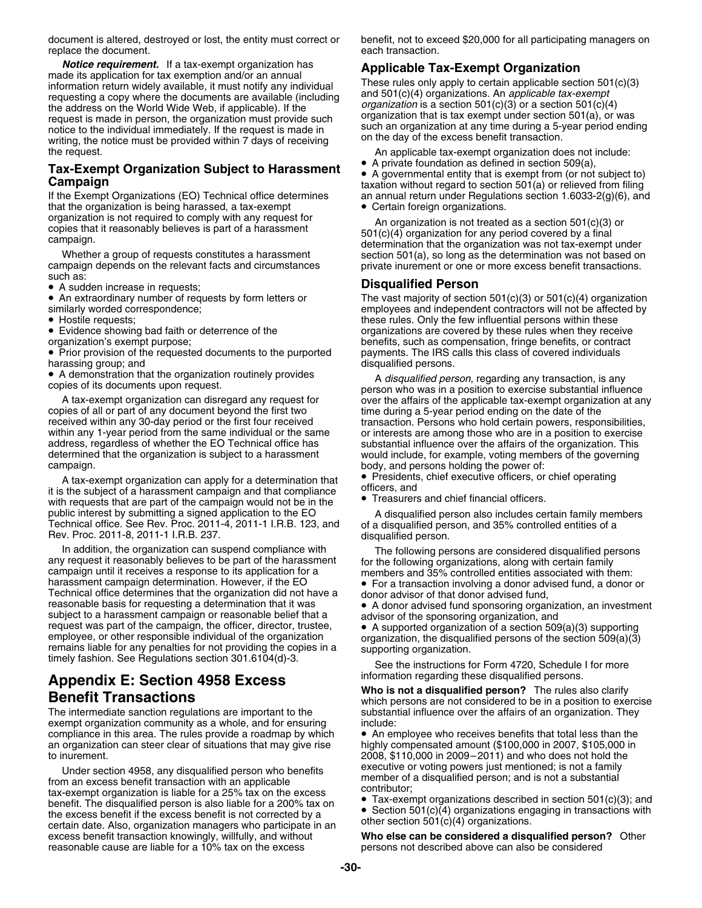document is altered, destroyed or lost, the entity must correct or replace the document.

***Notice requirement.*** If a tax-exempt organization has made its application for tax exemption and/or an annual information return widely available, it must notify any individual requesting a copy where the documents are available (including the address on the World Wide Web, if applicable). If the request is made in person, the organization must provide such notice to the individual immediately. If the request is made in writing, the notice must be provided within 7 days of receiving the request.

### Tax-Exempt Organization Subject to Harassment Campaign

If the Exempt Organizations (EO) Technical office determines that the organization is being harassed, a tax-exempt organization is not required to comply with any request for copies that it reasonably believes is part of a harassment campaign.

Whether a group of requests constitutes a harassment campaign depends on the relevant facts and circumstances such as:

- A sudden increase in requests;
- An extraordinary number of requests by form letters or similarly worded correspondence;
- Hostile requests;
- Evidence showing bad faith or deterrence of the organization's exempt purpose;
- Prior provision of the requested documents to the purported harassing group; and
- A demonstration that the organization routinely provides copies of its documents upon request.

A tax-exempt organization can disregard any request for copies of all or part of any document beyond the first two received within any 30-day period or the first four received within any 1-year period from the same individual or the same address, regardless of whether the EO Technical office has determined that the organization is subject to a harassment campaign.

A tax-exempt organization can apply for a determination that it is the subject of a harassment campaign and that compliance with requests that are part of the campaign would not be in the public interest by submitting a signed application to the EO Technical office. See Rev. Proc. 2011-4, 2011-1 I.R.B. 123, and Rev. Proc. 2011-8, 2011-1 I.R.B. 237.

In addition, the organization can suspend compliance with any request it reasonably believes to be part of the harassment campaign until it receives a response to its application for a harassment campaign determination. However, if the EO Technical office determines that the organization did not have a reasonable basis for requesting a determination that it was subject to a harassment campaign or reasonable belief that a request was part of the campaign, the officer, director, trustee, employee, or other responsible individual of the organization remains liable for any penalties for not providing the copies in a timely fashion. See Regulations section 301.6104(d)-3.

## Appendix E: Section 4958 Excess Benefit Transactions

The intermediate sanction regulations are important to the exempt organization community as a whole, and for ensuring compliance in this area. The rules provide a roadmap by which an organization can steer clear of situations that may give rise to inurement.

Under section 4958, any disqualified person who benefits from an excess benefit transaction with an applicable tax-exempt organization is liable for a 25% tax on the excess benefit. The disqualified person is also liable for a 200% tax on the excess benefit if the excess benefit is not corrected by a certain date. Also, organization managers who participate in an excess benefit transaction knowingly, willfully, and without reasonable cause are liable for a 10% tax on the excess benefit, not to exceed $20,000 for all participating managers on each transaction.

### Applicable Tax-Exempt Organization

These rules only apply to certain applicable section 501(c)(3) and 501(c)(4) organizations. An *applicable tax-exempt organization* is a section 501(c)(3) or a section 501(c)(4) organization that is tax exempt under section 501(a), or was such an organization at any time during a 5-year period ending on the day of the excess benefit transaction.

An applicable tax-exempt organization does not include:

- A private foundation as defined in section 509(a),
- A governmental entity that is exempt from (or not subject to) taxation without regard to section 501(a) or relieved from filing an annual return under Regulations section 1.6033-2(g)(6), and
- Certain foreign organizations.

An organization is not treated as a section 501(c)(3) or 501(c)(4) organization for any period covered by a final determination that the organization was not tax-exempt under section 501(a), so long as the determination was not based on private inurement or one or more excess benefit transactions.

### Disqualified Person

The vast majority of section 501(c)(3) or 501(c)(4) organization employees and independent contractors will not be affected by these rules. Only the few influential persons within these organizations are covered by these rules when they receive benefits, such as compensation, fringe benefits, or contract payments. The IRS calls this class of covered individuals disqualified persons.

A *disqualified person*, regarding any transaction, is any person who was in a position to exercise substantial influence over the affairs of the applicable tax-exempt organization at any time during a 5-year period ending on the date of the transaction. Persons who hold certain powers, responsibilities, or interests are among those who are in a position to exercise substantial influence over the affairs of the organization. This would include, for example, voting members of the governing body, and persons holding the power of:

- Presidents, chief executive officers, or chief operating officers, and
- Treasurers and chief financial officers.

A disqualified person also includes certain family members of a disqualified person, and 35% controlled entities of a disqualified person.

The following persons are considered disqualified persons for the following organizations, along with certain family members and 35% controlled entities associated with them:

- For a transaction involving a donor advised fund, a donor or donor advisor of that donor advised fund,
- A donor advised fund sponsoring organization, an investment advisor of the sponsoring organization, and
- A supported organization of a section 509(a)(3) supporting organization, the disqualified persons of the section 509(a)(3) supporting organization.

See the instructions for Form 4720, Schedule I for more information regarding these disqualified persons.

**Who is not a disqualified person?** The rules also clarify which persons are not considered to be in a position to exercise substantial influence over the affairs of an organization. They include:

- An employee who receives benefits that total less than the highly compensated amount ($100,000 in 2007, $105,000 in 2008, $110,000 in 2009–2011) and who does not hold the executive or voting powers just mentioned; is not a family member of a disqualified person; and is not a substantial contributor;
- Tax-exempt organizations described in section 501(c)(3); and
- Section 501(c)(4) organizations engaging in transactions with other section 501(c)(4) organizations.

**Who else can be considered a disqualified person?** Other persons not described above can also be considered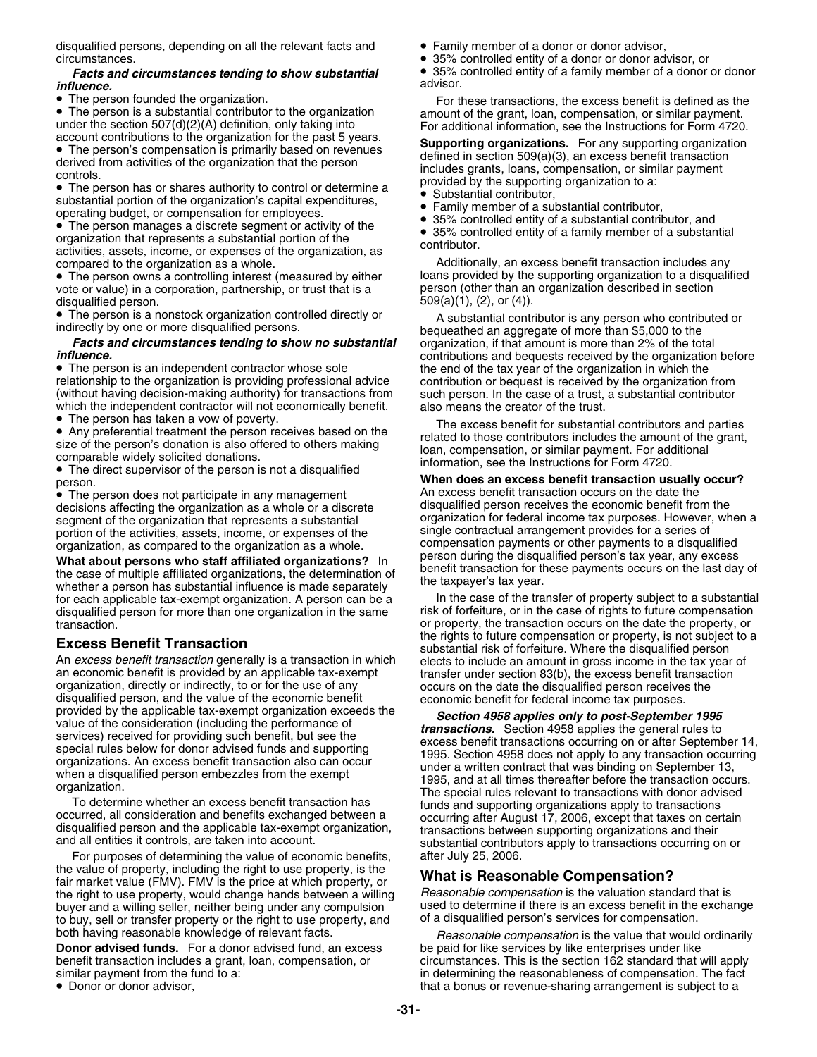disqualified persons, depending on all the relevant facts and circumstances.

***Facts and circumstances tending to show substantial influence.***

- The person founded the organization.
- The person is a substantial contributor to the organization under the section 507(d)(2)(A) definition, only taking into account contributions to the organization for the past 5 years.
- The person's compensation is primarily based on revenues derived from activities of the organization that the person controls.
- The person has or shares authority to control or determine a substantial portion of the organization's capital expenditures, operating budget, or compensation for employees.
- The person manages a discrete segment or activity of the organization that represents a substantial portion of the activities, assets, income, or expenses of the organization, as compared to the organization as a whole.
- The person owns a controlling interest (measured by either vote or value) in a corporation, partnership, or trust that is a disqualified person.
- The person is a nonstock organization controlled directly or indirectly by one or more disqualified persons.

***Facts and circumstances tending to show no substantial influence.***

- The person is an independent contractor whose sole relationship to the organization is providing professional advice (without having decision-making authority) for transactions from which the independent contractor will not economically benefit.
- The person has taken a vow of poverty.
- Any preferential treatment the person receives based on the size of the person's donation is also offered to others making comparable widely solicited donations.
- The direct supervisor of the person is not a disqualified person.
- The person does not participate in any management decisions affecting the organization as a whole or a discrete segment of the organization that represents a substantial portion of the activities, assets, income, or expenses of the organization, as compared to the organization as a whole.

**What about persons who staff affiliated organizations?** In the case of multiple affiliated organizations, the determination of whether a person has substantial influence is made separately for each applicable tax-exempt organization. A person can be a disqualified person for more than one organization in the same transaction.

## Excess Benefit Transaction

An *excess benefit transaction* generally is a transaction in which an economic benefit is provided by an applicable tax-exempt organization, directly or indirectly, to or for the use of any disqualified person, and the value of the economic benefit provided by the applicable tax-exempt organization exceeds the value of the consideration (including the performance of services) received for providing such benefit, but see the special rules below for donor advised funds and supporting organizations. An excess benefit transaction also can occur when a disqualified person embezzles from the exempt organization.

To determine whether an excess benefit transaction has occurred, all consideration and benefits exchanged between a disqualified person and the applicable tax-exempt organization, and all entities it controls, are taken into account.

For purposes of determining the value of economic benefits, the value of property, including the right to use property, is the fair market value (FMV). FMV is the price at which property, or the right to use property, would change hands between a willing buyer and a willing seller, neither being under any compulsion to buy, sell or transfer property or the right to use property, and both having reasonable knowledge of relevant facts.

**Donor advised funds.** For a donor advised fund, an excess benefit transaction includes a grant, loan, compensation, or similar payment from the fund to a:

- Donor or donor advisor,
- Family member of a donor or donor advisor,
- 35% controlled entity of a donor or donor advisor, or
- 35% controlled entity of a family member of a donor or donor advisor.

For these transactions, the excess benefit is defined as the amount of the grant, loan, compensation, or similar payment. For additional information, see the Instructions for Form 4720.

**Supporting organizations.** For any supporting organization defined in section 509(a)(3), an excess benefit transaction includes grants, loans, compensation, or similar payment provided by the supporting organization to a:

- Substantial contributor,
- Family member of a substantial contributor,
- 35% controlled entity of a substantial contributor, and
- 35% controlled entity of a family member of a substantial contributor.

Additionally, an excess benefit transaction includes any loans provided by the supporting organization to a disqualified person (other than an organization described in section 509(a)(1), (2), or (4)).

A substantial contributor is any person who contributed or bequeathed an aggregate of more than $5,000 to the organization, if that amount is more than 2% of the total contributions and bequests received by the organization before the end of the tax year of the organization in which the contribution or bequest is received by the organization from such person. In the case of a trust, a substantial contributor also means the creator of the trust.

The excess benefit for substantial contributors and parties related to those contributors includes the amount of the grant, loan, compensation, or similar payment. For additional information, see the Instructions for Form 4720.

**When does an excess benefit transaction usually occur?** An excess benefit transaction occurs on the date the disqualified person receives the economic benefit from the organization for federal income tax purposes. However, when a single contractual arrangement provides for a series of compensation payments or other payments to a disqualified person during the disqualified person's tax year, any excess benefit transaction for these payments occurs on the last day of the taxpayer's tax year.

In the case of the transfer of property subject to a substantial risk of forfeiture, or in the case of rights to future compensation or property, the transaction occurs on the date the property, or the rights to future compensation or property, is not subject to a substantial risk of forfeiture. Where the disqualified person elects to include an amount in gross income in the tax year of transfer under section 83(b), the excess benefit transaction occurs on the date the disqualified person receives the economic benefit for federal income tax purposes.

***Section 4958 applies only to post-September 1995 transactions.*** Section 4958 applies the general rules to excess benefit transactions occurring on or after September 14, 1995. Section 4958 does not apply to any transaction occurring under a written contract that was binding on September 13, 1995, and at all times thereafter before the transaction occurs. The special rules relevant to transactions with donor advised funds and supporting organizations apply to transactions occurring after August 17, 2006, except that taxes on certain transactions between supporting organizations and their substantial contributors apply to transactions occurring on or after July 25, 2006.

## What is Reasonable Compensation?

*Reasonable compensation* is the valuation standard that is used to determine if there is an excess benefit in the exchange of a disqualified person's services for compensation.

*Reasonable compensation* is the value that would ordinarily be paid for like services by like enterprises under like circumstances. This is the section 162 standard that will apply in determining the reasonableness of compensation. The fact that a bonus or revenue-sharing arrangement is subject to a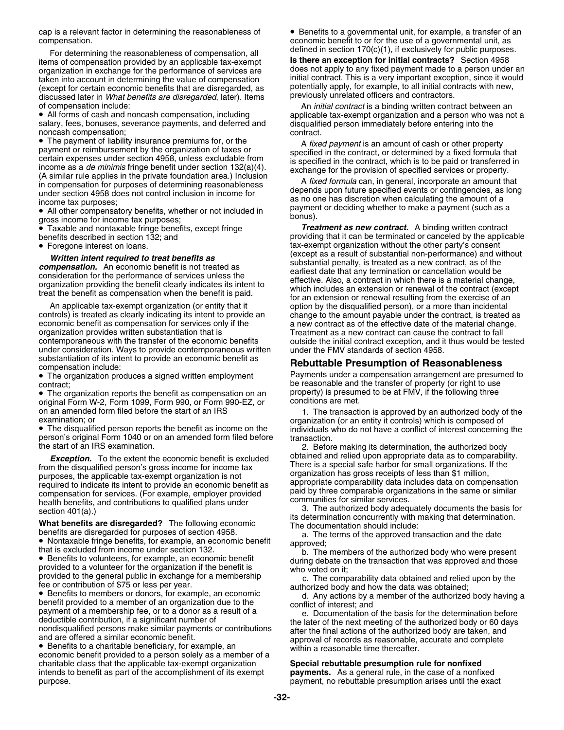cap is a relevant factor in determining the reasonableness of compensation.

For determining the reasonableness of compensation, all items of compensation provided by an applicable tax-exempt organization in exchange for the performance of services are taken into account in determining the value of compensation (except for certain economic benefits that are disregarded, as discussed later in *What benefits are disregarded*, later). Items of compensation include:

- All forms of cash and noncash compensation, including salary, fees, bonuses, severance payments, and deferred and noncash compensation;
- The payment of liability insurance premiums for, or the payment or reimbursement by the organization of taxes or certain expenses under section 4958, unless excludable from income as a *de minimis* fringe benefit under section 132(a)(4). (A similar rule applies in the private foundation area.) Inclusion in compensation for purposes of determining reasonableness under section 4958 does not control inclusion in income for income tax purposes;
- All other compensatory benefits, whether or not included in gross income for income tax purposes;
- Taxable and nontaxable fringe benefits, except fringe benefits described in section 132; and
- Foregone interest on loans.

***Written intent required to treat benefits as compensation.*** An economic benefit is not treated as consideration for the performance of services unless the organization providing the benefit clearly indicates its intent to treat the benefit as compensation when the benefit is paid.

An applicable tax-exempt organization (or entity that it controls) is treated as clearly indicating its intent to provide an economic benefit as compensation for services only if the organization provides written substantiation that is contemporaneous with the transfer of the economic benefits under consideration. Ways to provide contemporaneous written substantiation of its intent to provide an economic benefit as compensation include:

- The organization produces a signed written employment contract;
- The organization reports the benefit as compensation on an original Form W-2, Form 1099, Form 990, or Form 990-EZ, or on an amended form filed before the start of an IRS examination; or
- The disqualified person reports the benefit as income on the person's original Form 1040 or on an amended form filed before the start of an IRS examination.

***Exception.*** To the extent the economic benefit is excluded from the disqualified person's gross income for income tax purposes, the applicable tax-exempt organization is not required to indicate its intent to provide an economic benefit as compensation for services. (For example, employer provided health benefits, and contributions to qualified plans under section 401(a).)

**What benefits are disregarded?** The following economic benefits are disregarded for purposes of section 4958.

- Nontaxable fringe benefits, for example, an economic benefit that is excluded from income under section 132.
- Benefits to volunteers, for example, an economic benefit provided to a volunteer for the organization if the benefit is provided to the general public in exchange for a membership fee or contribution of $75 or less per year.
- Benefits to members or donors, for example, an economic benefit provided to a member of an organization due to the payment of a membership fee, or to a donor as a result of a deductible contribution, if a significant number of nondisqualified persons make similar payments or contributions and are offered a similar economic benefit.
- Benefits to a charitable beneficiary, for example, an economic benefit provided to a person solely as a member of a charitable class that the applicable tax-exempt organization intends to benefit as part of the accomplishment of its exempt purpose.
- Benefits to a governmental unit, for example, a transfer of an economic benefit to or for the use of a governmental unit, as defined in section 170(c)(1), if exclusively for public purposes.

**Is there an exception for initial contracts?** Section 4958 does not apply to any fixed payment made to a person under an initial contract. This is a very important exception, since it would potentially apply, for example, to all initial contracts with new, previously unrelated officers and contractors.

An *initial contract* is a binding written contract between an applicable tax-exempt organization and a person who was not a disqualified person immediately before entering into the contract.

A *fixed payment* is an amount of cash or other property specified in the contract, or determined by a fixed formula that is specified in the contract, which is to be paid or transferred in exchange for the provision of specified services or property.

A *fixed formula* can, in general, incorporate an amount that depends upon future specified events or contingencies, as long as no one has discretion when calculating the amount of a payment or deciding whether to make a payment (such as a bonus).

***Treatment as new contract.*** A binding written contract providing that it can be terminated or canceled by the applicable tax-exempt organization without the other party's consent (except as a result of substantial non-performance) and without substantial penalty, is treated as a new contract, as of the earliest date that any termination or cancellation would be effective. Also, a contract in which there is a material change, which includes an extension or renewal of the contract (except for an extension or renewal resulting from the exercise of an option by the disqualified person), or a more than incidental change to the amount payable under the contract, is treated as a new contract as of the effective date of the material change. Treatment as a new contract can cause the contract to fall outside the initial contract exception, and it thus would be tested under the FMV standards of section 4958.

## Rebuttable Presumption of Reasonableness

Payments under a compensation arrangement are presumed to be reasonable and the transfer of property (or right to use property) is presumed to be at FMV, if the following three conditions are met.

1. The transaction is approved by an authorized body of the organization (or an entity it controls) which is composed of individuals who do not have a conflict of interest concerning the transaction.
2. Before making its determination, the authorized body obtained and relied upon appropriate data as to comparability. There is a special safe harbor for small organizations. If the organization has gross receipts of less than $1 million, appropriate comparability data includes data on compensation paid by three comparable organizations in the same or similar communities for similar services.
3. The authorized body adequately documents the basis for its determination concurrently with making that determination. The documentation should include:
   a. The terms of the approved transaction and the date approved;
   b. The members of the authorized body who were present during debate on the transaction that was approved and those who voted on it;
   c. The comparability data obtained and relied upon by the authorized body and how the data was obtained;
   d. Any actions by a member of the authorized body having a conflict of interest; and
   e. Documentation of the basis for the determination before the later of the next meeting of the authorized body or 60 days after the final actions of the authorized body are taken, and approval of records as reasonable, accurate and complete within a reasonable time thereafter.

**Special rebuttable presumption rule for nonfixed payments.** As a general rule, in the case of a nonfixed payment, no rebuttable presumption arises until the exact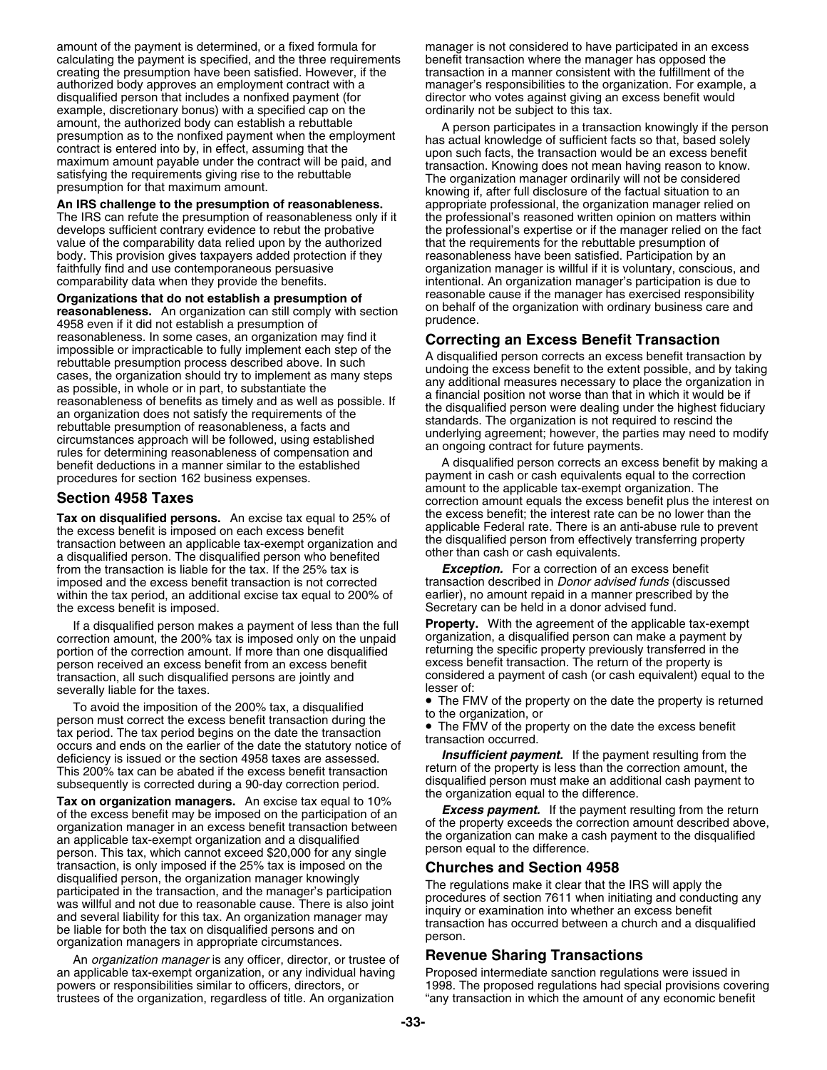amount of the payment is determined, or a fixed formula for calculating the payment is specified, and the three requirements creating the presumption have been satisfied. However, if the authorized body approves an employment contract with a disqualified person that includes a nonfixed payment (for example, discretionary bonus) with a specified cap on the amount, the authorized body can establish a rebuttable presumption as to the nonfixed payment when the employment contract is entered into by, in effect, assuming that the maximum amount payable under the contract will be paid, and satisfying the requirements giving rise to the rebuttable presumption for that maximum amount.

**An IRS challenge to the presumption of reasonableness.** The IRS can refute the presumption of reasonableness only if it develops sufficient contrary evidence to rebut the probative value of the comparability data relied upon by the authorized body. This provision gives taxpayers added protection if they faithfully find and use contemporaneous persuasive comparability data when they provide the benefits.

**Organizations that do not establish a presumption of reasonableness.** An organization can still comply with section 4958 even if it did not establish a presumption of reasonableness. In some cases, an organization may find it impossible or impracticable to fully implement each step of the rebuttable presumption process described above. In such cases, the organization should try to implement as many steps as possible, in whole or in part, to substantiate the reasonableness of benefits as timely and as well as possible. If an organization does not satisfy the requirements of the rebuttable presumption of reasonableness, a facts and circumstances approach will be followed, using established rules for determining reasonableness of compensation and benefit deductions in a manner similar to the established procedures for section 162 business expenses.

## Section 4958 Taxes

**Tax on disqualified persons.** An excise tax equal to 25% of the excess benefit is imposed on each excess benefit transaction between an applicable tax-exempt organization and a disqualified person. The disqualified person who benefited from the transaction is liable for the tax. If the 25% tax is imposed and the excess benefit transaction is not corrected within the tax period, an additional excise tax equal to 200% of the excess benefit is imposed.

If a disqualified person makes a payment of less than the full correction amount, the 200% tax is imposed only on the unpaid portion of the correction amount. If more than one disqualified person received an excess benefit from an excess benefit transaction, all such disqualified persons are jointly and severally liable for the taxes.

To avoid the imposition of the 200% tax, a disqualified person must correct the excess benefit transaction during the tax period. The tax period begins on the date the transaction occurs and ends on the earlier of the date the statutory notice of deficiency is issued or the section 4958 taxes are assessed. This 200% tax can be abated if the excess benefit transaction subsequently is corrected during a 90-day correction period.

**Tax on organization managers.** An excise tax equal to 10% of the excess benefit may be imposed on the participation of an organization manager in an excess benefit transaction between an applicable tax-exempt organization and a disqualified person. This tax, which cannot exceed $20,000 for any single transaction, is only imposed if the 25% tax is imposed on the disqualified person, the organization manager knowingly participated in the transaction, and the manager's participation was willful and not due to reasonable cause. There is also joint and several liability for this tax. An organization manager may be liable for both the tax on disqualified persons and on organization managers in appropriate circumstances.

An *organization manager* is any officer, director, or trustee of an applicable tax-exempt organization, or any individual having powers or responsibilities similar to officers, directors, or trustees of the organization, regardless of title. An organization manager is not considered to have participated in an excess benefit transaction where the manager has opposed the transaction in a manner consistent with the fulfillment of the manager's responsibilities to the organization. For example, a director who votes against giving an excess benefit would ordinarily not be subject to this tax.

A person participates in a transaction knowingly if the person has actual knowledge of sufficient facts so that, based solely upon such facts, the transaction would be an excess benefit transaction. Knowing does not mean having reason to know. The organization manager ordinarily will not be considered knowing if, after full disclosure of the factual situation to an appropriate professional, the organization manager relied on the professional's reasoned written opinion on matters within the professional's expertise or if the manager relied on the fact that the requirements for the rebuttable presumption of reasonableness have been satisfied. Participation by an organization manager is willful if it is voluntary, conscious, and intentional. An organization manager's participation is due to reasonable cause if the manager has exercised responsibility on behalf of the organization with ordinary business care and prudence.

## Correcting an Excess Benefit Transaction

A disqualified person corrects an excess benefit transaction by undoing the excess benefit to the extent possible, and by taking any additional measures necessary to place the organization in a financial position not worse than that in which it would be if the disqualified person were dealing under the highest fiduciary standards. The organization is not required to rescind the underlying agreement; however, the parties may need to modify an ongoing contract for future payments.

A disqualified person corrects an excess benefit by making a payment in cash or cash equivalents equal to the correction amount to the applicable tax-exempt organization. The correction amount equals the excess benefit plus the interest on the excess benefit; the interest rate can be no lower than the applicable Federal rate. There is an anti-abuse rule to prevent the disqualified person from effectively transferring property other than cash or cash equivalents.

***Exception.*** For a correction of an excess benefit transaction described in *Donor advised funds* (discussed earlier), no amount repaid in a manner prescribed by the Secretary can be held in a donor advised fund.

**Property.** With the agreement of the applicable tax-exempt organization, a disqualified person can make a payment by returning the specific property previously transferred in the excess benefit transaction. The return of the property is considered a payment of cash (or cash equivalent) equal to the lesser of:

- The FMV of the property on the date the property is returned to the organization, or
- The FMV of the property on the date the excess benefit transaction occurred.

***Insufficient payment.*** If the payment resulting from the return of the property is less than the correction amount, the disqualified person must make an additional cash payment to the organization equal to the difference.

***Excess payment.*** If the payment resulting from the return of the property exceeds the correction amount described above, the organization can make a cash payment to the disqualified person equal to the difference.

## Churches and Section 4958

The regulations make it clear that the IRS will apply the procedures of section 7611 when initiating and conducting any inquiry or examination into whether an excess benefit transaction has occurred between a church and a disqualified person.

## Revenue Sharing Transactions

Proposed intermediate sanction regulations were issued in 1998. The proposed regulations had special provisions covering "any transaction in which the amount of any economic benefit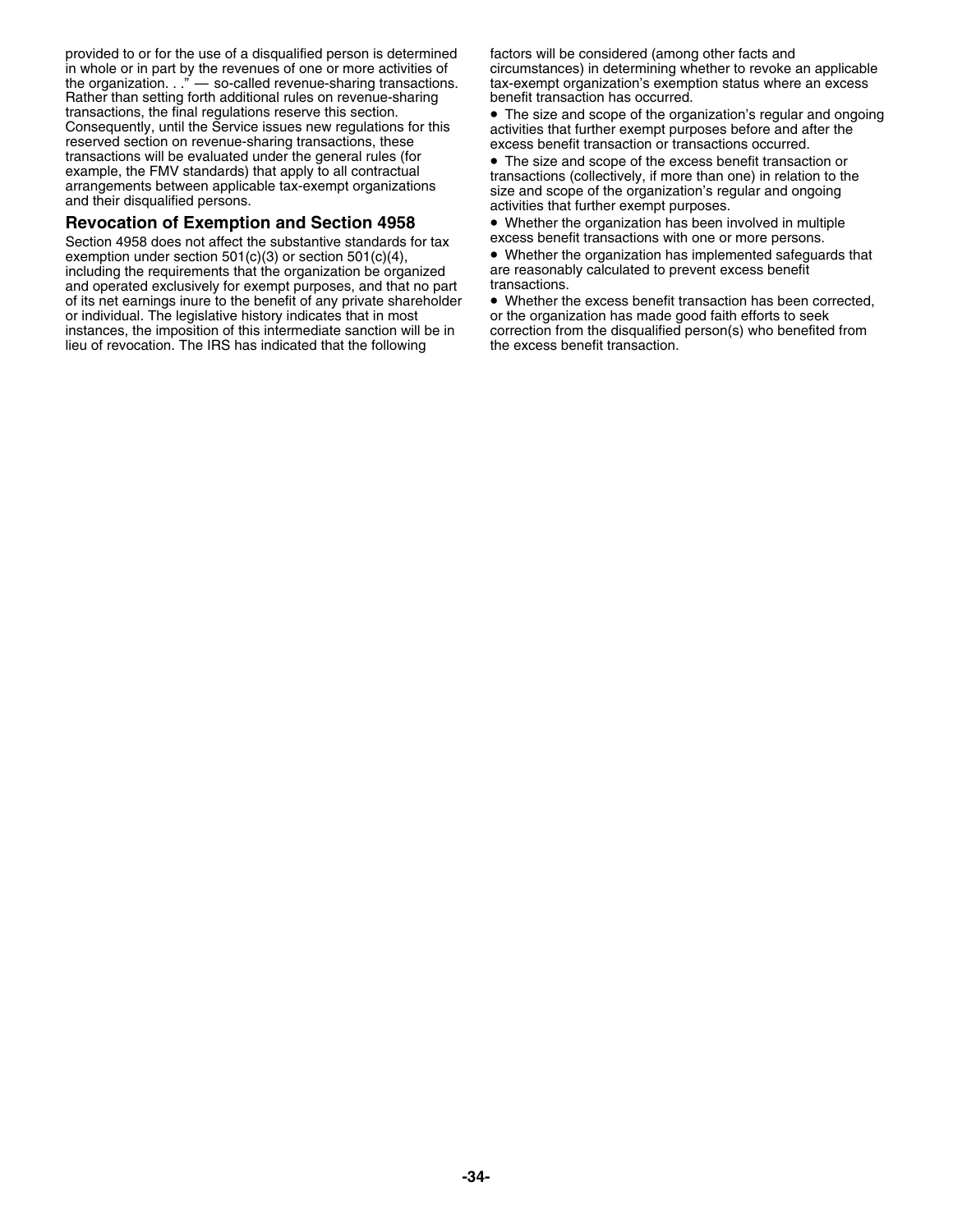provided to or for the use of a disqualified person is determined in whole or in part by the revenues of one or more activities of the organization. . ." — so-called revenue-sharing transactions. Rather than setting forth additional rules on revenue-sharing transactions, the final regulations reserve this section. Consequently, until the Service issues new regulations for this reserved section on revenue-sharing transactions, these transactions will be evaluated under the general rules (for example, the FMV standards) that apply to all contractual arrangements between applicable tax-exempt organizations and their disqualified persons.

## Revocation of Exemption and Section 4958

Section 4958 does not affect the substantive standards for tax exemption under section 501(c)(3) or section 501(c)(4), including the requirements that the organization be organized and operated exclusively for exempt purposes, and that no part of its net earnings inure to the benefit of any private shareholder or individual. The legislative history indicates that in most instances, the imposition of this intermediate sanction will be in lieu of revocation. The IRS has indicated that the following factors will be considered (among other facts and circumstances) in determining whether to revoke an applicable tax-exempt organization's exemption status where an excess benefit transaction has occurred.

- The size and scope of the organization's regular and ongoing activities that further exempt purposes before and after the excess benefit transaction or transactions occurred.
- The size and scope of the excess benefit transaction or transactions (collectively, if more than one) in relation to the size and scope of the organization's regular and ongoing activities that further exempt purposes.
- Whether the organization has been involved in multiple excess benefit transactions with one or more persons.
- Whether the organization has implemented safeguards that are reasonably calculated to prevent excess benefit transactions.
- Whether the excess benefit transaction has been corrected, or the organization has made good faith efforts to seek correction from the disqualified person(s) who benefited from the excess benefit transaction.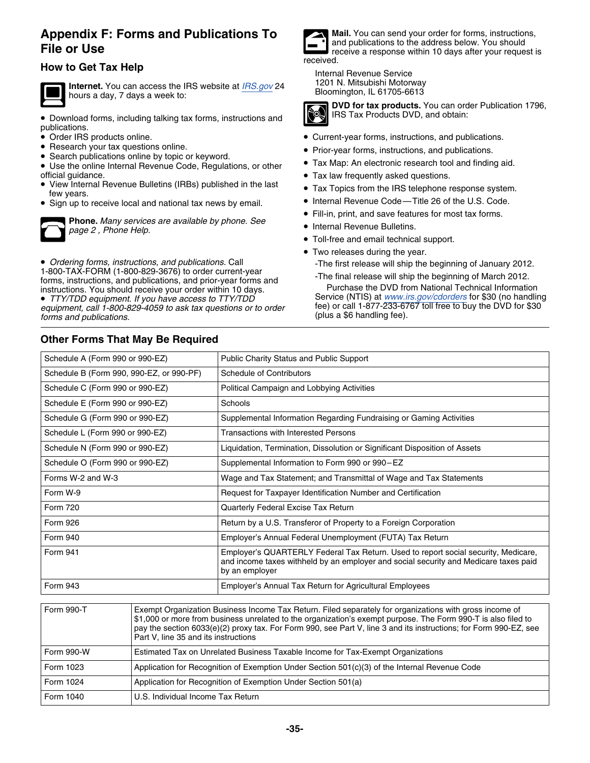# Appendix F: Forms and Publications To File or Use

## How to Get Tax Help

**Internet.** You can access the IRS website at IRS.gov 24 hours a day, 7 days a week to:

- Download forms, including talking tax forms, instructions and publications.
- Order IRS products online.
- Research your tax questions online.
- Search publications online by topic or keyword.
- Use the online Internal Revenue Code, Regulations, or other official guidance.
- View Internal Revenue Bulletins (IRBs) published in the last few years.
- Sign up to receive local and national tax news by email.

**Phone.** *Many services are available by phone. See page 2 , Phone Help.*

- *Ordering forms, instructions, and publications.* Call 1-800-TAX-FORM (1-800-829-3676) to order current-year forms, instructions, and publications, and prior-year forms and instructions. You should receive your order within 10 days.
- *TTY/TDD equipment. If you have access to TTY/TDD equipment, call 1-800-829-4059 to ask tax questions or to order forms and publications.*

**Mail.** You can send your order for forms, instructions, and publications to the address below. You should receive a response within 10 days after your request is received.

Internal Revenue Service
1201 N. Mitsubishi Motorway
Bloomington, IL 61705-6613

**DVD for tax products.** You can order Publication 1796, IRS Tax Products DVD, and obtain:

- Current-year forms, instructions, and publications.
- Prior-year forms, instructions, and publications.
- Tax Map: An electronic research tool and finding aid.
- Tax law frequently asked questions.
- Tax Topics from the IRS telephone response system.
- Internal Revenue Code—Title 26 of the U.S. Code.
- Fill-in, print, and save features for most tax forms.
- Internal Revenue Bulletins.
- Toll-free and email technical support.
- Two releases during the year.
  - -The first release will ship the beginning of January 2012.
  - -The final release will ship the beginning of March 2012.

Purchase the DVD from National Technical Information Service (NTIS) at www.irs.gov/cdorders for $30 (no handling fee) or call 1-877-233-6767 toll free to buy the DVD for $30 (plus a $6 handling fee).

## Other Forms That May Be Required

| | |
|---|---|
| Schedule A (Form 990 or 990-EZ) | Public Charity Status and Public Support |
| Schedule B (Form 990, 990-EZ, or 990-PF) | Schedule of Contributors |
| Schedule C (Form 990 or 990-EZ) | Political Campaign and Lobbying Activities |
| Schedule E (Form 990 or 990-EZ) | Schools |
| Schedule G (Form 990 or 990-EZ) | Supplemental Information Regarding Fundraising or Gaming Activities |
| Schedule L (Form 990 or 990-EZ) | Transactions with Interested Persons |
| Schedule N (Form 990 or 990-EZ) | Liquidation, Termination, Dissolution or Significant Disposition of Assets |
| Schedule O (Form 990 or 990-EZ) | Supplemental Information to Form 990 or 990–EZ |
| Forms W-2 and W-3 | Wage and Tax Statement; and Transmittal of Wage and Tax Statements |
| Form W-9 | Request for Taxpayer Identification Number and Certification |
| Form 720 | Quarterly Federal Excise Tax Return |
| Form 926 | Return by a U.S. Transferor of Property to a Foreign Corporation |
| Form 940 | Employer's Annual Federal Unemployment (FUTA) Tax Return |
| Form 941 | Employer's QUARTERLY Federal Tax Return. Used to report social security, Medicare, and income taxes withheld by an employer and social security and Medicare taxes paid by an employer |
| Form 943 | Employer's Annual Tax Return for Agricultural Employees |
| Form 990-T | Exempt Organization Business Income Tax Return. Filed separately for organizations with gross income of $1,000 or more from business unrelated to the organization's exempt purpose. The Form 990-T is also filed to pay the section 6033(e)(2) proxy tax. For Form 990, see Part V, line 3 and its instructions; for Form 990-EZ, see Part V, line 35 and its instructions |
| Form 990-W | Estimated Tax on Unrelated Business Taxable Income for Tax-Exempt Organizations |
| Form 1023 | Application for Recognition of Exemption Under Section 501(c)(3) of the Internal Revenue Code |
| Form 1024 | Application for Recognition of Exemption Under Section 501(a) |
| Form 1040 | U.S. Individual Income Tax Return |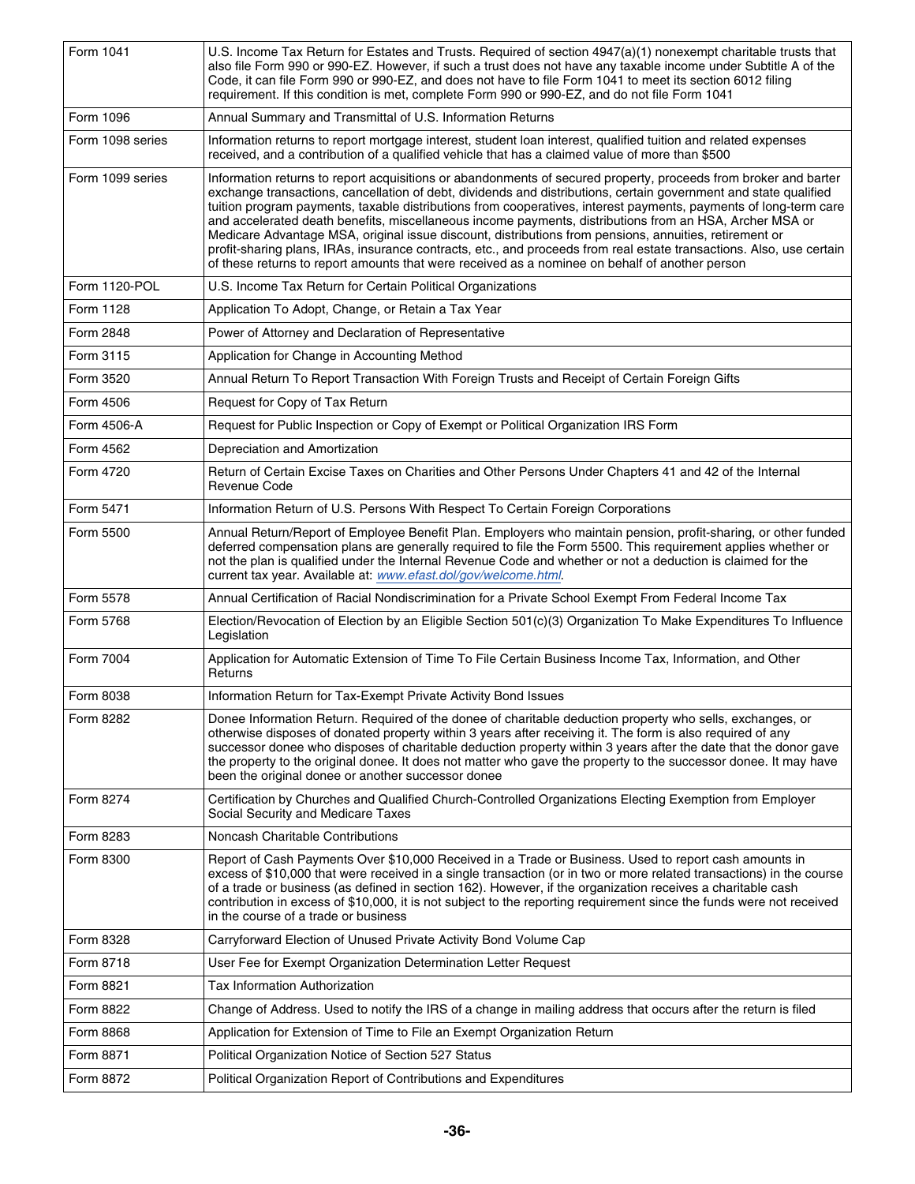| | |
|---|---|
| Form 1041 | U.S. Income Tax Return for Estates and Trusts. Required of section 4947(a)(1) nonexempt charitable trusts that also file Form 990 or 990-EZ. However, if such a trust does not have any taxable income under Subtitle A of the Code, it can file Form 990 or 990-EZ, and does not have to file Form 1041 to meet its section 6012 filing requirement. If this condition is met, complete Form 990 or 990-EZ, and do not file Form 1041 |
| Form 1096 | Annual Summary and Transmittal of U.S. Information Returns |
| Form 1098 series | Information returns to report mortgage interest, student loan interest, qualified tuition and related expenses received, and a contribution of a qualified vehicle that has a claimed value of more than $500 |
| Form 1099 series | Information returns to report acquisitions or abandonments of secured property, proceeds from broker and barter exchange transactions, cancellation of debt, dividends and distributions, certain government and state qualified tuition program payments, taxable distributions from cooperatives, interest payments, payments of long-term care and accelerated death benefits, miscellaneous income payments, distributions from an HSA, Archer MSA or Medicare Advantage MSA, original issue discount, distributions from pensions, annuities, retirement or profit-sharing plans, IRAs, insurance contracts, etc., and proceeds from real estate transactions. Also, use certain of these returns to report amounts that were received as a nominee on behalf of another person |
| Form 1120-POL | U.S. Income Tax Return for Certain Political Organizations |
| Form 1128 | Application To Adopt, Change, or Retain a Tax Year |
| Form 2848 | Power of Attorney and Declaration of Representative |
| Form 3115 | Application for Change in Accounting Method |
| Form 3520 | Annual Return To Report Transaction With Foreign Trusts and Receipt of Certain Foreign Gifts |
| Form 4506 | Request for Copy of Tax Return |
| Form 4506-A | Request for Public Inspection or Copy of Exempt or Political Organization IRS Form |
| Form 4562 | Depreciation and Amortization |
| Form 4720 | Return of Certain Excise Taxes on Charities and Other Persons Under Chapters 41 and 42 of the Internal Revenue Code |
| Form 5471 | Information Return of U.S. Persons With Respect To Certain Foreign Corporations |
| Form 5500 | Annual Return/Report of Employee Benefit Plan. Employers who maintain pension, profit-sharing, or other funded deferred compensation plans are generally required to file the Form 5500. This requirement applies whether or not the plan is qualified under the Internal Revenue Code and whether or not a deduction is claimed for the current tax year. Available at: *www.efast.dol/gov/welcome.html*. |
| Form 5578 | Annual Certification of Racial Nondiscrimination for a Private School Exempt From Federal Income Tax |
| Form 5768 | Election/Revocation of Election by an Eligible Section 501(c)(3) Organization To Make Expenditures To Influence Legislation |
| Form 7004 | Application for Automatic Extension of Time To File Certain Business Income Tax, Information, and Other Returns |
| Form 8038 | Information Return for Tax-Exempt Private Activity Bond Issues |
| Form 8282 | Donee Information Return. Required of the donee of charitable deduction property who sells, exchanges, or otherwise disposes of donated property within 3 years after receiving it. The form is also required of any successor donee who disposes of charitable deduction property within 3 years after the date that the donor gave the property to the original donee. It does not matter who gave the property to the successor donee. It may have been the original donee or another successor donee |
| Form 8274 | Certification by Churches and Qualified Church-Controlled Organizations Electing Exemption from Employer Social Security and Medicare Taxes |
| Form 8283 | Noncash Charitable Contributions |
| Form 8300 | Report of Cash Payments Over $10,000 Received in a Trade or Business. Used to report cash amounts in excess of $10,000 that were received in a single transaction (or in two or more related transactions) in the course of a trade or business (as defined in section 162). However, if the organization receives a charitable cash contribution in excess of $10,000, it is not subject to the reporting requirement since the funds were not received in the course of a trade or business |
| Form 8328 | Carryforward Election of Unused Private Activity Bond Volume Cap |
| Form 8718 | User Fee for Exempt Organization Determination Letter Request |
| Form 8821 | Tax Information Authorization |
| Form 8822 | Change of Address. Used to notify the IRS of a change in mailing address that occurs after the return is filed |
| Form 8868 | Application for Extension of Time to File an Exempt Organization Return |
| Form 8871 | Political Organization Notice of Section 527 Status |
| Form 8872 | Political Organization Report of Contributions and Expenditures |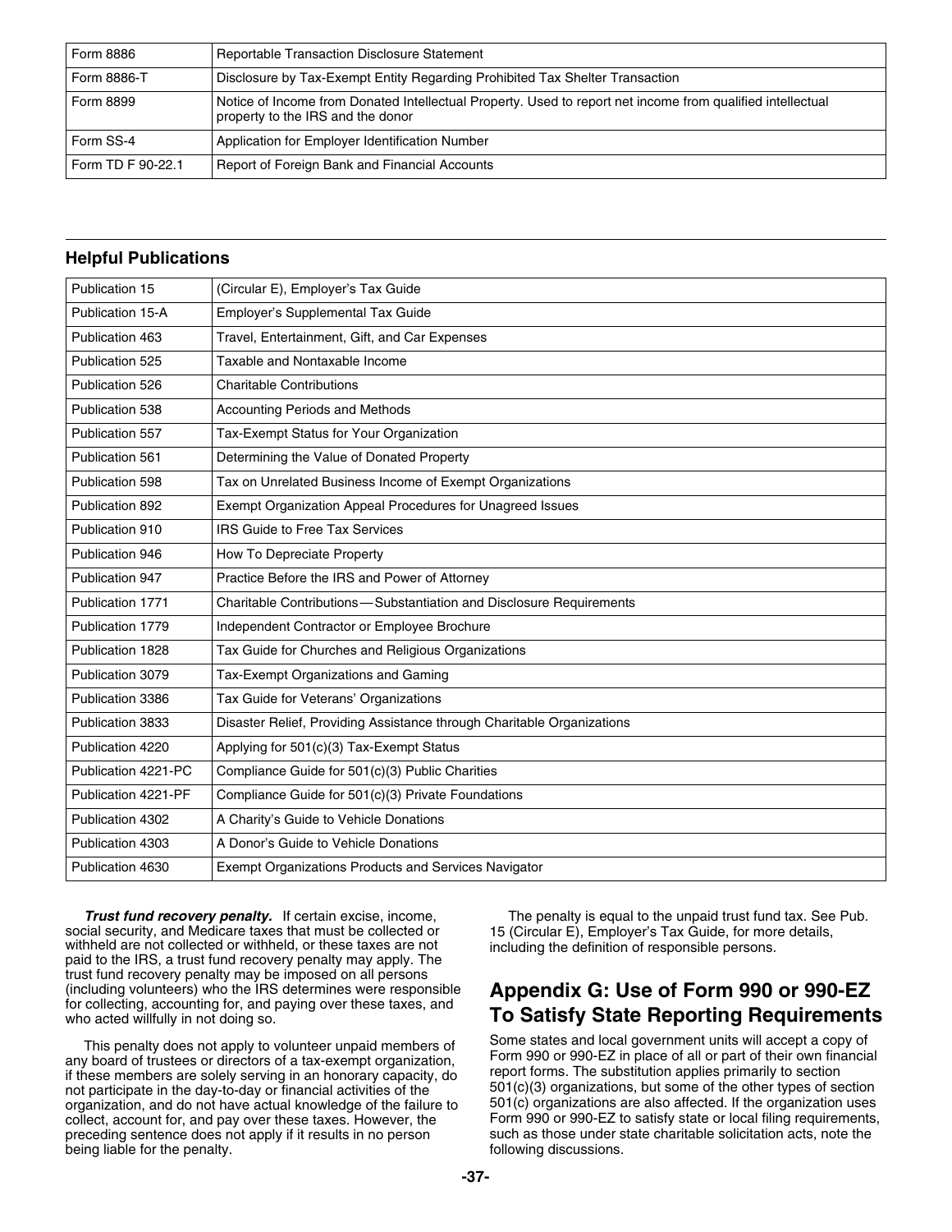| | |
|---|---|
| Form 8886 | Reportable Transaction Disclosure Statement |
| Form 8886-T | Disclosure by Tax-Exempt Entity Regarding Prohibited Tax Shelter Transaction |
| Form 8899 | Notice of Income from Donated Intellectual Property. Used to report net income from qualified intellectual property to the IRS and the donor |
| Form SS-4 | Application for Employer Identification Number |
| Form TD F 90-22.1 | Report of Foreign Bank and Financial Accounts |

### Helpful Publications

| | |
|---|---|
| Publication 15 | (Circular E), Employer's Tax Guide |
| Publication 15-A | Employer's Supplemental Tax Guide |
| Publication 463 | Travel, Entertainment, Gift, and Car Expenses |
| Publication 525 | Taxable and Nontaxable Income |
| Publication 526 | Charitable Contributions |
| Publication 538 | Accounting Periods and Methods |
| Publication 557 | Tax-Exempt Status for Your Organization |
| Publication 561 | Determining the Value of Donated Property |
| Publication 598 | Tax on Unrelated Business Income of Exempt Organizations |
| Publication 892 | Exempt Organization Appeal Procedures for Unagreed Issues |
| Publication 910 | IRS Guide to Free Tax Services |
| Publication 946 | How To Depreciate Property |
| Publication 947 | Practice Before the IRS and Power of Attorney |
| Publication 1771 | Charitable Contributions—Substantiation and Disclosure Requirements |
| Publication 1779 | Independent Contractor or Employee Brochure |
| Publication 1828 | Tax Guide for Churches and Religious Organizations |
| Publication 3079 | Tax-Exempt Organizations and Gaming |
| Publication 3386 | Tax Guide for Veterans' Organizations |
| Publication 3833 | Disaster Relief, Providing Assistance through Charitable Organizations |
| Publication 4220 | Applying for 501(c)(3) Tax-Exempt Status |
| Publication 4221-PC | Compliance Guide for 501(c)(3) Public Charities |
| Publication 4221-PF | Compliance Guide for 501(c)(3) Private Foundations |
| Publication 4302 | A Charity's Guide to Vehicle Donations |
| Publication 4303 | A Donor's Guide to Vehicle Donations |
| Publication 4630 | Exempt Organizations Products and Services Navigator |

***Trust fund recovery penalty.*** If certain excise, income, social security, and Medicare taxes that must be collected or withheld are not collected or withheld, or these taxes are not paid to the IRS, a trust fund recovery penalty may apply. The trust fund recovery penalty may be imposed on all persons (including volunteers) who the IRS determines were responsible for collecting, accounting for, and paying over these taxes, and who acted willfully in not doing so.

This penalty does not apply to volunteer unpaid members of any board of trustees or directors of a tax-exempt organization, if these members are solely serving in an honorary capacity, do not participate in the day-to-day or financial activities of the organization, and do not have actual knowledge of the failure to collect, account for, and pay over these taxes. However, the preceding sentence does not apply if it results in no person being liable for the penalty.

The penalty is equal to the unpaid trust fund tax. See Pub. 15 (Circular E), Employer's Tax Guide, for more details, including the definition of responsible persons.

## Appendix G: Use of Form 990 or 990-EZ To Satisfy State Reporting Requirements

Some states and local government units will accept a copy of Form 990 or 990-EZ in place of all or part of their own financial report forms. The substitution applies primarily to section 501(c)(3) organizations, but some of the other types of section 501(c) organizations are also affected. If the organization uses Form 990 or 990-EZ to satisfy state or local filing requirements, such as those under state charitable solicitation acts, note the following discussions.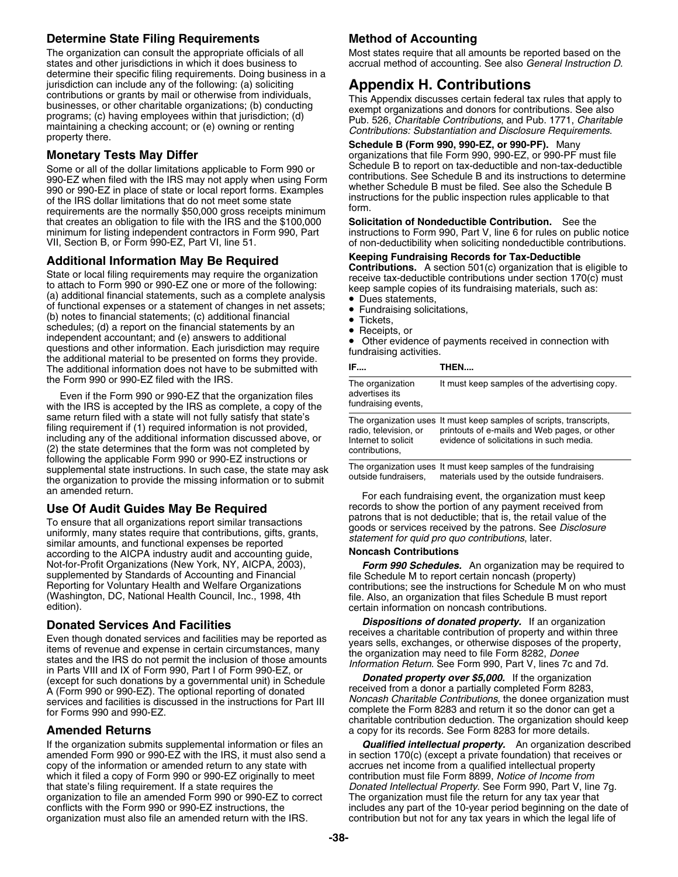### Determine State Filing Requirements

The organization can consult the appropriate officials of all states and other jurisdictions in which it does business to determine their specific filing requirements. Doing business in a jurisdiction can include any of the following: (a) soliciting contributions or grants by mail or otherwise from individuals, businesses, or other charitable organizations; (b) conducting programs; (c) having employees within that jurisdiction; (d) maintaining a checking account; or (e) owning or renting property there.

### Monetary Tests May Differ

Some or all of the dollar limitations applicable to Form 990 or 990-EZ when filed with the IRS may not apply when using Form 990 or 990-EZ in place of state or local report forms. Examples of the IRS dollar limitations that do not meet some state requirements are the normally $50,000 gross receipts minimum that creates an obligation to file with the IRS and the $100,000 minimum for listing independent contractors in Form 990, Part VII, Section B, or Form 990-EZ, Part VI, line 51.

### Additional Information May Be Required

State or local filing requirements may require the organization to attach to Form 990 or 990-EZ one or more of the following: (a) additional financial statements, such as a complete analysis of functional expenses or a statement of changes in net assets; (b) notes to financial statements; (c) additional financial schedules; (d) a report on the financial statements by an independent accountant; and (e) answers to additional questions and other information. Each jurisdiction may require the additional material to be presented on forms they provide. The additional information does not have to be submitted with the Form 990 or 990-EZ filed with the IRS.

Even if the Form 990 or 990-EZ that the organization files with the IRS is accepted by the IRS as complete, a copy of the same return filed with a state will not fully satisfy that state's filing requirement if (1) required information is not provided, including any of the additional information discussed above, or (2) the state determines that the form was not completed by following the applicable Form 990 or 990-EZ instructions or supplemental state instructions. In such case, the state may ask the organization to provide the missing information or to submit an amended return.

### Use Of Audit Guides May Be Required

To ensure that all organizations report similar transactions uniformly, many states require that contributions, gifts, grants, similar amounts, and functional expenses be reported according to the AICPA industry audit and accounting guide, Not-for-Profit Organizations (New York, NY, AICPA, 2003), supplemented by Standards of Accounting and Financial Reporting for Voluntary Health and Welfare Organizations (Washington, DC, National Health Council, Inc., 1998, 4th edition).

### Donated Services And Facilities

Even though donated services and facilities may be reported as items of revenue and expense in certain circumstances, many states and the IRS do not permit the inclusion of those amounts in Parts VIII and IX of Form 990, Part I of Form 990-EZ, or (except for such donations by a governmental unit) in Schedule A (Form 990 or 990-EZ). The optional reporting of donated services and facilities is discussed in the instructions for Part III for Forms 990 and 990-EZ.

### Amended Returns

If the organization submits supplemental information or files an amended Form 990 or 990-EZ with the IRS, it must also send a copy of the information or amended return to any state with which it filed a copy of Form 990 or 990-EZ originally to meet that state's filing requirement. If a state requires the organization to file an amended Form 990 or 990-EZ to correct conflicts with the Form 990 or 990-EZ instructions, the organization must also file an amended return with the IRS.

### Method of Accounting

Most states require that all amounts be reported based on the accrual method of accounting. See also *General Instruction D*.

## Appendix H. Contributions

This Appendix discusses certain federal tax rules that apply to exempt organizations and donors for contributions. See also Pub. 526, *Charitable Contributions*, and Pub. 1771, *Charitable Contributions: Substantiation and Disclosure Requirements*.

**Schedule B (Form 990, 990-EZ, or 990-PF).** Many organizations that file Form 990, 990-EZ, or 990-PF must file Schedule B to report on tax-deductible and non-tax-deductible contributions. See Schedule B and its instructions to determine whether Schedule B must be filed. See also the Schedule B instructions for the public inspection rules applicable to that form.

**Solicitation of Nondeductible Contribution.** See the instructions to Form 990, Part V, line 6 for rules on public notice of non-deductibility when soliciting nondeductible contributions.

**Keeping Fundraising Records for Tax-Deductible Contributions.** A section 501(c) organization that is eligible to receive tax-deductible contributions under section 170(c) must keep sample copies of its fundraising materials, such as:

- Dues statements,
- Fundraising solicitations,
- Tickets,
- Receipts, or
- Other evidence of payments received in connection with fundraising activities.

| IF.... | THEN.... |
|---|---|
| The organization advertises its fundraising events, | It must keep samples of the advertising copy. |
| The organization uses radio, television, or Internet to solicit contributions, | It must keep samples of scripts, transcripts, printouts of e-mails and Web pages, or other evidence of solicitations in such media. |
| The organization uses outside fundraisers, | It must keep samples of the fundraising materials used by the outside fundraisers. |

For each fundraising event, the organization must keep records to show the portion of any payment received from patrons that is not deductible; that is, the retail value of the goods or services received by the patrons. See *Disclosure statement for quid pro quo contributions*, later.

#### Noncash Contributions

***Form 990 Schedules.*** An organization may be required to file Schedule M to report certain noncash (property) contributions; see the instructions for Schedule M on who must file. Also, an organization that files Schedule B must report certain information on noncash contributions.

***Dispositions of donated property.*** If an organization receives a charitable contribution of property and within three years sells, exchanges, or otherwise disposes of the property, the organization may need to file Form 8282, *Donee Information Return*. See Form 990, Part V, lines 7c and 7d.

***Donated property over $5,000.*** If the organization received from a donor a partially completed Form 8283, *Noncash Charitable Contributions*, the donee organization must complete the Form 8283 and return it so the donor can get a charitable contribution deduction. The organization should keep a copy for its records. See Form 8283 for more details.

***Qualified intellectual property.*** An organization described in section 170(c) (except a private foundation) that receives or accrues net income from a qualified intellectual property contribution must file Form 8899, *Notice of Income from Donated Intellectual Property*. See Form 990, Part V, line 7g. The organization must file the return for any tax year that includes any part of the 10-year period beginning on the date of contribution but not for any tax years in which the legal life of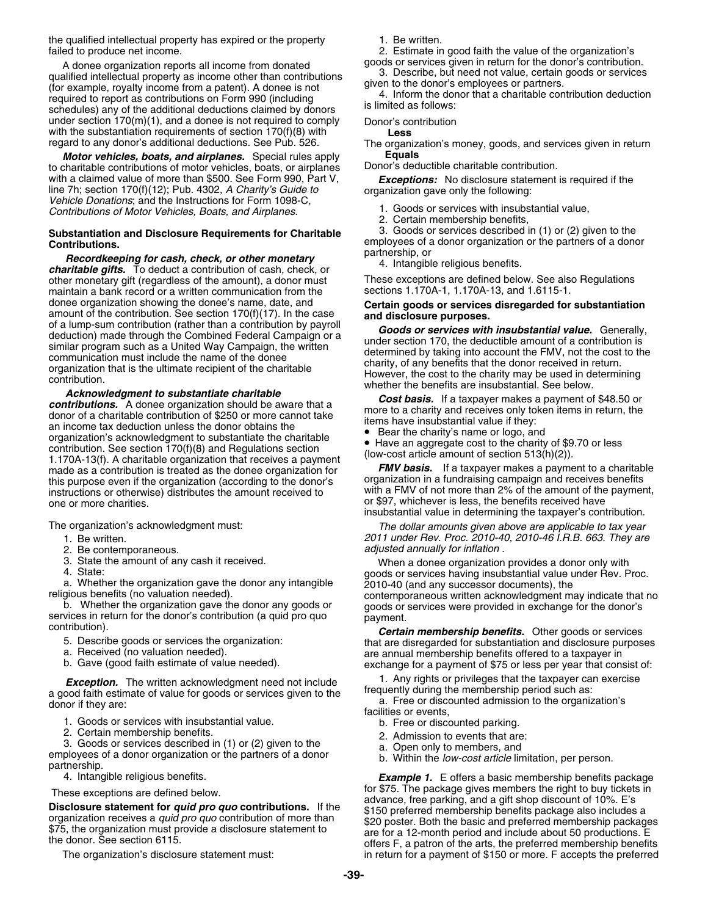the qualified intellectual property has expired or the property failed to produce net income.

A donee organization reports all income from donated qualified intellectual property as income other than contributions (for example, royalty income from a patent). A donee is not required to report as contributions on Form 990 (including schedules) any of the additional deductions claimed by donors under section 170(m)(1), and a donee is not required to comply with the substantiation requirements of section 170(f)(8) with regard to any donor's additional deductions. See Pub. 526.

***Motor vehicles, boats, and airplanes.*** Special rules apply to charitable contributions of motor vehicles, boats, or airplanes with a claimed value of more than $500. See Form 990, Part V, line 7h; section 170(f)(12); Pub. 4302, *A Charity's Guide to Vehicle Donations*; and the Instructions for Form 1098-C, *Contributions of Motor Vehicles, Boats, and Airplanes*.

**Substantiation and Disclosure Requirements for Charitable Contributions.**

***Recordkeeping for cash, check, or other monetary charitable gifts.*** To deduct a contribution of cash, check, or other monetary gift (regardless of the amount), a donor must maintain a bank record or a written communication from the donee organization showing the donee's name, date, and amount of the contribution. See section 170(f)(17). In the case of a lump-sum contribution (rather than a contribution by payroll deduction) made through the Combined Federal Campaign or a similar program such as a United Way Campaign, the written communication must include the name of the donee organization that is the ultimate recipient of the charitable contribution.

***Acknowledgment to substantiate charitable contributions.*** A donee organization should be aware that a donor of a charitable contribution of $250 or more cannot take an income tax deduction unless the donor obtains the organization's acknowledgment to substantiate the charitable contribution. See section 170(f)(8) and Regulations section 1.170A-13(f). A charitable organization that receives a payment made as a contribution is treated as the donee organization for this purpose even if the organization (according to the donor's instructions or otherwise) distributes the amount received to one or more charities.

The organization's acknowledgment must:

1. Be written.
2. Be contemporaneous.
3. State the amount of any cash it received.
4. State:
   a. Whether the organization gave the donor any intangible religious benefits (no valuation needed).
   b. Whether the organization gave the donor any goods or services in return for the donor's contribution (a quid pro quo contribution).
5. Describe goods or services the organization:
   a. Received (no valuation needed).
   b. Gave (good faith estimate of value needed).

***Exception.*** The written acknowledgment need not include a good faith estimate of value for goods or services given to the donor if they are:

1. Goods or services with insubstantial value.
2. Certain membership benefits.
3. Goods or services described in (1) or (2) given to the employees of a donor organization or the partners of a donor partnership.
4. Intangible religious benefits.

These exceptions are defined below.

**Disclosure statement for *quid pro quo* contributions.** If the organization receives a *quid pro quo* contribution of more than $75, the organization must provide a disclosure statement to the donor. See section 6115.

The organization's disclosure statement must:

1. Be written.
2. Estimate in good faith the value of the organization's goods or services given in return for the donor's contribution.
3. Describe, but need not value, certain goods or services given to the donor's employees or partners.
4. Inform the donor that a charitable contribution deduction is limited as follows:

Donor's contribution
**Less**
The organization's money, goods, and services given in return
**Equals**
Donor's deductible charitable contribution.

***Exceptions:*** No disclosure statement is required if the organization gave only the following:

1. Goods or services with insubstantial value,
2. Certain membership benefits,
3. Goods or services described in (1) or (2) given to the employees of a donor organization or the partners of a donor partnership, or
4. Intangible religious benefits.

These exceptions are defined below. See also Regulations sections 1.170A-1, 1.170A-13, and 1.6115-1.

**Certain goods or services disregarded for substantiation and disclosure purposes.**

***Goods or services with insubstantial value.*** Generally, under section 170, the deductible amount of a contribution is determined by taking into account the FMV, not the cost to the charity, of any benefits that the donor received in return. However, the cost to the charity may be used in determining whether the benefits are insubstantial. See below.

***Cost basis.*** If a taxpayer makes a payment of $48.50 or more to a charity and receives only token items in return, the items have insubstantial value if they:

- Bear the charity's name or logo, and
- Have an aggregate cost to the charity of $9.70 or less (low-cost article amount of section 513(h)(2)).

***FMV basis.*** If a taxpayer makes a payment to a charitable organization in a fundraising campaign and receives benefits with a FMV of not more than 2% of the amount of the payment, or $97, whichever is less, the benefits received have insubstantial value in determining the taxpayer's contribution.

*The dollar amounts given above are applicable to tax year 2011 under Rev. Proc. 2010-40, 2010-46 I.R.B. 663. They are adjusted annually for inflation .*

When a donee organization provides a donor only with goods or services having insubstantial value under Rev. Proc. 2010-40 (and any successor documents), the contemporaneous written acknowledgment may indicate that no goods or services were provided in exchange for the donor's payment.

***Certain membership benefits.*** Other goods or services that are disregarded for substantiation and disclosure purposes are annual membership benefits offered to a taxpayer in exchange for a payment of $75 or less per year that consist of:

1. Any rights or privileges that the taxpayer can exercise frequently during the membership period such as:
   a. Free or discounted admission to the organization's facilities or events,
   b. Free or discounted parking.
2. Admission to events that are:
   a. Open only to members, and
   b. Within the *low-cost article* limitation, per person.

***Example 1.*** E offers a basic membership benefits package for $75. The package gives members the right to buy tickets in advance, free parking, and a gift shop discount of 10%. E's $150 preferred membership benefits package also includes a $20 poster. Both the basic and preferred membership packages are for a 12-month period and include about 50 productions. E offers F, a patron of the arts, the preferred membership benefits in return for a payment of $150 or more. F accepts the preferred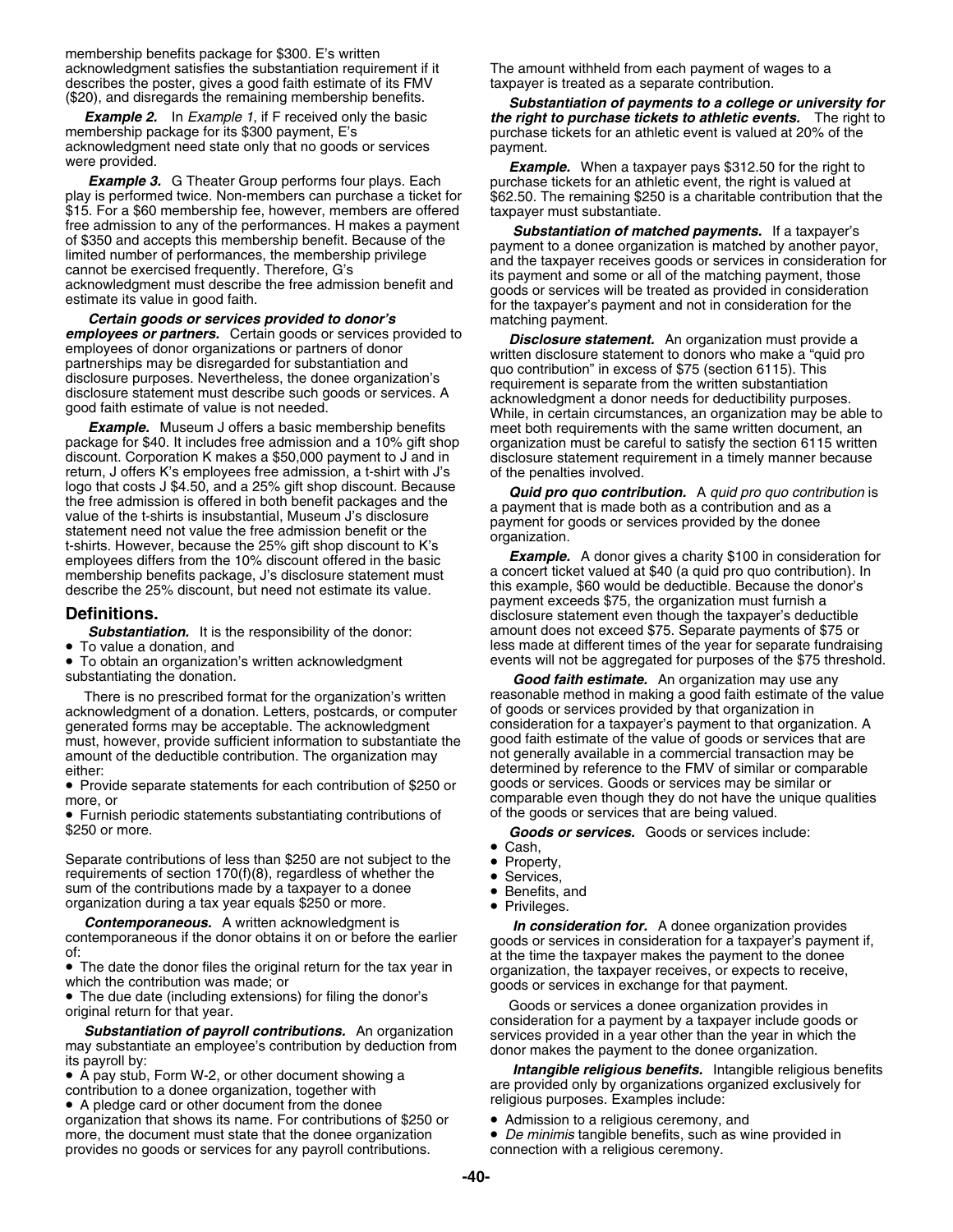membership benefits package for $300. E's written acknowledgment satisfies the substantiation requirement if it describes the poster, gives a good faith estimate of its FMV ($20), and disregards the remaining membership benefits.

***Example 2.*** In *Example 1*, if F received only the basic membership package for its $300 payment, E's acknowledgment need state only that no goods or services were provided.

***Example 3.*** G Theater Group performs four plays. Each play is performed twice. Non-members can purchase a ticket for $15. For a $60 membership fee, however, members are offered free admission to any of the performances. H makes a payment of $350 and accepts this membership benefit. Because of the limited number of performances, the membership privilege cannot be exercised frequently. Therefore, G's acknowledgment must describe the free admission benefit and estimate its value in good faith.

***Certain goods or services provided to donor's employees or partners.*** Certain goods or services provided to employees of donor organizations or partners of donor partnerships may be disregarded for substantiation and disclosure purposes. Nevertheless, the donee organization's disclosure statement must describe such goods or services. A good faith estimate of value is not needed.

***Example.*** Museum J offers a basic membership benefits package for $40. It includes free admission and a 10% gift shop discount. Corporation K makes a $50,000 payment to J and in return, J offers K's employees free admission, a t-shirt with J's logo that costs J $4.50, and a 25% gift shop discount. Because the free admission is offered in both benefit packages and the value of the t-shirts is insubstantial, Museum J's disclosure statement need not value the free admission benefit or the t-shirts. However, because the 25% gift shop discount to K's employees differs from the 10% discount offered in the basic membership benefits package, J's disclosure statement must describe the 25% discount, but need not estimate its value.

## Definitions.

***Substantiation.*** It is the responsibility of the donor:

- To value a donation, and
- To obtain an organization's written acknowledgment substantiating the donation.

There is no prescribed format for the organization's written acknowledgment of a donation. Letters, postcards, or computer generated forms may be acceptable. The acknowledgment must, however, provide sufficient information to substantiate the amount of the deductible contribution. The organization may either:

- Provide separate statements for each contribution of $250 or more, or
- Furnish periodic statements substantiating contributions of $250 or more.

Separate contributions of less than $250 are not subject to the requirements of section 170(f)(8), regardless of whether the sum of the contributions made by a taxpayer to a donee organization during a tax year equals $250 or more.

***Contemporaneous.*** A written acknowledgment is contemporaneous if the donor obtains it on or before the earlier of:

- The date the donor files the original return for the tax year in which the contribution was made; or
- The due date (including extensions) for filing the donor's original return for that year.

***Substantiation of payroll contributions.*** An organization may substantiate an employee's contribution by deduction from its payroll by:

- A pay stub, Form W-2, or other document showing a contribution to a donee organization, together with
- A pledge card or other document from the donee organization that shows its name. For contributions of $250 or more, the document must state that the donee organization provides no goods or services for any payroll contributions.

The amount withheld from each payment of wages to a taxpayer is treated as a separate contribution.

***Substantiation of payments to a college or university for the right to purchase tickets to athletic events.*** The right to purchase tickets for an athletic event is valued at 20% of the payment.

***Example.*** When a taxpayer pays $312.50 for the right to purchase tickets for an athletic event, the right is valued at $62.50. The remaining $250 is a charitable contribution that the taxpayer must substantiate.

***Substantiation of matched payments.*** If a taxpayer's payment to a donee organization is matched by another payor, and the taxpayer receives goods or services in consideration for its payment and some or all of the matching payment, those goods or services will be treated as provided in consideration for the taxpayer's payment and not in consideration for the matching payment.

***Disclosure statement.*** An organization must provide a written disclosure statement to donors who make a "quid pro quo contribution" in excess of $75 (section 6115). This requirement is separate from the written substantiation acknowledgment a donor needs for deductibility purposes. While, in certain circumstances, an organization may be able to meet both requirements with the same written document, an organization must be careful to satisfy the section 6115 written disclosure statement requirement in a timely manner because of the penalties involved.

***Quid pro quo contribution.*** A *quid pro quo contribution* is a payment that is made both as a contribution and as a payment for goods or services provided by the donee organization.

***Example.*** A donor gives a charity $100 in consideration for a concert ticket valued at $40 (a quid pro quo contribution). In this example, $60 would be deductible. Because the donor's payment exceeds $75, the organization must furnish a disclosure statement even though the taxpayer's deductible amount does not exceed $75. Separate payments of $75 or less made at different times of the year for separate fundraising events will not be aggregated for purposes of the $75 threshold.

***Good faith estimate.*** An organization may use any reasonable method in making a good faith estimate of the value of goods or services provided by that organization in consideration for a taxpayer's payment to that organization. A good faith estimate of the value of goods or services that are not generally available in a commercial transaction may be determined by reference to the FMV of similar or comparable goods or services. Goods or services may be similar or comparable even though they do not have the unique qualities of the goods or services that are being valued.

***Goods or services.*** Goods or services include:

- Cash,
- Property,
- Services,
- Benefits, and
- Privileges.

***In consideration for.*** A donee organization provides goods or services in consideration for a taxpayer's payment if, at the time the taxpayer makes the payment to the donee organization, the taxpayer receives, or expects to receive, goods or services in exchange for that payment.

Goods or services a donee organization provides in consideration for a payment by a taxpayer include goods or services provided in a year other than the year in which the donor makes the payment to the donee organization.

***Intangible religious benefits.*** Intangible religious benefits are provided only by organizations organized exclusively for religious purposes. Examples include:

- Admission to a religious ceremony, and
- *De minimis* tangible benefits, such as wine provided in connection with a religious ceremony.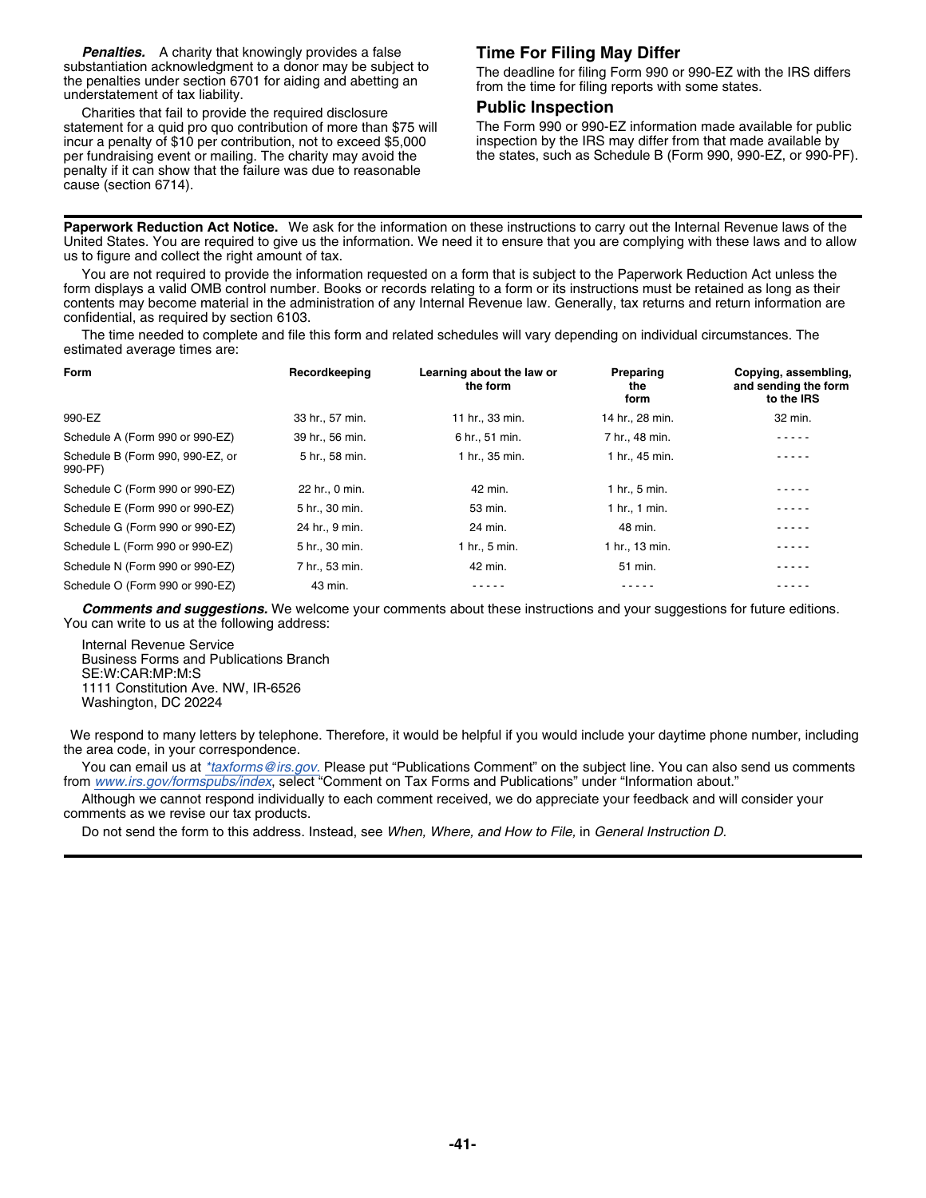***Penalties.*** A charity that knowingly provides a false substantiation acknowledgment to a donor may be subject to the penalties under section 6701 for aiding and abetting an understatement of tax liability.

Charities that fail to provide the required disclosure statement for a quid pro quo contribution of more than $75 will incur a penalty of $10 per contribution, not to exceed $5,000 per fundraising event or mailing. The charity may avoid the penalty if it can show that the failure was due to reasonable cause (section 6714).

## Time For Filing May Differ

The deadline for filing Form 990 or 990-EZ with the IRS differs from the time for filing reports with some states.

## Public Inspection

The Form 990 or 990-EZ information made available for public inspection by the IRS may differ from that made available by the states, such as Schedule B (Form 990, 990-EZ, or 990-PF).

---

**Paperwork Reduction Act Notice.** We ask for the information on these instructions to carry out the Internal Revenue laws of the United States. You are required to give us the information. We need it to ensure that you are complying with these laws and to allow us to figure and collect the right amount of tax.

You are not required to provide the information requested on a form that is subject to the Paperwork Reduction Act unless the form displays a valid OMB control number. Books or records relating to a form or its instructions must be retained as long as their contents may become material in the administration of any Internal Revenue law. Generally, tax returns and return information are confidential, as required by section 6103.

The time needed to complete and file this form and related schedules will vary depending on individual circumstances. The estimated average times are:

| Form | Recordkeeping | Learning about the law or the form | Preparing the form | Copying, assembling, and sending the form to the IRS |
|---|---|---|---|---|
| 990-EZ | 33 hr., 57 min. | 11 hr., 33 min. | 14 hr., 28 min. | 32 min. |
| Schedule A (Form 990 or 990-EZ) | 39 hr., 56 min. | 6 hr., 51 min. | 7 hr., 48 min. | - - - - - |
| Schedule B (Form 990, 990-EZ, or 990-PF) | 5 hr., 58 min. | 1 hr., 35 min. | 1 hr., 45 min. | - - - - - |
| Schedule C (Form 990 or 990-EZ) | 22 hr., 0 min. | 42 min. | 1 hr., 5 min. | - - - - - |
| Schedule E (Form 990 or 990-EZ) | 5 hr., 30 min. | 53 min. | 1 hr., 1 min. | - - - - - |
| Schedule G (Form 990 or 990-EZ) | 24 hr., 9 min. | 24 min. | 48 min. | - - - - - |
| Schedule L (Form 990 or 990-EZ) | 5 hr., 30 min. | 1 hr., 5 min. | 1 hr., 13 min. | - - - - - |
| Schedule N (Form 990 or 990-EZ) | 7 hr., 53 min. | 42 min. | 51 min. | - - - - - |
| Schedule O (Form 990 or 990-EZ) | 43 min. | - - - - - | - - - - - | - - - - - |

***Comments and suggestions.*** We welcome your comments about these instructions and your suggestions for future editions. You can write to us at the following address:

Internal Revenue Service
Business Forms and Publications Branch
SE:W:CAR:MP:M:S
1111 Constitution Ave. NW, IR-6526
Washington, DC 20224

We respond to many letters by telephone. Therefore, it would be helpful if you would include your daytime phone number, including the area code, in your correspondence.

You can email us at *\*taxforms@irs.gov.* Please put "Publications Comment" on the subject line. You can also send us comments from *www.irs.gov/formspubs/index*, select "Comment on Tax Forms and Publications" under "Information about."

Although we cannot respond individually to each comment received, we do appreciate your feedback and will consider your comments as we revise our tax products.

Do not send the form to this address. Instead, see *When, Where, and How to File,* in *General Instruction D.*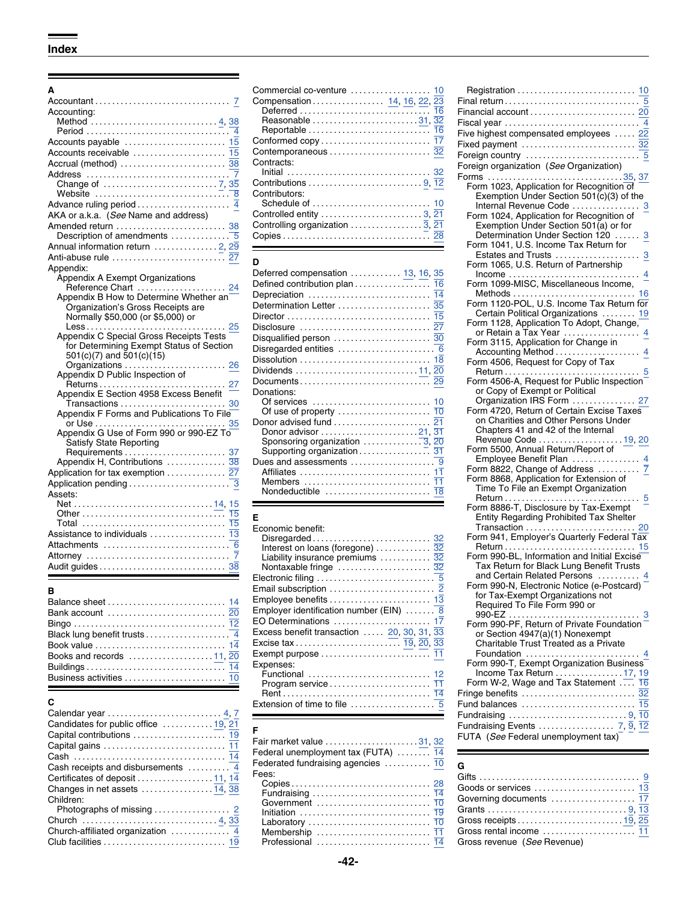## Index

### A

- Accountant ... 7
- Accounting:
  - Method ... 4, 38
  - Period ... 4
- Accounts payable ... 15
- Accounts receivable ... 15
- Accrual (method) ... 38
- Address ... 7
  - Change of ... 7, 35
  - Website ... 8
- Advance ruling period ... 4
- AKA or a.k.a. (*See* Name and address)
- Amended return ... 38
  - Description of amendments ... 5
- Annual information return ... 2, 29
- Anti-abuse rule ... 27
- Appendix:
  - Appendix A Exempt Organizations Reference Chart ... 24
  - Appendix B How to Determine Whether an Organization's Gross Receipts are Normally $50,000 (or $5,000) or Less ... 25
  - Appendix C Special Gross Receipts Tests for Determining Exempt Status of Section 501(c)(7) and 501(c)(15) Organizations ... 26
  - Appendix D Public Inspection of Returns ... 27
  - Appendix E Section 4958 Excess Benefit Transactions ... 30
  - Appendix F Forms and Publications To File or Use ... 35
  - Appendix G Use of Form 990 or 990-EZ To Satisfy State Reporting Requirements ... 37
  - Appendix H, Contributions ... 38
- Application for tax exemption ... 27
- Application pending ... 3
- Assets:
  - Net ... 14, 15
  - Other ... 15
  - Total ... 15
- Assistance to individuals ... 13
- Attachments ... 6
- Attorney ... 7
- Audit guides ... 38

### B

- Balance sheet ... 14
- Bank account ... 20
- Bingo ... 12
- Black lung benefit trusts ... 4
- Book value ... 14
- Books and records ... 11, 20
- Buildings ... 14
- Business activities ... 10

### C

- Calendar year ... 4, 7
- Candidates for public office ... 19, 21
- Capital contributions ... 19
- Capital gains ... 11
- Cash ... 14
- Cash receipts and disbursements ... 4
- Certificates of deposit ... 11, 14
- Changes in net assets ... 14, 38
- Children:
  - Photographs of missing ... 2
- Church ... 4, 33
- Church-affiliated organization ... 4
- Club facilities ... 19
- Commercial co-venture ... 10
- Compensation ... 14, 16, 22, 23
  - Deferred ... 16
  - Reasonable ... 31, 32
  - Reportable ... 16
- Conformed copy ... 17
- Contemporaneous ... 32
- Contracts:
  - Initial ... 32
- Contributions ... 9, 12
- Contributors:
  - Schedule of ... 10
- Controlled entity ... 3, 21
- Controlling organization ... 3, 21
- Copies ... 28

### D

- Deferred compensation ... 13, 16, 35
- Defined contribution plan ... 16
- Depreciation ... 14
- Determination Letter ... 35
- Director ... 15
- Disclosure ... 27
- Disqualified person ... 30
- Disregarded entities ... 6
- Dissolution ... 18
- Dividends ... 11, 20
- Documents ... 29
- Donations:
  - Of services ... 10
  - Of use of property ... 10
- Donor advised fund ... 21
  - Donor advisor ... 21, 31
  - Sponsoring organization ... 3, 20
  - Supporting organization ... 31
- Dues and assessments ... 9
  - Affiliates ... 11
  - Members ... 11
  - Nondeductible ... 18

### E

- Economic benefit:
  - Disregarded ... 32
  - Interest on loans (foregone) ... 32
  - Liability insurance premiums ... 32
  - Nontaxable fringe ... 32
- Electronic filing ... 5
- Email subscription ... 2
- Employee benefits ... 13
- Employer identification number (EIN) ... 8
- EO Determinations ... 17
- Excess benefit transaction ... 20, 30, 31, 33
- Excise tax ... 19, 20, 33
- Exempt purpose ... 11
- Expenses:
  - Functional ... 12
  - Program service ... 11
  - Rent ... 14
- Extension of time to file ... 5

### F

- Fair market value ... 31, 32
- Federal unemployment tax (FUTA) ... 14
- Federated fundraising agencies ... 10
- Fees:
  - Copies ... 28
  - Fundraising ... 14
  - Government ... 10
  - Initiation ... 19
  - Laboratory ... 10
  - Membership ... 11
  - Professional ... 14
  - Registration ... 10
- Final return ... 5
- Financial account ... 20
- Fiscal year ... 4
- Five highest compensated employees ... 22
- Fixed payment ... 32
- Foreign country ... 5
- Foreign organization (*See* Organization)
- Forms ... 35, 37
  - Form 1023, Application for Recognition of Exemption Under Section 501(c)(3) of the Internal Revenue Code ... 3
  - Form 1024, Application for Recognition of Exemption Under Section 501(a) or for Determination Under Section 120 ... 3
  - Form 1041, U.S. Income Tax Return for Estates and Trusts ... 3
  - Form 1065, U.S. Return of Partnership Income ... 4
  - Form 1099-MISC, Miscellaneous Income, Methods ... 16
  - Form 1120-POL, U.S. Income Tax Return for Certain Political Organizations ... 19
  - Form 1128, Application To Adopt, Change, or Retain a Tax Year ... 4
  - Form 3115, Application for Change in Accounting Method ... 4
  - Form 4506, Request for Copy of Tax Return ... 5
  - Form 4506-A, Request for Public Inspection or Copy of Exempt or Political Organization IRS Form ... 27
  - Form 4720, Return of Certain Excise Taxes on Charities and Other Persons Under Chapters 41 and 42 of the Internal Revenue Code ... 19, 20
  - Form 5500, Annual Return/Report of Employee Benefit Plan ... 4
  - Form 8822, Change of Address ... 7
  - Form 8868, Application for Extension of Time To File an Exempt Organization Return ... 5
  - Form 8886-T, Disclosure by Tax-Exempt Entity Regarding Prohibited Tax Shelter Transaction ... 20
  - Form 941, Employer's Quarterly Federal Tax Return ... 15
  - Form 990-BL, Information and Initial Excise Tax Return for Black Lung Benefit Trusts and Certain Related Persons ... 4
  - Form 990-N, Electronic Notice (e-Postcard) for Tax-Exempt Organizations not Required To File Form 990 or 990-EZ ... 3
  - Form 990-PF, Return of Private Foundation or Section 4947(a)(1) Nonexempt Charitable Trust Treated as a Private Foundation ... 4
  - Form 990-T, Exempt Organization Business Income Tax Return ... 17, 19
  - Form W-2, Wage and Tax Statement ... 16
- Fringe benefits ... 32
- Fund balances ... 15
- Fundraising ... 9, 10
- Fundraising Events ... 7, 9, 12
- FUTA (*See* Federal unemployment tax)

### G

- Gifts ... 9
- Goods or services ... 13
- Governing documents ... 17
- Grants ... 9, 13
- Gross receipts ... 19, 25
- Gross rental income ... 11
- Gross revenue (*See* Revenue)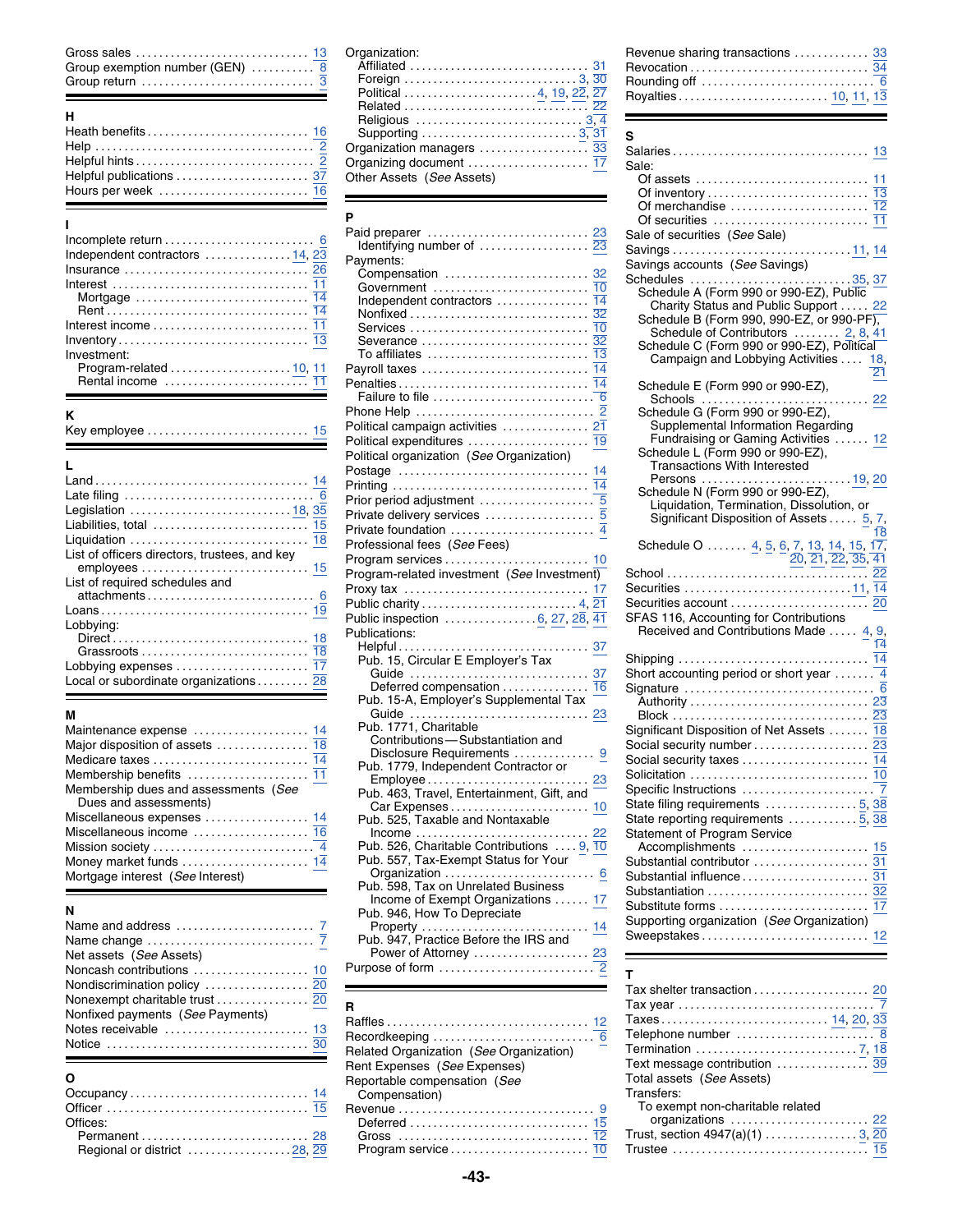Gross sales ... 13
Group exemption number (GEN) ... 8
Group return ... 3

**H**

Heath benefits ... 16
Help ... 2
Helpful hints ... 2
Helpful publications ... 37
Hours per week ... 16

**I**

Incomplete return ... 6
Independent contractors ... 14, 23
Insurance ... 26
Interest ... 11
- Mortgage ... 14
- Rent ... 14

Interest income ... 11
Inventory ... 13
Investment:
- Program-related ... 10, 11
- Rental income ... 11

**K**

Key employee ... 15

**L**

Land ... 14
Late filing ... 6
Legislation ... 18, 35
Liabilities, total ... 15
Liquidation ... 18
List of officers directors, trustees, and key employees ... 15
List of required schedules and attachments ... 6
Loans ... 19
Lobbying:
- Direct ... 18
- Grassroots ... 18

Lobbying expenses ... 17
Local or subordinate organizations ... 28

**M**

Maintenance expense ... 14
Major disposition of assets ... 18
Medicare taxes ... 14
Membership benefits ... 11
Membership dues and assessments (*See* Dues and assessments)
Miscellaneous expenses ... 14
Miscellaneous income ... 16
Mission society ... 4
Money market funds ... 14
Mortgage interest (*See* Interest)

**N**

Name and address ... 7
Name change ... 7
Net assets (*See* Assets)
Noncash contributions ... 10
Nondiscrimination policy ... 20
Nonexempt charitable trust ... 20
Nonfixed payments (*See* Payments)
Notes receivable ... 13
Notice ... 30

**O**

Occupancy ... 14
Officer ... 15
Offices:
- Permanent ... 28
- Regional or district ... 28, 29

Organization:
- Affiliated ... 31
- Foreign ... 3, 30
- Political ... 4, 19, 22, 27
- Related ... 22
- Religious ... 3, 4
- Supporting ... 3, 31

Organization managers ... 33
Organizing document ... 17
Other Assets (*See* Assets)

**P**

Paid preparer ... 23
- Identifying number of ... 23

Payments:
- Compensation ... 32
- Government ... 10
- Independent contractors ... 14
- Nonfixed ... 32
- Services ... 10
- Severance ... 32
- To affiliates ... 13

Payroll taxes ... 14
Penalties ... 14
- Failure to file ... 6

Phone Help ... 2
Political campaign activities ... 21
Political expenditures ... 19
Political organization (*See* Organization)
Postage ... 14
Printing ... 14
Prior period adjustment ... 5
Private delivery services ... 5
Private foundation ... 4
Professional fees (*See* Fees)
Program services ... 10
Program-related investment (*See* Investment)
Proxy tax ... 17
Public charity ... 4, 21
Public inspection ... 6, 27, 28, 41
Publications:
- Helpful ... 37
- Pub. 15, Circular E Employer's Tax Guide ... 37
- Deferred compensation ... 16
- Pub. 15-A, Employer's Supplemental Tax Guide ... 23
- Pub. 1771, Charitable Contributions—Substantiation and Disclosure Requirements ... 9
- Pub. 1779, Independent Contractor or Employee ... 23
- Pub. 463, Travel, Entertainment, Gift, and Car Expenses ... 10
- Pub. 525, Taxable and Nontaxable Income ... 22
- Pub. 526, Charitable Contributions ... 9, 10
- Pub. 557, Tax-Exempt Status for Your Organization ... 6
- Pub. 598, Tax on Unrelated Business Income of Exempt Organizations ... 17
- Pub. 946, How To Depreciate Property ... 14
- Pub. 947, Practice Before the IRS and Power of Attorney ... 23

Purpose of form ... 2

**R**

Raffles ... 12
Recordkeeping ... 6
Related Organization (*See* Organization)
Rent Expenses (*See* Expenses)
Reportable compensation (*See* Compensation)
Revenue ... 9
- Deferred ... 15
- Gross ... 12
- Program service ... 10

Revenue sharing transactions ... 33
Revocation ... 34
Rounding off ... 6
Royalties ... 10, 11, 13

**S**

Salaries ... 13
Sale:
- Of assets ... 11
- Of inventory ... 13
- Of merchandise ... 12
- Of securities ... 11

Sale of securities (*See* Sale)
Savings ... 11, 14
Savings accounts (*See* Savings)
Schedules ... 35, 37
- Schedule A (Form 990 or 990-EZ), Public Charity Status and Public Support ... 22
- Schedule B (Form 990, 990-EZ, or 990-PF), Schedule of Contributors ... 2, 8, 41
- Schedule C (Form 990 or 990-EZ), Political Campaign and Lobbying Activities ... 18, 21
- Schedule E (Form 990 or 990-EZ), Schools ... 22
- Schedule G (Form 990 or 990-EZ), Supplemental Information Regarding Fundraising or Gaming Activities ... 12
- Schedule L (Form 990 or 990-EZ), Transactions With Interested Persons ... 19, 20
- Schedule N (Form 990 or 990-EZ), Liquidation, Termination, Dissolution, or Significant Disposition of Assets ... 5, 7, 18
- Schedule O ... 4, 5, 6, 7, 13, 14, 15, 17, 20, 21, 22, 35, 41

School ... 22
Securities ... 11, 14
Securities account ... 20
SFAS 116, Accounting for Contributions Received and Contributions Made ... 4, 9, 14
Shipping ... 14
Short accounting period or short year ... 4
Signature ... 6
- Authority ... 23
- Block ... 23

Significant Disposition of Net Assets ... 18
Social security number ... 23
Social security taxes ... 14
Solicitation ... 10
Specific Instructions ... 7
State filing requirements ... 5, 38
State reporting requirements ... 5, 38
Statement of Program Service Accomplishments ... 15
Substantial contributor ... 31
Substantial influence ... 31
Substantiation ... 32
Substitute forms ... 17
Supporting organization (*See* Organization)
Sweepstakes ... 12

**T**

Tax shelter transaction ... 20
Tax year ... 7
Taxes ... 14, 20, 33
Telephone number ... 8
Termination ... 7, 18
Text message contribution ... 39
Total assets (*See* Assets)
Transfers:
- To exempt non-charitable related organizations ... 22

Trust, section 4947(a)(1) ... 3, 20
Trustee ... 15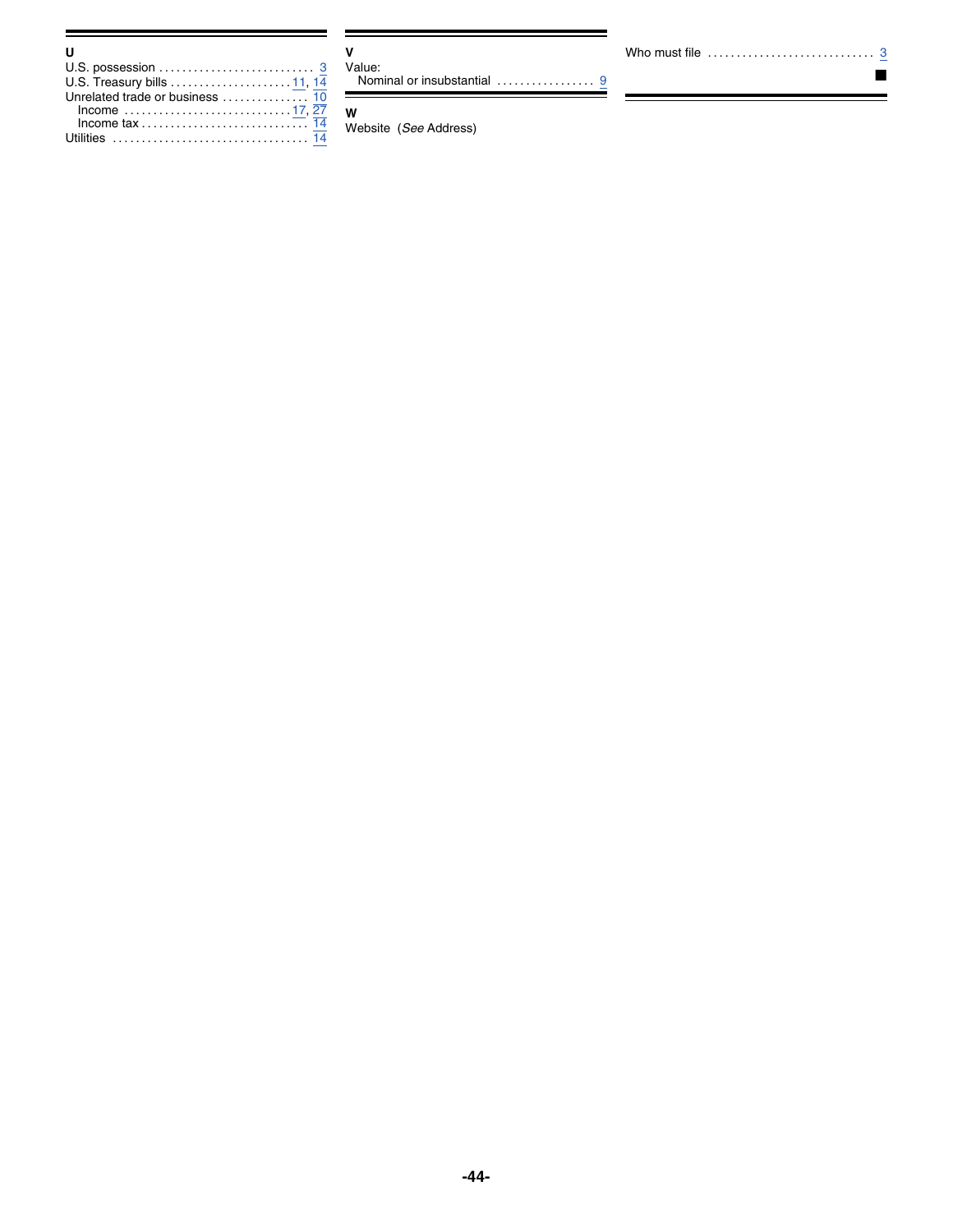**U**

U.S. possession ............................ 3
U.S. Treasury bills ...................... 11, 14
Unrelated trade or business ............... 10
  Income ............................... 17, 27
  Income tax ............................. 14
Utilities .................................. 14

**V**

Value:
  Nominal or insubstantial ................. 9

**W**

Website (*See* Address)
Who must file ............................. 3

■